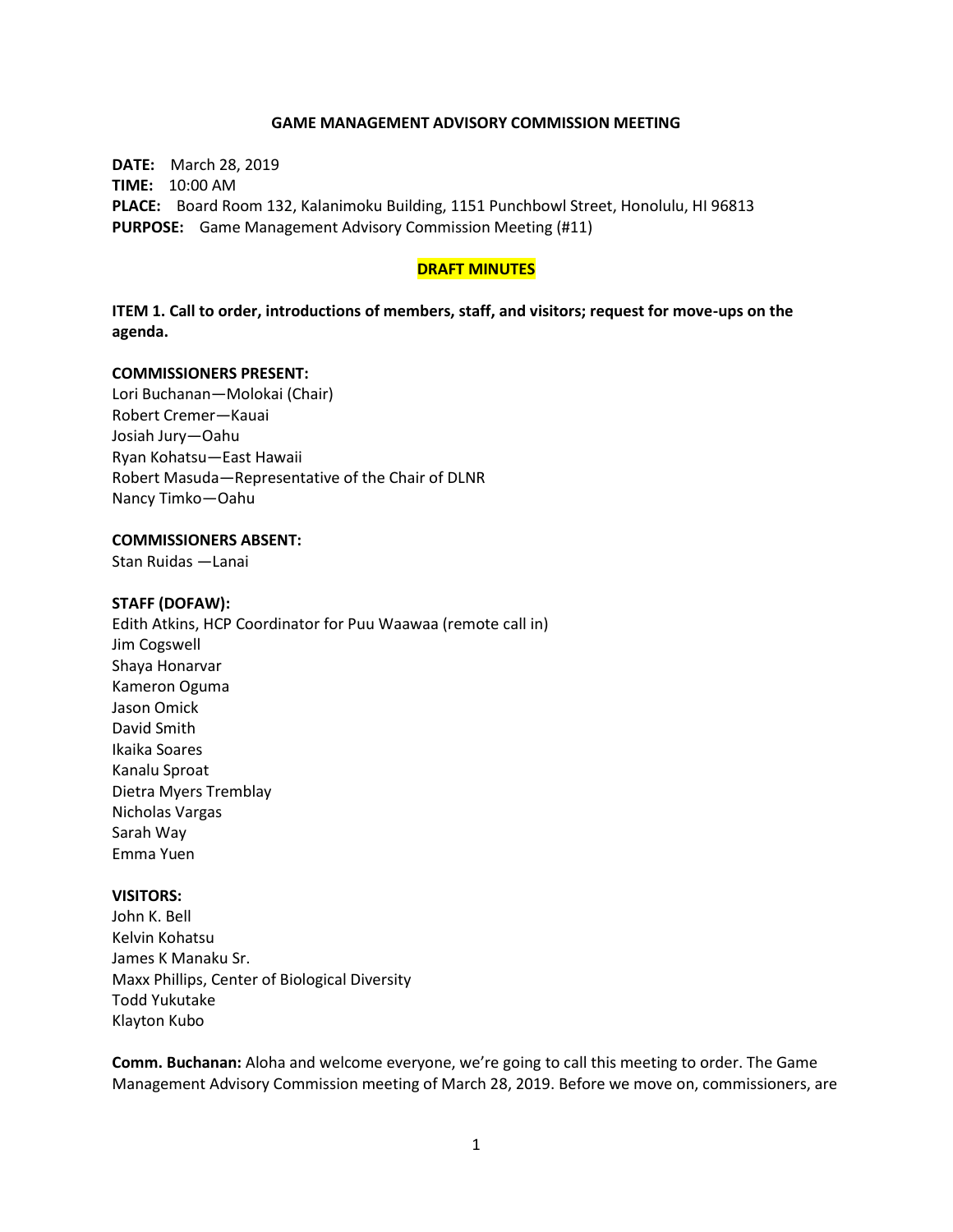# GAME MANAGEMENT ADVISORY COMMISSION MEETING

**DATE:** March 28, 2019
**TIME:** 10:00 AM
**PLACE:** Board Room 132, Kalanimoku Building, 1151 Punchbowl Street, Honolulu, HI 96813
**PURPOSE:** Game Management Advisory Commission Meeting (#11)

**DRAFT MINUTES**

**ITEM 1. Call to order, introductions of members, staff, and visitors; request for move-ups on the agenda.**

**COMMISSIONERS PRESENT:**
Lori Buchanan—Molokai (Chair)
Robert Cremer—Kauai
Josiah Jury—Oahu
Ryan Kohatsu—East Hawaii
Robert Masuda—Representative of the Chair of DLNR
Nancy Timko—Oahu

**COMMISSIONERS ABSENT:**
Stan Ruidas —Lanai

**STAFF (DOFAW):**
Edith Atkins, HCP Coordinator for Puu Waawaa (remote call in)
Jim Cogswell
Shaya Honarvar
Kameron Oguma
Jason Omick
David Smith
Ikaika Soares
Kanalu Sproat
Dietra Myers Tremblay
Nicholas Vargas
Sarah Way
Emma Yuen

**VISITORS:**
John K. Bell
Kelvin Kohatsu
James K Manaku Sr.
Maxx Phillips, Center of Biological Diversity
Todd Yukutake
Klayton Kubo

**Comm. Buchanan:** Aloha and welcome everyone, we're going to call this meeting to order. The Game Management Advisory Commission meeting of March 28, 2019. Before we move on, commissioners, are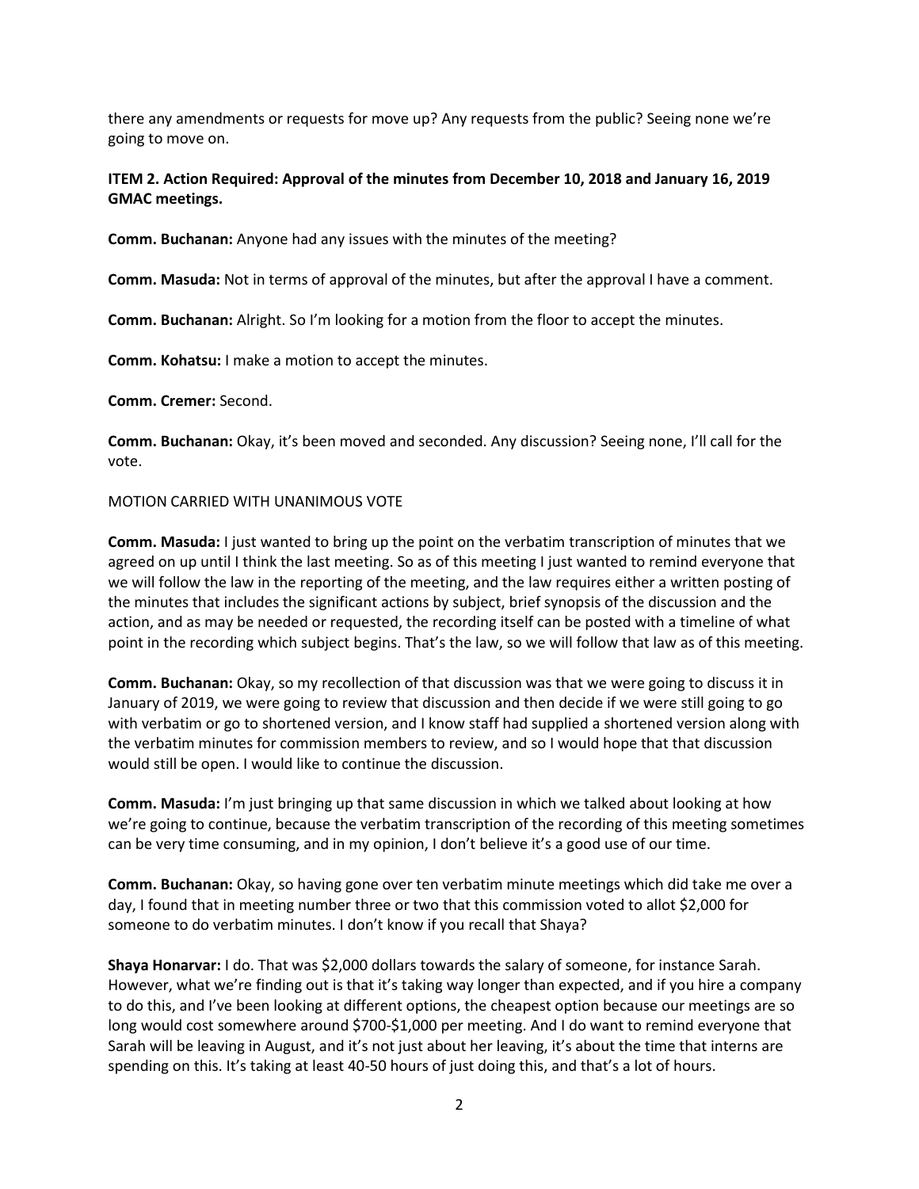there any amendments or requests for move up? Any requests from the public? Seeing none we're going to move on.

**ITEM 2. Action Required: Approval of the minutes from December 10, 2018 and January 16, 2019 GMAC meetings.**

**Comm. Buchanan:** Anyone had any issues with the minutes of the meeting?

**Comm. Masuda:** Not in terms of approval of the minutes, but after the approval I have a comment.

**Comm. Buchanan:** Alright. So I'm looking for a motion from the floor to accept the minutes.

**Comm. Kohatsu:** I make a motion to accept the minutes.

**Comm. Cremer:** Second.

**Comm. Buchanan:** Okay, it's been moved and seconded. Any discussion? Seeing none, I'll call for the vote.

MOTION CARRIED WITH UNANIMOUS VOTE

**Comm. Masuda:** I just wanted to bring up the point on the verbatim transcription of minutes that we agreed on up until I think the last meeting. So as of this meeting I just wanted to remind everyone that we will follow the law in the reporting of the meeting, and the law requires either a written posting of the minutes that includes the significant actions by subject, brief synopsis of the discussion and the action, and as may be needed or requested, the recording itself can be posted with a timeline of what point in the recording which subject begins. That's the law, so we will follow that law as of this meeting.

**Comm. Buchanan:** Okay, so my recollection of that discussion was that we were going to discuss it in January of 2019, we were going to review that discussion and then decide if we were still going to go with verbatim or go to shortened version, and I know staff had supplied a shortened version along with the verbatim minutes for commission members to review, and so I would hope that that discussion would still be open. I would like to continue the discussion.

**Comm. Masuda:** I'm just bringing up that same discussion in which we talked about looking at how we're going to continue, because the verbatim transcription of the recording of this meeting sometimes can be very time consuming, and in my opinion, I don't believe it's a good use of our time.

**Comm. Buchanan:** Okay, so having gone over ten verbatim minute meetings which did take me over a day, I found that in meeting number three or two that this commission voted to allot $2,000 for someone to do verbatim minutes. I don't know if you recall that Shaya?

**Shaya Honarvar:** I do. That was $2,000 dollars towards the salary of someone, for instance Sarah. However, what we're finding out is that it's taking way longer than expected, and if you hire a company to do this, and I've been looking at different options, the cheapest option because our meetings are so long would cost somewhere around $700-$1,000 per meeting. And I do want to remind everyone that Sarah will be leaving in August, and it's not just about her leaving, it's about the time that interns are spending on this. It's taking at least 40-50 hours of just doing this, and that's a lot of hours.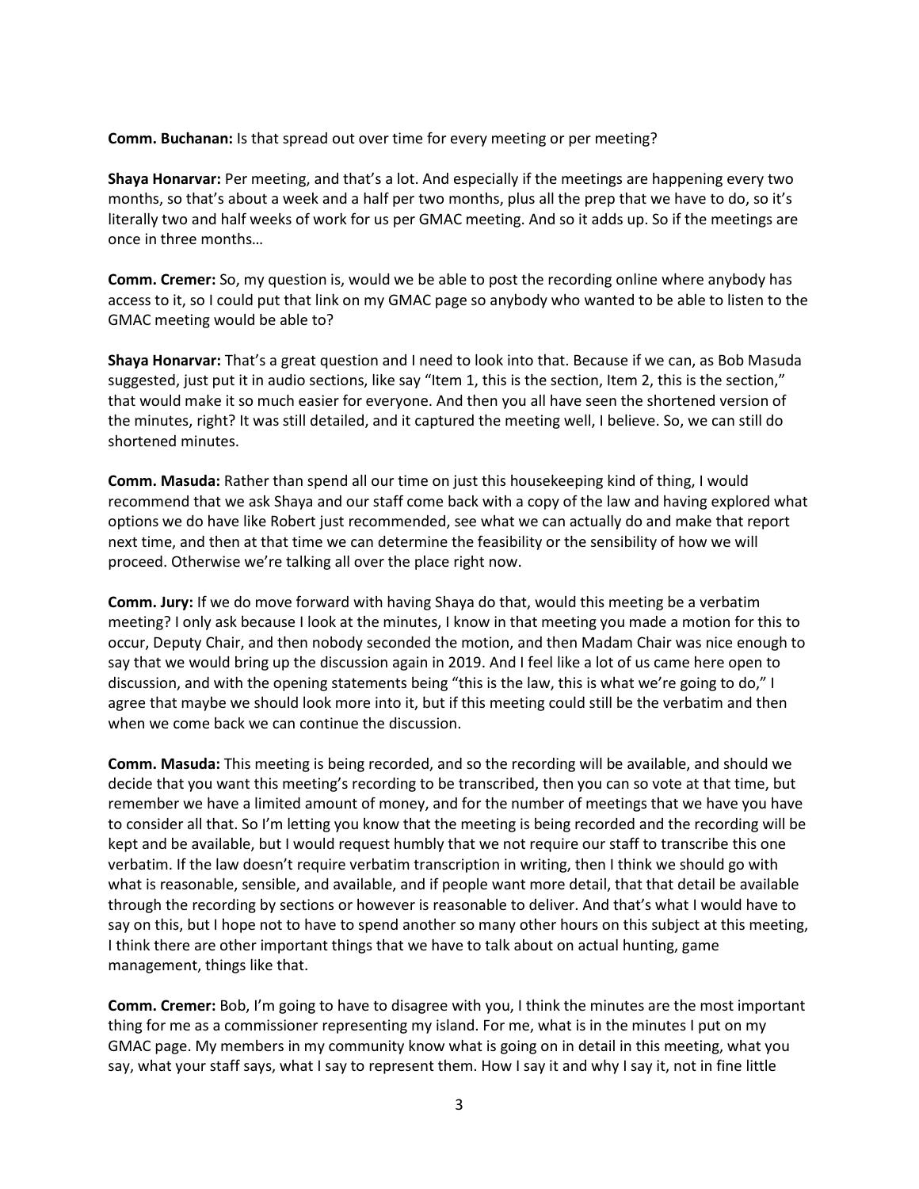**Comm. Buchanan:** Is that spread out over time for every meeting or per meeting?

**Shaya Honarvar:** Per meeting, and that's a lot. And especially if the meetings are happening every two months, so that's about a week and a half per two months, plus all the prep that we have to do, so it's literally two and half weeks of work for us per GMAC meeting. And so it adds up. So if the meetings are once in three months…

**Comm. Cremer:** So, my question is, would we be able to post the recording online where anybody has access to it, so I could put that link on my GMAC page so anybody who wanted to be able to listen to the GMAC meeting would be able to?

**Shaya Honarvar:** That's a great question and I need to look into that. Because if we can, as Bob Masuda suggested, just put it in audio sections, like say "Item 1, this is the section, Item 2, this is the section," that would make it so much easier for everyone. And then you all have seen the shortened version of the minutes, right? It was still detailed, and it captured the meeting well, I believe. So, we can still do shortened minutes.

**Comm. Masuda:** Rather than spend all our time on just this housekeeping kind of thing, I would recommend that we ask Shaya and our staff come back with a copy of the law and having explored what options we do have like Robert just recommended, see what we can actually do and make that report next time, and then at that time we can determine the feasibility or the sensibility of how we will proceed. Otherwise we're talking all over the place right now.

**Comm. Jury:** If we do move forward with having Shaya do that, would this meeting be a verbatim meeting? I only ask because I look at the minutes, I know in that meeting you made a motion for this to occur, Deputy Chair, and then nobody seconded the motion, and then Madam Chair was nice enough to say that we would bring up the discussion again in 2019. And I feel like a lot of us came here open to discussion, and with the opening statements being "this is the law, this is what we're going to do," I agree that maybe we should look more into it, but if this meeting could still be the verbatim and then when we come back we can continue the discussion.

**Comm. Masuda:** This meeting is being recorded, and so the recording will be available, and should we decide that you want this meeting's recording to be transcribed, then you can so vote at that time, but remember we have a limited amount of money, and for the number of meetings that we have you have to consider all that. So I'm letting you know that the meeting is being recorded and the recording will be kept and be available, but I would request humbly that we not require our staff to transcribe this one verbatim. If the law doesn't require verbatim transcription in writing, then I think we should go with what is reasonable, sensible, and available, and if people want more detail, that that detail be available through the recording by sections or however is reasonable to deliver. And that's what I would have to say on this, but I hope not to have to spend another so many other hours on this subject at this meeting, I think there are other important things that we have to talk about on actual hunting, game management, things like that.

**Comm. Cremer:** Bob, I'm going to have to disagree with you, I think the minutes are the most important thing for me as a commissioner representing my island. For me, what is in the minutes I put on my GMAC page. My members in my community know what is going on in detail in this meeting, what you say, what your staff says, what I say to represent them. How I say it and why I say it, not in fine little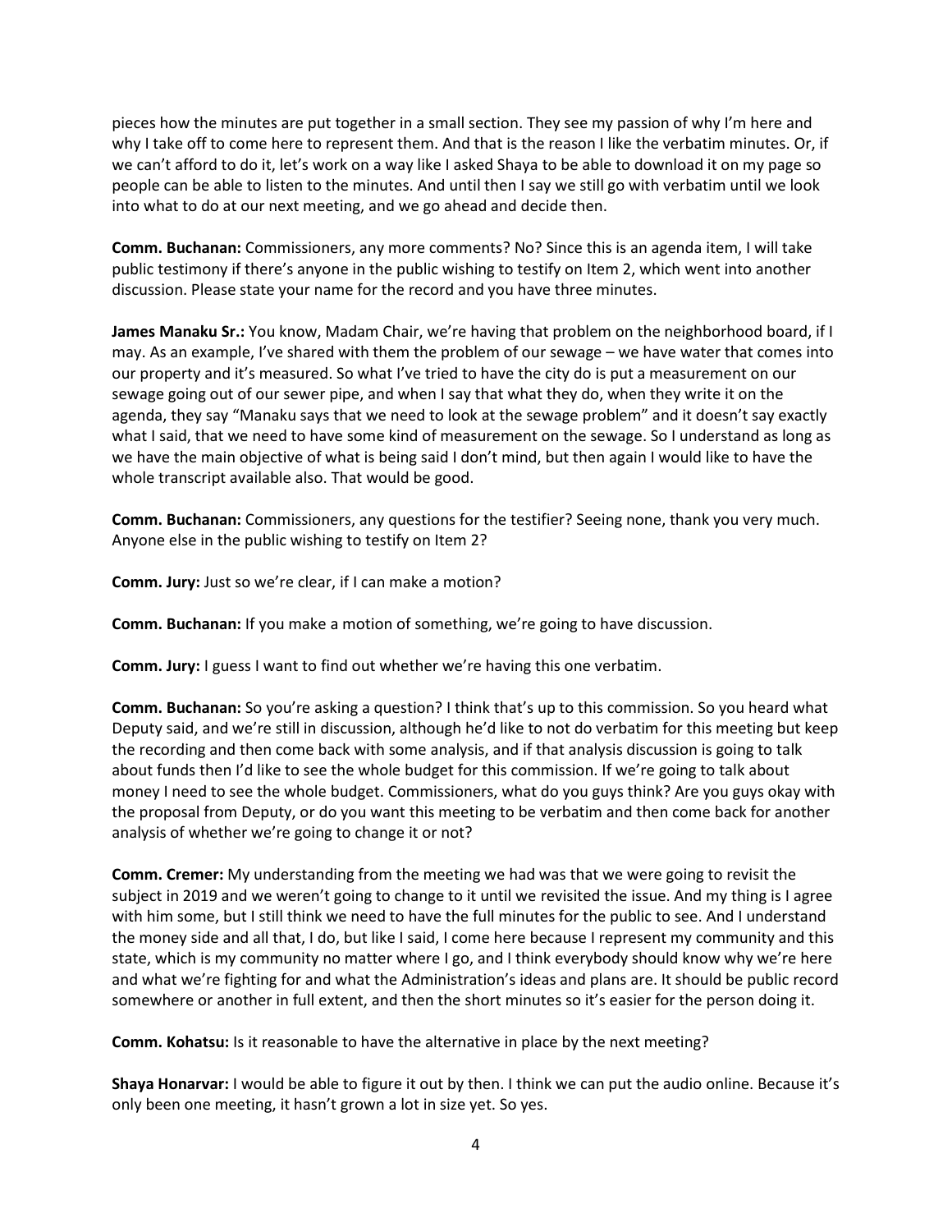pieces how the minutes are put together in a small section. They see my passion of why I'm here and why I take off to come here to represent them. And that is the reason I like the verbatim minutes. Or, if we can't afford to do it, let's work on a way like I asked Shaya to be able to download it on my page so people can be able to listen to the minutes. And until then I say we still go with verbatim until we look into what to do at our next meeting, and we go ahead and decide then.

**Comm. Buchanan:** Commissioners, any more comments? No? Since this is an agenda item, I will take public testimony if there's anyone in the public wishing to testify on Item 2, which went into another discussion. Please state your name for the record and you have three minutes.

**James Manaku Sr.:** You know, Madam Chair, we're having that problem on the neighborhood board, if I may. As an example, I've shared with them the problem of our sewage – we have water that comes into our property and it's measured. So what I've tried to have the city do is put a measurement on our sewage going out of our sewer pipe, and when I say that what they do, when they write it on the agenda, they say "Manaku says that we need to look at the sewage problem" and it doesn't say exactly what I said, that we need to have some kind of measurement on the sewage. So I understand as long as we have the main objective of what is being said I don't mind, but then again I would like to have the whole transcript available also. That would be good.

**Comm. Buchanan:** Commissioners, any questions for the testifier? Seeing none, thank you very much. Anyone else in the public wishing to testify on Item 2?

**Comm. Jury:** Just so we're clear, if I can make a motion?

**Comm. Buchanan:** If you make a motion of something, we're going to have discussion.

**Comm. Jury:** I guess I want to find out whether we're having this one verbatim.

**Comm. Buchanan:** So you're asking a question? I think that's up to this commission. So you heard what Deputy said, and we're still in discussion, although he'd like to not do verbatim for this meeting but keep the recording and then come back with some analysis, and if that analysis discussion is going to talk about funds then I'd like to see the whole budget for this commission. If we're going to talk about money I need to see the whole budget. Commissioners, what do you guys think? Are you guys okay with the proposal from Deputy, or do you want this meeting to be verbatim and then come back for another analysis of whether we're going to change it or not?

**Comm. Cremer:** My understanding from the meeting we had was that we were going to revisit the subject in 2019 and we weren't going to change to it until we revisited the issue. And my thing is I agree with him some, but I still think we need to have the full minutes for the public to see. And I understand the money side and all that, I do, but like I said, I come here because I represent my community and this state, which is my community no matter where I go, and I think everybody should know why we're here and what we're fighting for and what the Administration's ideas and plans are. It should be public record somewhere or another in full extent, and then the short minutes so it's easier for the person doing it.

**Comm. Kohatsu:** Is it reasonable to have the alternative in place by the next meeting?

**Shaya Honarvar:** I would be able to figure it out by then. I think we can put the audio online. Because it's only been one meeting, it hasn't grown a lot in size yet. So yes.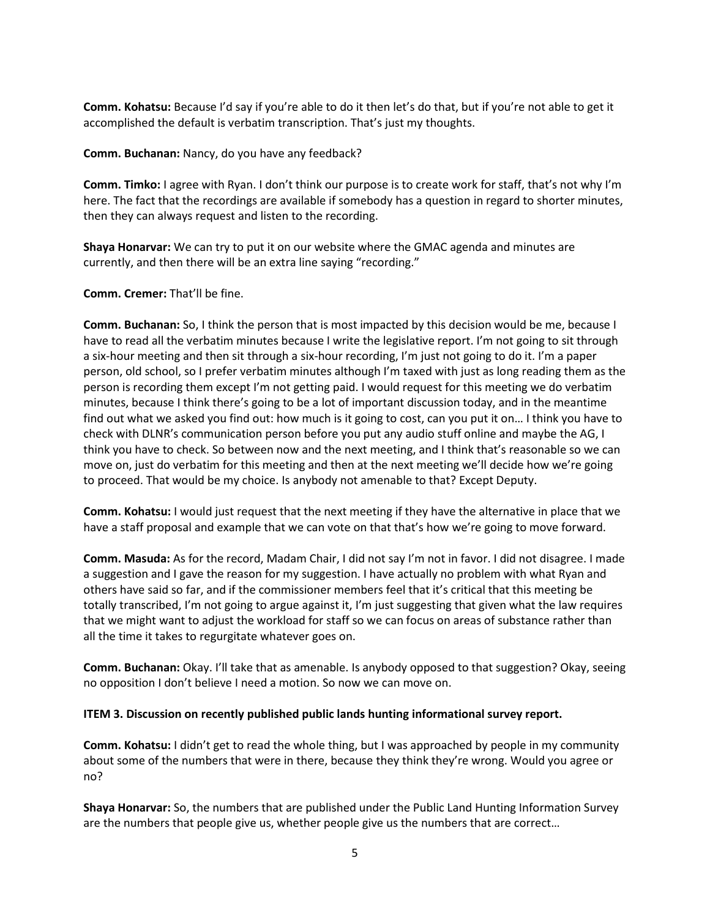**Comm. Kohatsu:** Because I'd say if you're able to do it then let's do that, but if you're not able to get it accomplished the default is verbatim transcription. That's just my thoughts.

**Comm. Buchanan:** Nancy, do you have any feedback?

**Comm. Timko:** I agree with Ryan. I don't think our purpose is to create work for staff, that's not why I'm here. The fact that the recordings are available if somebody has a question in regard to shorter minutes, then they can always request and listen to the recording.

**Shaya Honarvar:** We can try to put it on our website where the GMAC agenda and minutes are currently, and then there will be an extra line saying "recording."

**Comm. Cremer:** That'll be fine.

**Comm. Buchanan:** So, I think the person that is most impacted by this decision would be me, because I have to read all the verbatim minutes because I write the legislative report. I'm not going to sit through a six-hour meeting and then sit through a six-hour recording, I'm just not going to do it. I'm a paper person, old school, so I prefer verbatim minutes although I'm taxed with just as long reading them as the person is recording them except I'm not getting paid. I would request for this meeting we do verbatim minutes, because I think there's going to be a lot of important discussion today, and in the meantime find out what we asked you find out: how much is it going to cost, can you put it on… I think you have to check with DLNR's communication person before you put any audio stuff online and maybe the AG, I think you have to check. So between now and the next meeting, and I think that's reasonable so we can move on, just do verbatim for this meeting and then at the next meeting we'll decide how we're going to proceed. That would be my choice. Is anybody not amenable to that? Except Deputy.

**Comm. Kohatsu:** I would just request that the next meeting if they have the alternative in place that we have a staff proposal and example that we can vote on that that's how we're going to move forward.

**Comm. Masuda:** As for the record, Madam Chair, I did not say I'm not in favor. I did not disagree. I made a suggestion and I gave the reason for my suggestion. I have actually no problem with what Ryan and others have said so far, and if the commissioner members feel that it's critical that this meeting be totally transcribed, I'm not going to argue against it, I'm just suggesting that given what the law requires that we might want to adjust the workload for staff so we can focus on areas of substance rather than all the time it takes to regurgitate whatever goes on.

**Comm. Buchanan:** Okay. I'll take that as amenable. Is anybody opposed to that suggestion? Okay, seeing no opposition I don't believe I need a motion. So now we can move on.

**ITEM 3. Discussion on recently published public lands hunting informational survey report.**

**Comm. Kohatsu:** I didn't get to read the whole thing, but I was approached by people in my community about some of the numbers that were in there, because they think they're wrong. Would you agree or no?

**Shaya Honarvar:** So, the numbers that are published under the Public Land Hunting Information Survey are the numbers that people give us, whether people give us the numbers that are correct…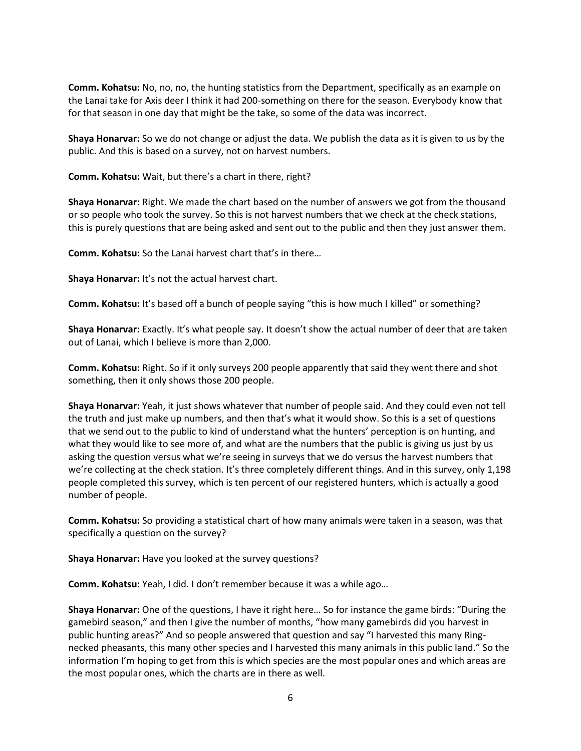**Comm. Kohatsu:** No, no, no, the hunting statistics from the Department, specifically as an example on the Lanai take for Axis deer I think it had 200-something on there for the season. Everybody know that for that season in one day that might be the take, so some of the data was incorrect.

**Shaya Honarvar:** So we do not change or adjust the data. We publish the data as it is given to us by the public. And this is based on a survey, not on harvest numbers.

**Comm. Kohatsu:** Wait, but there's a chart in there, right?

**Shaya Honarvar:** Right. We made the chart based on the number of answers we got from the thousand or so people who took the survey. So this is not harvest numbers that we check at the check stations, this is purely questions that are being asked and sent out to the public and then they just answer them.

**Comm. Kohatsu:** So the Lanai harvest chart that's in there…

**Shaya Honarvar:** It's not the actual harvest chart.

**Comm. Kohatsu:** It's based off a bunch of people saying "this is how much I killed" or something?

**Shaya Honarvar:** Exactly. It's what people say. It doesn't show the actual number of deer that are taken out of Lanai, which I believe is more than 2,000.

**Comm. Kohatsu:** Right. So if it only surveys 200 people apparently that said they went there and shot something, then it only shows those 200 people.

**Shaya Honarvar:** Yeah, it just shows whatever that number of people said. And they could even not tell the truth and just make up numbers, and then that's what it would show. So this is a set of questions that we send out to the public to kind of understand what the hunters' perception is on hunting, and what they would like to see more of, and what are the numbers that the public is giving us just by us asking the question versus what we're seeing in surveys that we do versus the harvest numbers that we're collecting at the check station. It's three completely different things. And in this survey, only 1,198 people completed this survey, which is ten percent of our registered hunters, which is actually a good number of people.

**Comm. Kohatsu:** So providing a statistical chart of how many animals were taken in a season, was that specifically a question on the survey?

**Shaya Honarvar:** Have you looked at the survey questions?

**Comm. Kohatsu:** Yeah, I did. I don't remember because it was a while ago…

**Shaya Honarvar:** One of the questions, I have it right here… So for instance the game birds: "During the gamebird season," and then I give the number of months, "how many gamebirds did you harvest in public hunting areas?" And so people answered that question and say "I harvested this many Ring-necked pheasants, this many other species and I harvested this many animals in this public land." So the information I'm hoping to get from this is which species are the most popular ones and which areas are the most popular ones, which the charts are in there as well.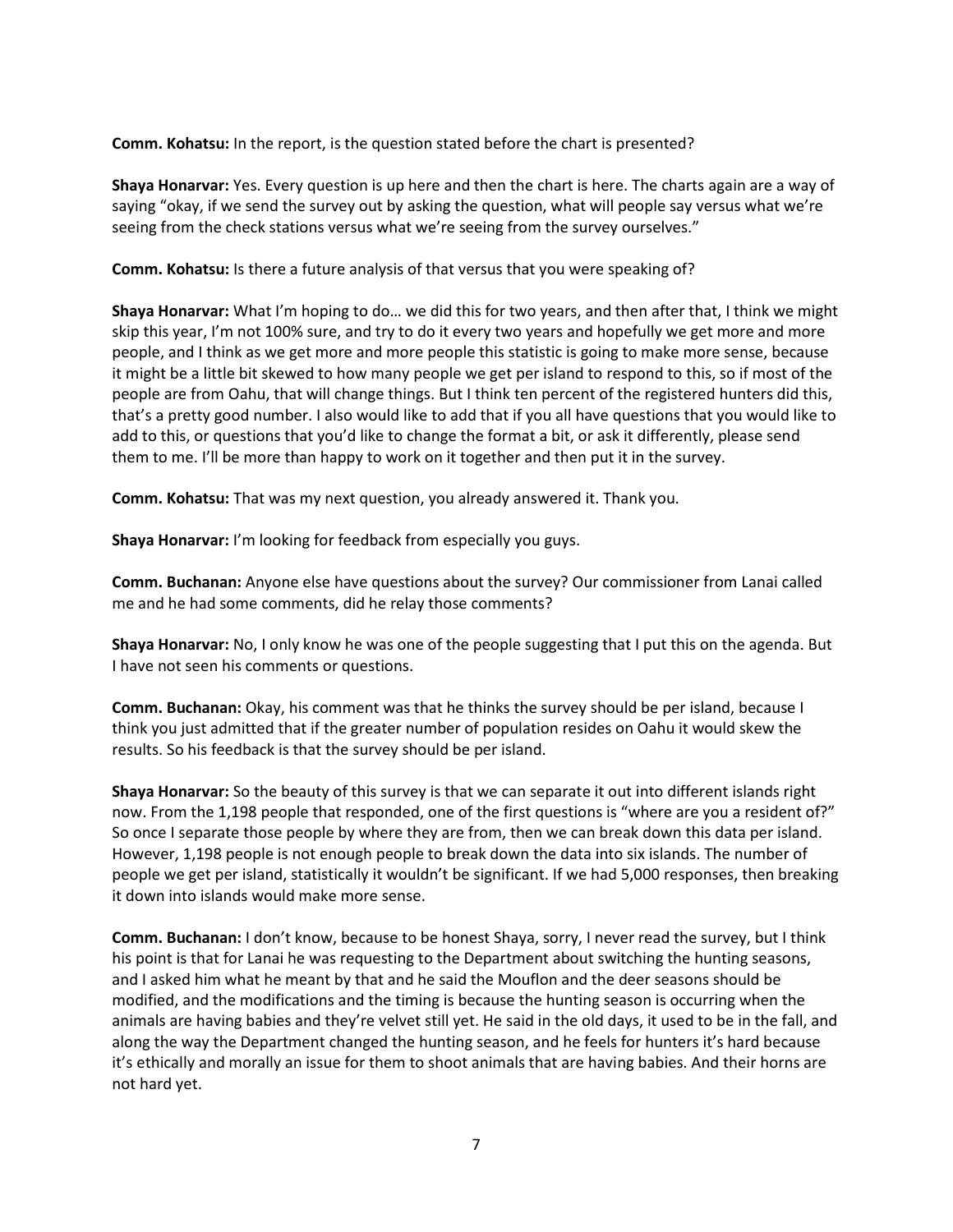**Comm. Kohatsu:** In the report, is the question stated before the chart is presented?

**Shaya Honarvar:** Yes. Every question is up here and then the chart is here. The charts again are a way of saying "okay, if we send the survey out by asking the question, what will people say versus what we're seeing from the check stations versus what we're seeing from the survey ourselves."

**Comm. Kohatsu:** Is there a future analysis of that versus that you were speaking of?

**Shaya Honarvar:** What I'm hoping to do… we did this for two years, and then after that, I think we might skip this year, I'm not 100% sure, and try to do it every two years and hopefully we get more and more people, and I think as we get more and more people this statistic is going to make more sense, because it might be a little bit skewed to how many people we get per island to respond to this, so if most of the people are from Oahu, that will change things. But I think ten percent of the registered hunters did this, that's a pretty good number. I also would like to add that if you all have questions that you would like to add to this, or questions that you'd like to change the format a bit, or ask it differently, please send them to me. I'll be more than happy to work on it together and then put it in the survey.

**Comm. Kohatsu:** That was my next question, you already answered it. Thank you.

**Shaya Honarvar:** I'm looking for feedback from especially you guys.

**Comm. Buchanan:** Anyone else have questions about the survey? Our commissioner from Lanai called me and he had some comments, did he relay those comments?

**Shaya Honarvar:** No, I only know he was one of the people suggesting that I put this on the agenda. But I have not seen his comments or questions.

**Comm. Buchanan:** Okay, his comment was that he thinks the survey should be per island, because I think you just admitted that if the greater number of population resides on Oahu it would skew the results. So his feedback is that the survey should be per island.

**Shaya Honarvar:** So the beauty of this survey is that we can separate it out into different islands right now. From the 1,198 people that responded, one of the first questions is "where are you a resident of?" So once I separate those people by where they are from, then we can break down this data per island. However, 1,198 people is not enough people to break down the data into six islands. The number of people we get per island, statistically it wouldn't be significant. If we had 5,000 responses, then breaking it down into islands would make more sense.

**Comm. Buchanan:** I don't know, because to be honest Shaya, sorry, I never read the survey, but I think his point is that for Lanai he was requesting to the Department about switching the hunting seasons, and I asked him what he meant by that and he said the Mouflon and the deer seasons should be modified, and the modifications and the timing is because the hunting season is occurring when the animals are having babies and they're velvet still yet. He said in the old days, it used to be in the fall, and along the way the Department changed the hunting season, and he feels for hunters it's hard because it's ethically and morally an issue for them to shoot animals that are having babies. And their horns are not hard yet.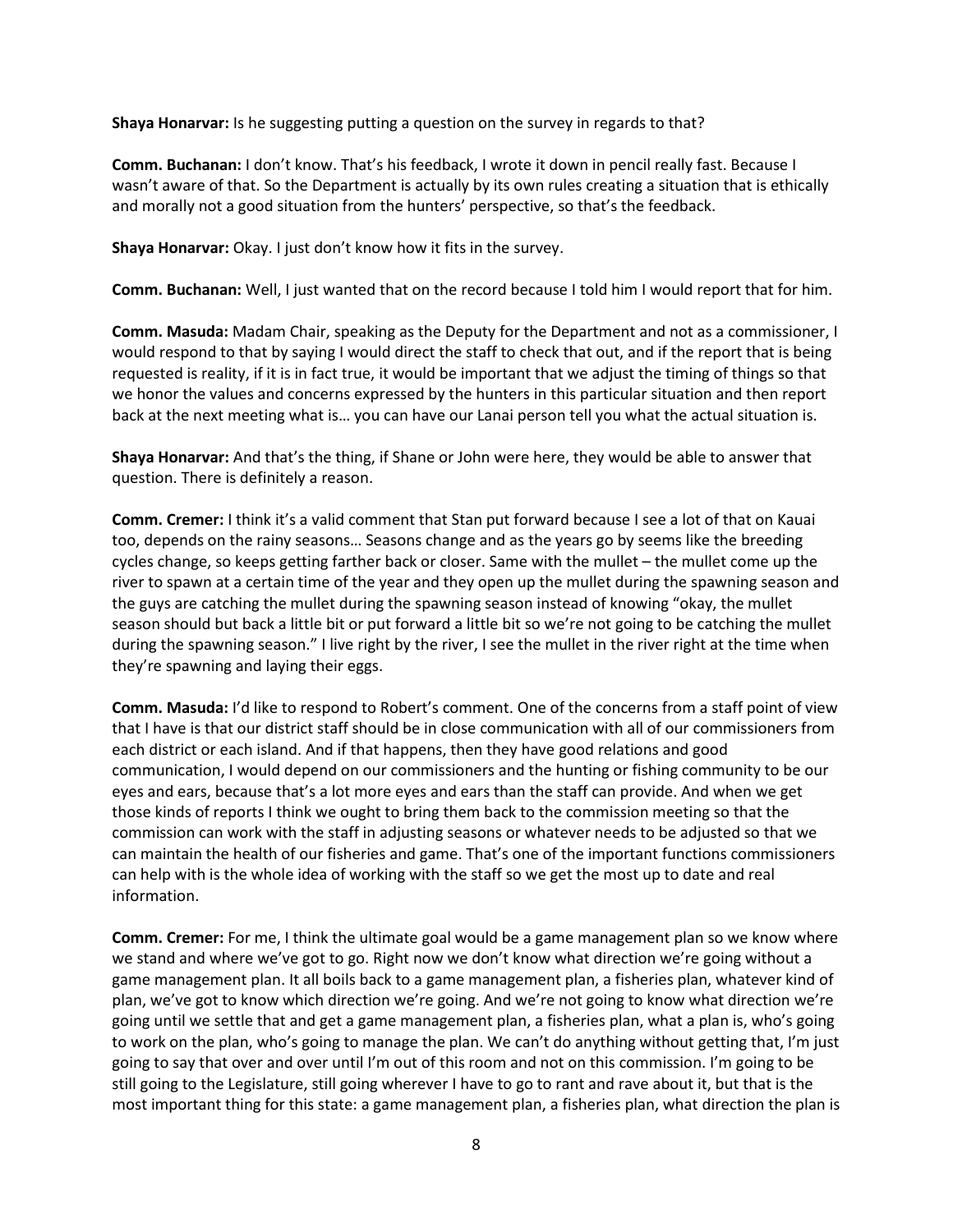**Shaya Honarvar:** Is he suggesting putting a question on the survey in regards to that?

**Comm. Buchanan:** I don't know. That's his feedback, I wrote it down in pencil really fast. Because I wasn't aware of that. So the Department is actually by its own rules creating a situation that is ethically and morally not a good situation from the hunters' perspective, so that's the feedback.

**Shaya Honarvar:** Okay. I just don't know how it fits in the survey.

**Comm. Buchanan:** Well, I just wanted that on the record because I told him I would report that for him.

**Comm. Masuda:** Madam Chair, speaking as the Deputy for the Department and not as a commissioner, I would respond to that by saying I would direct the staff to check that out, and if the report that is being requested is reality, if it is in fact true, it would be important that we adjust the timing of things so that we honor the values and concerns expressed by the hunters in this particular situation and then report back at the next meeting what is… you can have our Lanai person tell you what the actual situation is.

**Shaya Honarvar:** And that's the thing, if Shane or John were here, they would be able to answer that question. There is definitely a reason.

**Comm. Cremer:** I think it's a valid comment that Stan put forward because I see a lot of that on Kauai too, depends on the rainy seasons… Seasons change and as the years go by seems like the breeding cycles change, so keeps getting farther back or closer. Same with the mullet – the mullet come up the river to spawn at a certain time of the year and they open up the mullet during the spawning season and the guys are catching the mullet during the spawning season instead of knowing "okay, the mullet season should but back a little bit or put forward a little bit so we're not going to be catching the mullet during the spawning season." I live right by the river, I see the mullet in the river right at the time when they're spawning and laying their eggs.

**Comm. Masuda:** I'd like to respond to Robert's comment. One of the concerns from a staff point of view that I have is that our district staff should be in close communication with all of our commissioners from each district or each island. And if that happens, then they have good relations and good communication, I would depend on our commissioners and the hunting or fishing community to be our eyes and ears, because that's a lot more eyes and ears than the staff can provide. And when we get those kinds of reports I think we ought to bring them back to the commission meeting so that the commission can work with the staff in adjusting seasons or whatever needs to be adjusted so that we can maintain the health of our fisheries and game. That's one of the important functions commissioners can help with is the whole idea of working with the staff so we get the most up to date and real information.

**Comm. Cremer:** For me, I think the ultimate goal would be a game management plan so we know where we stand and where we've got to go. Right now we don't know what direction we're going without a game management plan. It all boils back to a game management plan, a fisheries plan, whatever kind of plan, we've got to know which direction we're going. And we're not going to know what direction we're going until we settle that and get a game management plan, a fisheries plan, what a plan is, who's going to work on the plan, who's going to manage the plan. We can't do anything without getting that, I'm just going to say that over and over until I'm out of this room and not on this commission. I'm going to be still going to the Legislature, still going wherever I have to go to rant and rave about it, but that is the most important thing for this state: a game management plan, a fisheries plan, what direction the plan is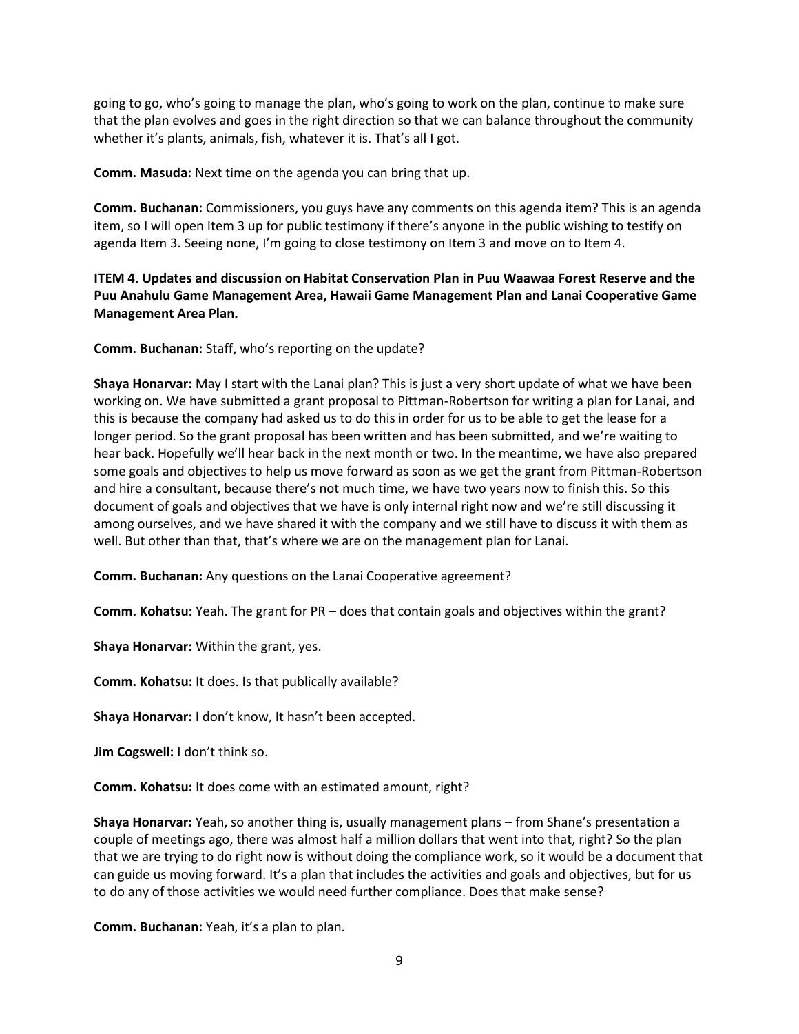going to go, who's going to manage the plan, who's going to work on the plan, continue to make sure that the plan evolves and goes in the right direction so that we can balance throughout the community whether it's plants, animals, fish, whatever it is. That's all I got.

**Comm. Masuda:** Next time on the agenda you can bring that up.

**Comm. Buchanan:** Commissioners, you guys have any comments on this agenda item? This is an agenda item, so I will open Item 3 up for public testimony if there's anyone in the public wishing to testify on agenda Item 3. Seeing none, I'm going to close testimony on Item 3 and move on to Item 4.

**ITEM 4. Updates and discussion on Habitat Conservation Plan in Puu Waawaa Forest Reserve and the Puu Anahulu Game Management Area, Hawaii Game Management Plan and Lanai Cooperative Game Management Area Plan.**

**Comm. Buchanan:** Staff, who's reporting on the update?

**Shaya Honarvar:** May I start with the Lanai plan? This is just a very short update of what we have been working on. We have submitted a grant proposal to Pittman-Robertson for writing a plan for Lanai, and this is because the company had asked us to do this in order for us to be able to get the lease for a longer period. So the grant proposal has been written and has been submitted, and we're waiting to hear back. Hopefully we'll hear back in the next month or two. In the meantime, we have also prepared some goals and objectives to help us move forward as soon as we get the grant from Pittman-Robertson and hire a consultant, because there's not much time, we have two years now to finish this. So this document of goals and objectives that we have is only internal right now and we're still discussing it among ourselves, and we have shared it with the company and we still have to discuss it with them as well. But other than that, that's where we are on the management plan for Lanai.

**Comm. Buchanan:** Any questions on the Lanai Cooperative agreement?

**Comm. Kohatsu:** Yeah. The grant for PR – does that contain goals and objectives within the grant?

**Shaya Honarvar:** Within the grant, yes.

**Comm. Kohatsu:** It does. Is that publically available?

**Shaya Honarvar:** I don't know, It hasn't been accepted.

**Jim Cogswell:** I don't think so.

**Comm. Kohatsu:** It does come with an estimated amount, right?

**Shaya Honarvar:** Yeah, so another thing is, usually management plans – from Shane's presentation a couple of meetings ago, there was almost half a million dollars that went into that, right? So the plan that we are trying to do right now is without doing the compliance work, so it would be a document that can guide us moving forward. It's a plan that includes the activities and goals and objectives, but for us to do any of those activities we would need further compliance. Does that make sense?

**Comm. Buchanan:** Yeah, it's a plan to plan.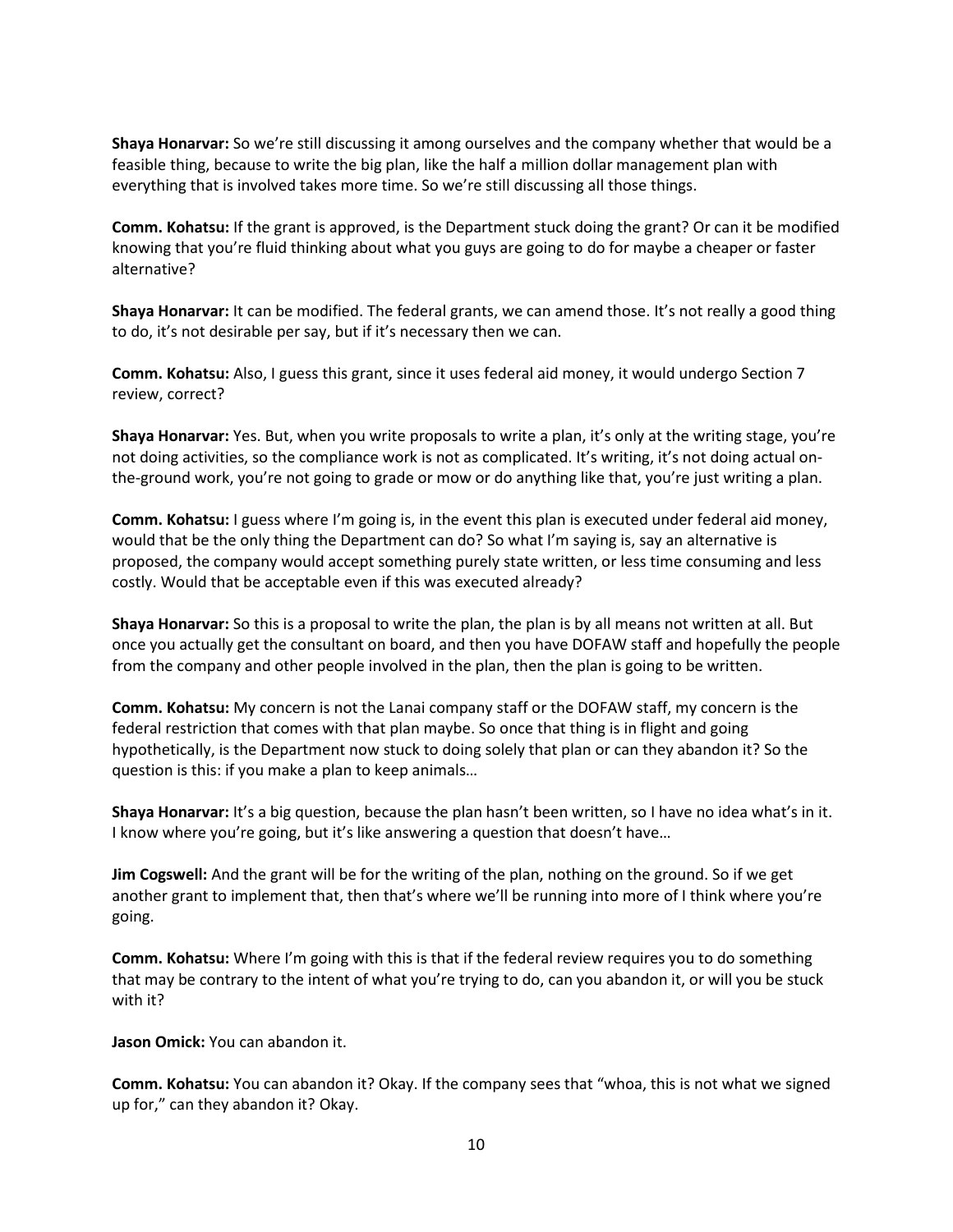**Shaya Honarvar:** So we're still discussing it among ourselves and the company whether that would be a feasible thing, because to write the big plan, like the half a million dollar management plan with everything that is involved takes more time. So we're still discussing all those things.

**Comm. Kohatsu:** If the grant is approved, is the Department stuck doing the grant? Or can it be modified knowing that you're fluid thinking about what you guys are going to do for maybe a cheaper or faster alternative?

**Shaya Honarvar:** It can be modified. The federal grants, we can amend those. It's not really a good thing to do, it's not desirable per say, but if it's necessary then we can.

**Comm. Kohatsu:** Also, I guess this grant, since it uses federal aid money, it would undergo Section 7 review, correct?

**Shaya Honarvar:** Yes. But, when you write proposals to write a plan, it's only at the writing stage, you're not doing activities, so the compliance work is not as complicated. It's writing, it's not doing actual on-the-ground work, you're not going to grade or mow or do anything like that, you're just writing a plan.

**Comm. Kohatsu:** I guess where I'm going is, in the event this plan is executed under federal aid money, would that be the only thing the Department can do? So what I'm saying is, say an alternative is proposed, the company would accept something purely state written, or less time consuming and less costly. Would that be acceptable even if this was executed already?

**Shaya Honarvar:** So this is a proposal to write the plan, the plan is by all means not written at all. But once you actually get the consultant on board, and then you have DOFAW staff and hopefully the people from the company and other people involved in the plan, then the plan is going to be written.

**Comm. Kohatsu:** My concern is not the Lanai company staff or the DOFAW staff, my concern is the federal restriction that comes with that plan maybe. So once that thing is in flight and going hypothetically, is the Department now stuck to doing solely that plan or can they abandon it? So the question is this: if you make a plan to keep animals…

**Shaya Honarvar:** It's a big question, because the plan hasn't been written, so I have no idea what's in it. I know where you're going, but it's like answering a question that doesn't have…

**Jim Cogswell:** And the grant will be for the writing of the plan, nothing on the ground. So if we get another grant to implement that, then that's where we'll be running into more of I think where you're going.

**Comm. Kohatsu:** Where I'm going with this is that if the federal review requires you to do something that may be contrary to the intent of what you're trying to do, can you abandon it, or will you be stuck with it?

**Jason Omick:** You can abandon it.

**Comm. Kohatsu:** You can abandon it? Okay. If the company sees that "whoa, this is not what we signed up for," can they abandon it? Okay.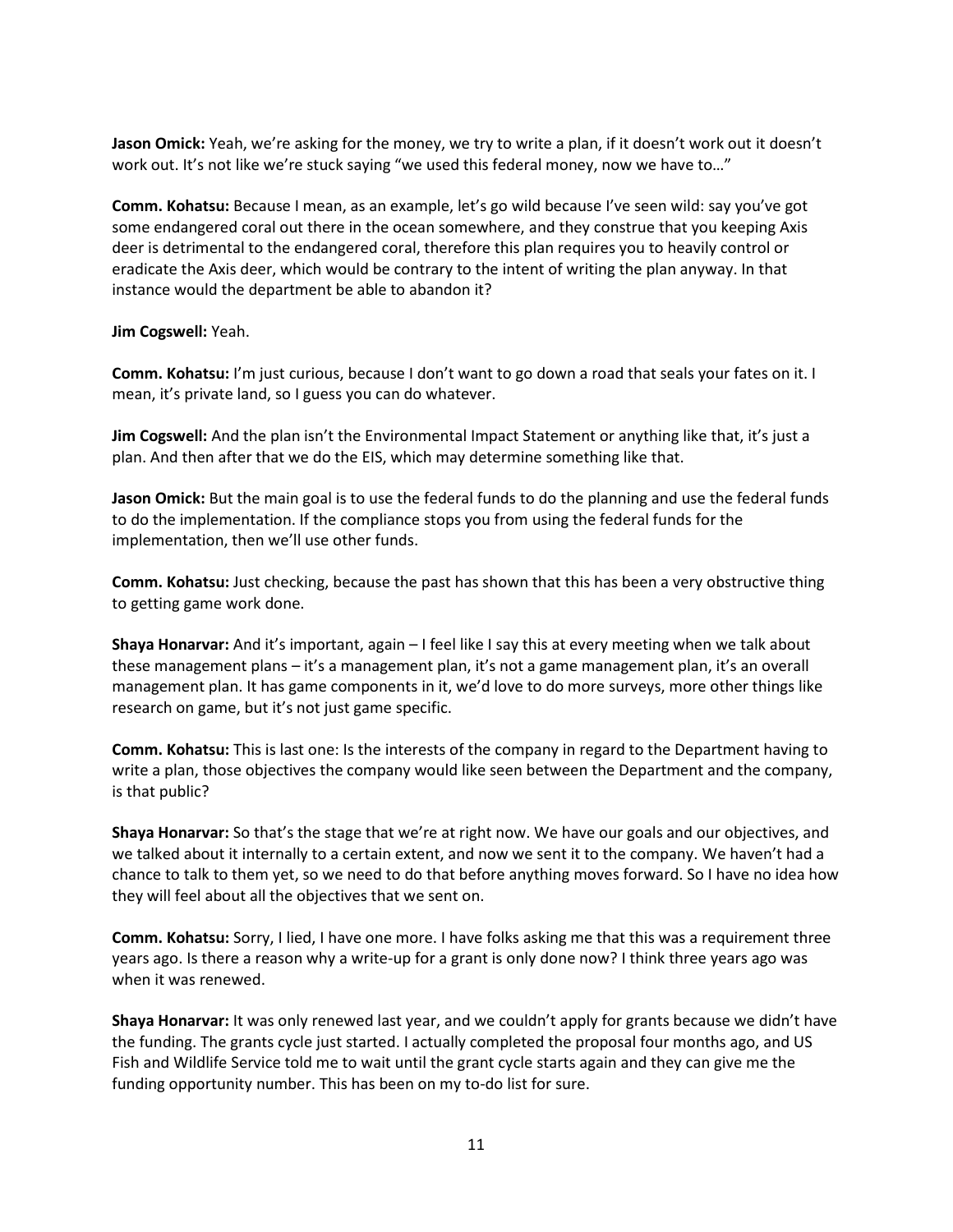**Jason Omick:** Yeah, we're asking for the money, we try to write a plan, if it doesn't work out it doesn't work out. It's not like we're stuck saying "we used this federal money, now we have to…"

**Comm. Kohatsu:** Because I mean, as an example, let's go wild because I've seen wild: say you've got some endangered coral out there in the ocean somewhere, and they construe that you keeping Axis deer is detrimental to the endangered coral, therefore this plan requires you to heavily control or eradicate the Axis deer, which would be contrary to the intent of writing the plan anyway. In that instance would the department be able to abandon it?

**Jim Cogswell:** Yeah.

**Comm. Kohatsu:** I'm just curious, because I don't want to go down a road that seals your fates on it. I mean, it's private land, so I guess you can do whatever.

**Jim Cogswell:** And the plan isn't the Environmental Impact Statement or anything like that, it's just a plan. And then after that we do the EIS, which may determine something like that.

**Jason Omick:** But the main goal is to use the federal funds to do the planning and use the federal funds to do the implementation. If the compliance stops you from using the federal funds for the implementation, then we'll use other funds.

**Comm. Kohatsu:** Just checking, because the past has shown that this has been a very obstructive thing to getting game work done.

**Shaya Honarvar:** And it's important, again – I feel like I say this at every meeting when we talk about these management plans – it's a management plan, it's not a game management plan, it's an overall management plan. It has game components in it, we'd love to do more surveys, more other things like research on game, but it's not just game specific.

**Comm. Kohatsu:** This is last one: Is the interests of the company in regard to the Department having to write a plan, those objectives the company would like seen between the Department and the company, is that public?

**Shaya Honarvar:** So that's the stage that we're at right now. We have our goals and our objectives, and we talked about it internally to a certain extent, and now we sent it to the company. We haven't had a chance to talk to them yet, so we need to do that before anything moves forward. So I have no idea how they will feel about all the objectives that we sent on.

**Comm. Kohatsu:** Sorry, I lied, I have one more. I have folks asking me that this was a requirement three years ago. Is there a reason why a write-up for a grant is only done now? I think three years ago was when it was renewed.

**Shaya Honarvar:** It was only renewed last year, and we couldn't apply for grants because we didn't have the funding. The grants cycle just started. I actually completed the proposal four months ago, and US Fish and Wildlife Service told me to wait until the grant cycle starts again and they can give me the funding opportunity number. This has been on my to-do list for sure.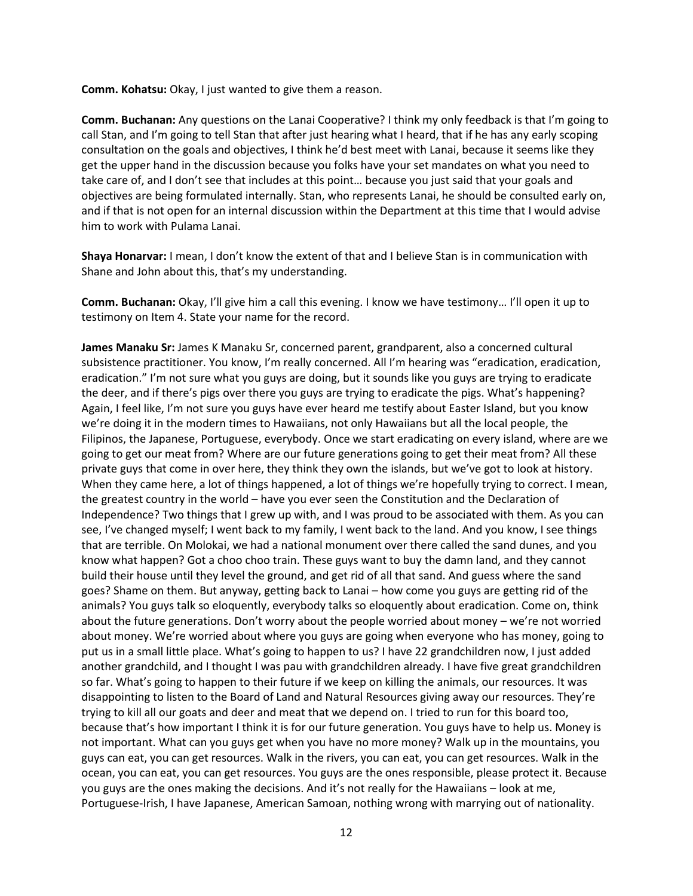**Comm. Kohatsu:** Okay, I just wanted to give them a reason.

**Comm. Buchanan:** Any questions on the Lanai Cooperative? I think my only feedback is that I'm going to call Stan, and I'm going to tell Stan that after just hearing what I heard, that if he has any early scoping consultation on the goals and objectives, I think he'd best meet with Lanai, because it seems like they get the upper hand in the discussion because you folks have your set mandates on what you need to take care of, and I don't see that includes at this point… because you just said that your goals and objectives are being formulated internally. Stan, who represents Lanai, he should be consulted early on, and if that is not open for an internal discussion within the Department at this time that I would advise him to work with Pulama Lanai.

**Shaya Honarvar:** I mean, I don't know the extent of that and I believe Stan is in communication with Shane and John about this, that's my understanding.

**Comm. Buchanan:** Okay, I'll give him a call this evening. I know we have testimony… I'll open it up to testimony on Item 4. State your name for the record.

**James Manaku Sr:** James K Manaku Sr, concerned parent, grandparent, also a concerned cultural subsistence practitioner. You know, I'm really concerned. All I'm hearing was "eradication, eradication, eradication." I'm not sure what you guys are doing, but it sounds like you guys are trying to eradicate the deer, and if there's pigs over there you guys are trying to eradicate the pigs. What's happening? Again, I feel like, I'm not sure you guys have ever heard me testify about Easter Island, but you know we're doing it in the modern times to Hawaiians, not only Hawaiians but all the local people, the Filipinos, the Japanese, Portuguese, everybody. Once we start eradicating on every island, where are we going to get our meat from? Where are our future generations going to get their meat from? All these private guys that come in over here, they think they own the islands, but we've got to look at history. When they came here, a lot of things happened, a lot of things we're hopefully trying to correct. I mean, the greatest country in the world – have you ever seen the Constitution and the Declaration of Independence? Two things that I grew up with, and I was proud to be associated with them. As you can see, I've changed myself; I went back to my family, I went back to the land. And you know, I see things that are terrible. On Molokai, we had a national monument over there called the sand dunes, and you know what happen? Got a choo choo train. These guys want to buy the damn land, and they cannot build their house until they level the ground, and get rid of all that sand. And guess where the sand goes? Shame on them. But anyway, getting back to Lanai – how come you guys are getting rid of the animals? You guys talk so eloquently, everybody talks so eloquently about eradication. Come on, think about the future generations. Don't worry about the people worried about money – we're not worried about money. We're worried about where you guys are going when everyone who has money, going to put us in a small little place. What's going to happen to us? I have 22 grandchildren now, I just added another grandchild, and I thought I was pau with grandchildren already. I have five great grandchildren so far. What's going to happen to their future if we keep on killing the animals, our resources. It was disappointing to listen to the Board of Land and Natural Resources giving away our resources. They're trying to kill all our goats and deer and meat that we depend on. I tried to run for this board too, because that's how important I think it is for our future generation. You guys have to help us. Money is not important. What can you guys get when you have no more money? Walk up in the mountains, you guys can eat, you can get resources. Walk in the rivers, you can eat, you can get resources. Walk in the ocean, you can eat, you can get resources. You guys are the ones responsible, please protect it. Because you guys are the ones making the decisions. And it's not really for the Hawaiians – look at me, Portuguese-Irish, I have Japanese, American Samoan, nothing wrong with marrying out of nationality.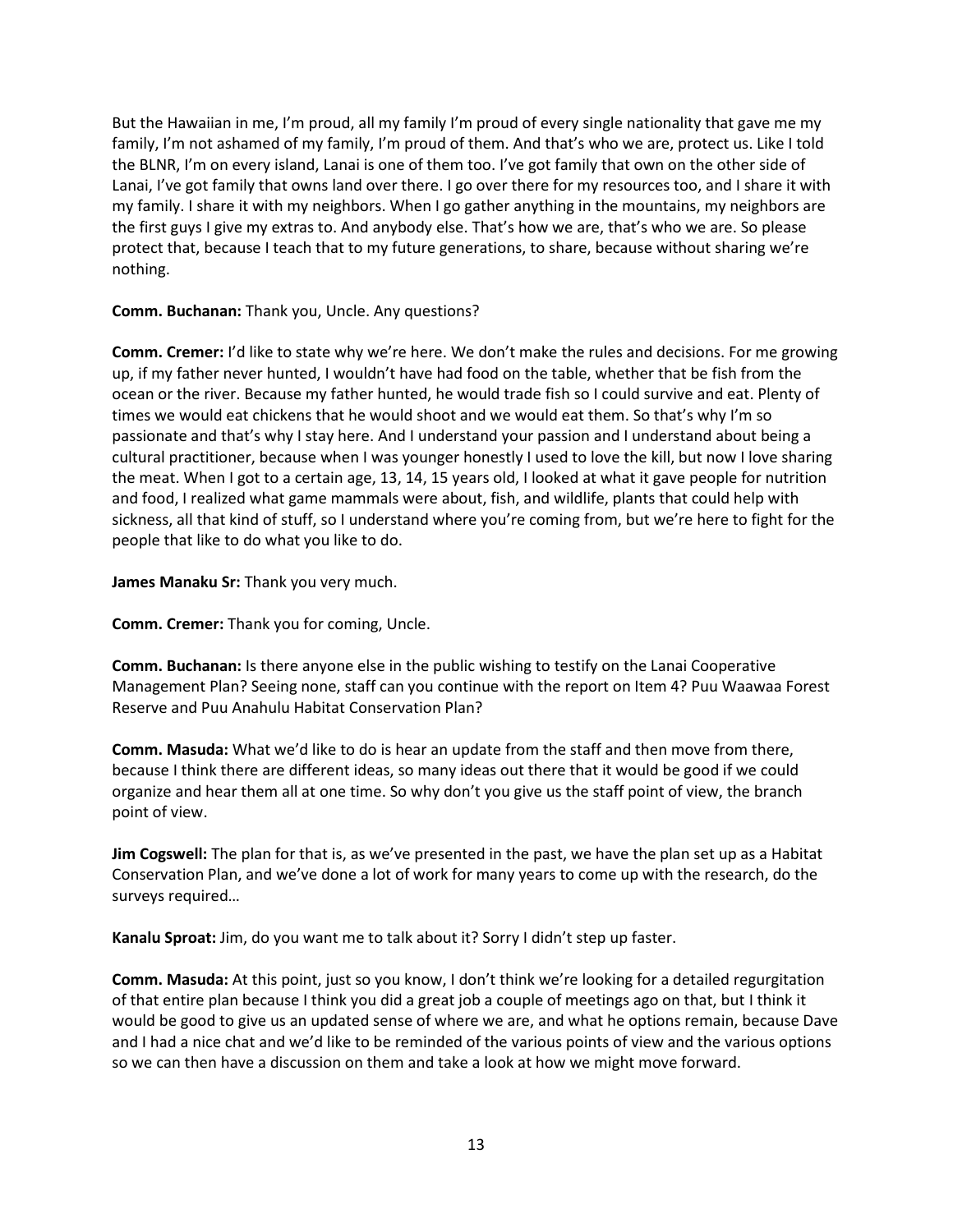But the Hawaiian in me, I'm proud, all my family I'm proud of every single nationality that gave me my family, I'm not ashamed of my family, I'm proud of them. And that's who we are, protect us. Like I told the BLNR, I'm on every island, Lanai is one of them too. I've got family that own on the other side of Lanai, I've got family that owns land over there. I go over there for my resources too, and I share it with my family. I share it with my neighbors. When I go gather anything in the mountains, my neighbors are the first guys I give my extras to. And anybody else. That's how we are, that's who we are. So please protect that, because I teach that to my future generations, to share, because without sharing we're nothing.

**Comm. Buchanan:** Thank you, Uncle. Any questions?

**Comm. Cremer:** I'd like to state why we're here. We don't make the rules and decisions. For me growing up, if my father never hunted, I wouldn't have had food on the table, whether that be fish from the ocean or the river. Because my father hunted, he would trade fish so I could survive and eat. Plenty of times we would eat chickens that he would shoot and we would eat them. So that's why I'm so passionate and that's why I stay here. And I understand your passion and I understand about being a cultural practitioner, because when I was younger honestly I used to love the kill, but now I love sharing the meat. When I got to a certain age, 13, 14, 15 years old, I looked at what it gave people for nutrition and food, I realized what game mammals were about, fish, and wildlife, plants that could help with sickness, all that kind of stuff, so I understand where you're coming from, but we're here to fight for the people that like to do what you like to do.

**James Manaku Sr:** Thank you very much.

**Comm. Cremer:** Thank you for coming, Uncle.

**Comm. Buchanan:** Is there anyone else in the public wishing to testify on the Lanai Cooperative Management Plan? Seeing none, staff can you continue with the report on Item 4? Puu Waawaa Forest Reserve and Puu Anahulu Habitat Conservation Plan?

**Comm. Masuda:** What we'd like to do is hear an update from the staff and then move from there, because I think there are different ideas, so many ideas out there that it would be good if we could organize and hear them all at one time. So why don't you give us the staff point of view, the branch point of view.

**Jim Cogswell:** The plan for that is, as we've presented in the past, we have the plan set up as a Habitat Conservation Plan, and we've done a lot of work for many years to come up with the research, do the surveys required…

**Kanalu Sproat:** Jim, do you want me to talk about it? Sorry I didn't step up faster.

**Comm. Masuda:** At this point, just so you know, I don't think we're looking for a detailed regurgitation of that entire plan because I think you did a great job a couple of meetings ago on that, but I think it would be good to give us an updated sense of where we are, and what he options remain, because Dave and I had a nice chat and we'd like to be reminded of the various points of view and the various options so we can then have a discussion on them and take a look at how we might move forward.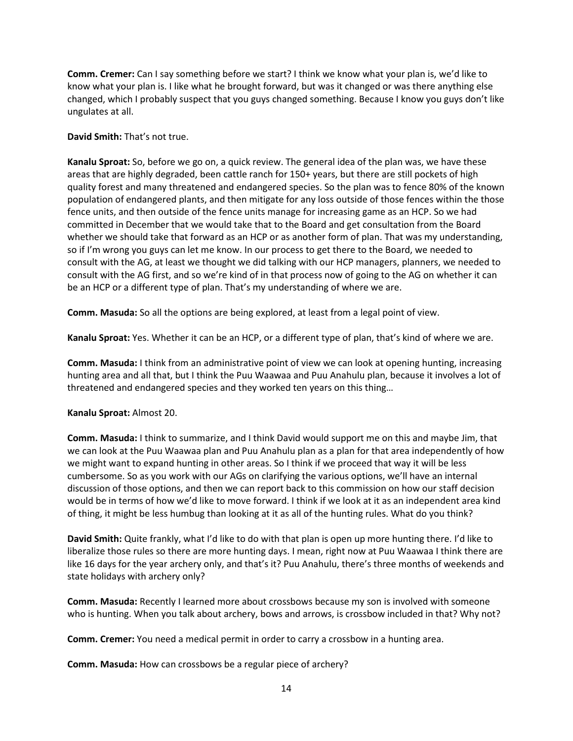**Comm. Cremer:** Can I say something before we start? I think we know what your plan is, we'd like to know what your plan is. I like what he brought forward, but was it changed or was there anything else changed, which I probably suspect that you guys changed something. Because I know you guys don't like ungulates at all.

**David Smith:** That's not true.

**Kanalu Sproat:** So, before we go on, a quick review. The general idea of the plan was, we have these areas that are highly degraded, been cattle ranch for 150+ years, but there are still pockets of high quality forest and many threatened and endangered species. So the plan was to fence 80% of the known population of endangered plants, and then mitigate for any loss outside of those fences within the those fence units, and then outside of the fence units manage for increasing game as an HCP. So we had committed in December that we would take that to the Board and get consultation from the Board whether we should take that forward as an HCP or as another form of plan. That was my understanding, so if I'm wrong you guys can let me know. In our process to get there to the Board, we needed to consult with the AG, at least we thought we did talking with our HCP managers, planners, we needed to consult with the AG first, and so we're kind of in that process now of going to the AG on whether it can be an HCP or a different type of plan. That's my understanding of where we are.

**Comm. Masuda:** So all the options are being explored, at least from a legal point of view.

**Kanalu Sproat:** Yes. Whether it can be an HCP, or a different type of plan, that's kind of where we are.

**Comm. Masuda:** I think from an administrative point of view we can look at opening hunting, increasing hunting area and all that, but I think the Puu Waawaa and Puu Anahulu plan, because it involves a lot of threatened and endangered species and they worked ten years on this thing…

**Kanalu Sproat:** Almost 20.

**Comm. Masuda:** I think to summarize, and I think David would support me on this and maybe Jim, that we can look at the Puu Waawaa plan and Puu Anahulu plan as a plan for that area independently of how we might want to expand hunting in other areas. So I think if we proceed that way it will be less cumbersome. So as you work with our AGs on clarifying the various options, we'll have an internal discussion of those options, and then we can report back to this commission on how our staff decision would be in terms of how we'd like to move forward. I think if we look at it as an independent area kind of thing, it might be less humbug than looking at it as all of the hunting rules. What do you think?

**David Smith:** Quite frankly, what I'd like to do with that plan is open up more hunting there. I'd like to liberalize those rules so there are more hunting days. I mean, right now at Puu Waawaa I think there are like 16 days for the year archery only, and that's it? Puu Anahulu, there's three months of weekends and state holidays with archery only?

**Comm. Masuda:** Recently I learned more about crossbows because my son is involved with someone who is hunting. When you talk about archery, bows and arrows, is crossbow included in that? Why not?

**Comm. Cremer:** You need a medical permit in order to carry a crossbow in a hunting area.

**Comm. Masuda:** How can crossbows be a regular piece of archery?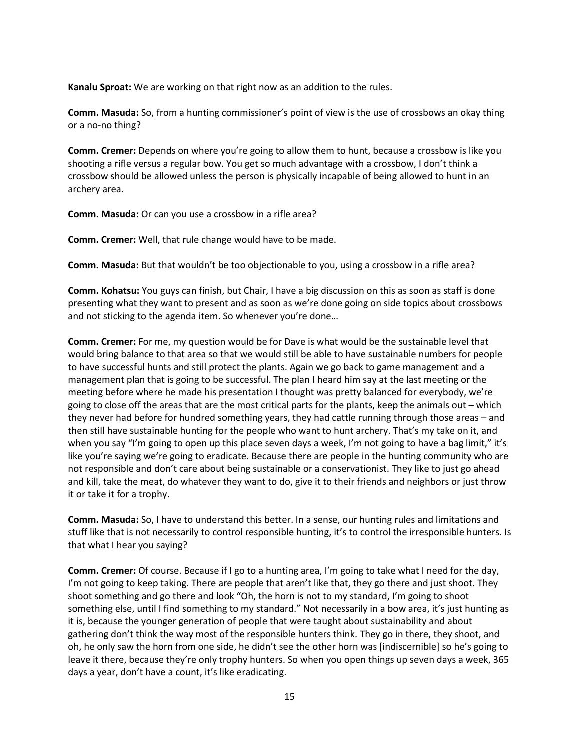**Kanalu Sproat:** We are working on that right now as an addition to the rules.

**Comm. Masuda:** So, from a hunting commissioner's point of view is the use of crossbows an okay thing or a no-no thing?

**Comm. Cremer:** Depends on where you're going to allow them to hunt, because a crossbow is like you shooting a rifle versus a regular bow. You get so much advantage with a crossbow, I don't think a crossbow should be allowed unless the person is physically incapable of being allowed to hunt in an archery area.

**Comm. Masuda:** Or can you use a crossbow in a rifle area?

**Comm. Cremer:** Well, that rule change would have to be made.

**Comm. Masuda:** But that wouldn't be too objectionable to you, using a crossbow in a rifle area?

**Comm. Kohatsu:** You guys can finish, but Chair, I have a big discussion on this as soon as staff is done presenting what they want to present and as soon as we're done going on side topics about crossbows and not sticking to the agenda item. So whenever you're done…

**Comm. Cremer:** For me, my question would be for Dave is what would be the sustainable level that would bring balance to that area so that we would still be able to have sustainable numbers for people to have successful hunts and still protect the plants. Again we go back to game management and a management plan that is going to be successful. The plan I heard him say at the last meeting or the meeting before where he made his presentation I thought was pretty balanced for everybody, we're going to close off the areas that are the most critical parts for the plants, keep the animals out – which they never had before for hundred something years, they had cattle running through those areas – and then still have sustainable hunting for the people who want to hunt archery. That's my take on it, and when you say "I'm going to open up this place seven days a week, I'm not going to have a bag limit," it's like you're saying we're going to eradicate. Because there are people in the hunting community who are not responsible and don't care about being sustainable or a conservationist. They like to just go ahead and kill, take the meat, do whatever they want to do, give it to their friends and neighbors or just throw it or take it for a trophy.

**Comm. Masuda:** So, I have to understand this better. In a sense, our hunting rules and limitations and stuff like that is not necessarily to control responsible hunting, it's to control the irresponsible hunters. Is that what I hear you saying?

**Comm. Cremer:** Of course. Because if I go to a hunting area, I'm going to take what I need for the day, I'm not going to keep taking. There are people that aren't like that, they go there and just shoot. They shoot something and go there and look "Oh, the horn is not to my standard, I'm going to shoot something else, until I find something to my standard." Not necessarily in a bow area, it's just hunting as it is, because the younger generation of people that were taught about sustainability and about gathering don't think the way most of the responsible hunters think. They go in there, they shoot, and oh, he only saw the horn from one side, he didn't see the other horn was [indiscernible] so he's going to leave it there, because they're only trophy hunters. So when you open things up seven days a week, 365 days a year, don't have a count, it's like eradicating.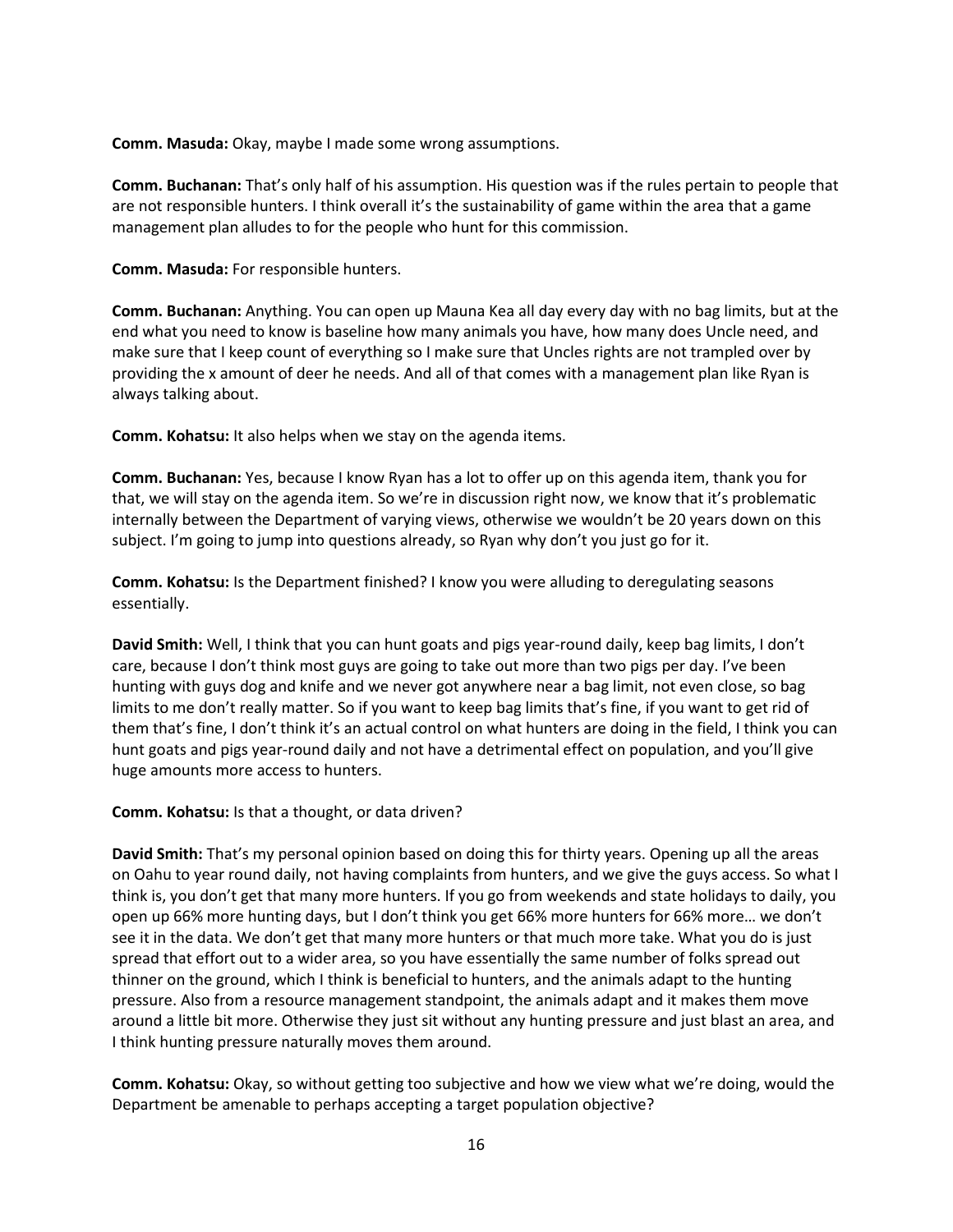**Comm. Masuda:** Okay, maybe I made some wrong assumptions.

**Comm. Buchanan:** That's only half of his assumption. His question was if the rules pertain to people that are not responsible hunters. I think overall it's the sustainability of game within the area that a game management plan alludes to for the people who hunt for this commission.

**Comm. Masuda:** For responsible hunters.

**Comm. Buchanan:** Anything. You can open up Mauna Kea all day every day with no bag limits, but at the end what you need to know is baseline how many animals you have, how many does Uncle need, and make sure that I keep count of everything so I make sure that Uncles rights are not trampled over by providing the x amount of deer he needs. And all of that comes with a management plan like Ryan is always talking about.

**Comm. Kohatsu:** It also helps when we stay on the agenda items.

**Comm. Buchanan:** Yes, because I know Ryan has a lot to offer up on this agenda item, thank you for that, we will stay on the agenda item. So we're in discussion right now, we know that it's problematic internally between the Department of varying views, otherwise we wouldn't be 20 years down on this subject. I'm going to jump into questions already, so Ryan why don't you just go for it.

**Comm. Kohatsu:** Is the Department finished? I know you were alluding to deregulating seasons essentially.

**David Smith:** Well, I think that you can hunt goats and pigs year-round daily, keep bag limits, I don't care, because I don't think most guys are going to take out more than two pigs per day. I've been hunting with guys dog and knife and we never got anywhere near a bag limit, not even close, so bag limits to me don't really matter. So if you want to keep bag limits that's fine, if you want to get rid of them that's fine, I don't think it's an actual control on what hunters are doing in the field, I think you can hunt goats and pigs year-round daily and not have a detrimental effect on population, and you'll give huge amounts more access to hunters.

**Comm. Kohatsu:** Is that a thought, or data driven?

**David Smith:** That's my personal opinion based on doing this for thirty years. Opening up all the areas on Oahu to year round daily, not having complaints from hunters, and we give the guys access. So what I think is, you don't get that many more hunters. If you go from weekends and state holidays to daily, you open up 66% more hunting days, but I don't think you get 66% more hunters for 66% more… we don't see it in the data. We don't get that many more hunters or that much more take. What you do is just spread that effort out to a wider area, so you have essentially the same number of folks spread out thinner on the ground, which I think is beneficial to hunters, and the animals adapt to the hunting pressure. Also from a resource management standpoint, the animals adapt and it makes them move around a little bit more. Otherwise they just sit without any hunting pressure and just blast an area, and I think hunting pressure naturally moves them around.

**Comm. Kohatsu:** Okay, so without getting too subjective and how we view what we're doing, would the Department be amenable to perhaps accepting a target population objective?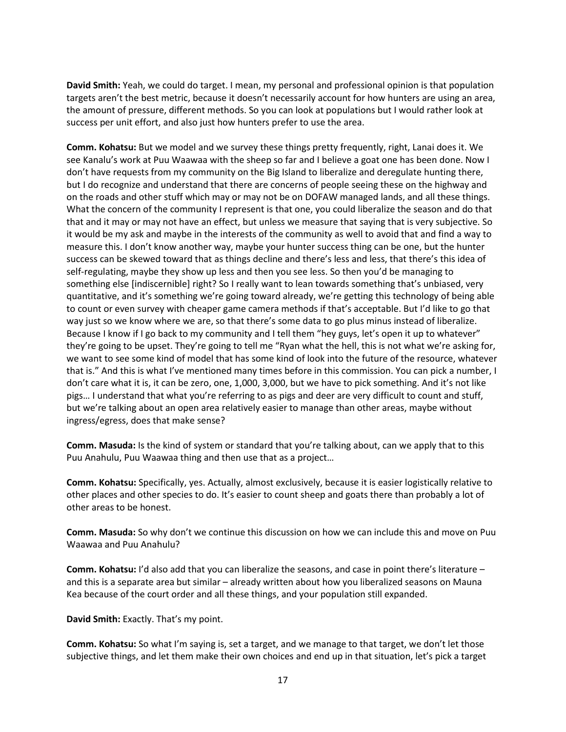**David Smith:** Yeah, we could do target. I mean, my personal and professional opinion is that population targets aren't the best metric, because it doesn't necessarily account for how hunters are using an area, the amount of pressure, different methods. So you can look at populations but I would rather look at success per unit effort, and also just how hunters prefer to use the area.

**Comm. Kohatsu:** But we model and we survey these things pretty frequently, right, Lanai does it. We see Kanalu's work at Puu Waawaa with the sheep so far and I believe a goat one has been done. Now I don't have requests from my community on the Big Island to liberalize and deregulate hunting there, but I do recognize and understand that there are concerns of people seeing these on the highway and on the roads and other stuff which may or may not be on DOFAW managed lands, and all these things. What the concern of the community I represent is that one, you could liberalize the season and do that that and it may or may not have an effect, but unless we measure that saying that is very subjective. So it would be my ask and maybe in the interests of the community as well to avoid that and find a way to measure this. I don't know another way, maybe your hunter success thing can be one, but the hunter success can be skewed toward that as things decline and there's less and less, that there's this idea of self-regulating, maybe they show up less and then you see less. So then you'd be managing to something else [indiscernible] right? So I really want to lean towards something that's unbiased, very quantitative, and it's something we're going toward already, we're getting this technology of being able to count or even survey with cheaper game camera methods if that's acceptable. But I'd like to go that way just so we know where we are, so that there's some data to go plus minus instead of liberalize. Because I know if I go back to my community and I tell them "hey guys, let's open it up to whatever" they're going to be upset. They're going to tell me "Ryan what the hell, this is not what we're asking for, we want to see some kind of model that has some kind of look into the future of the resource, whatever that is." And this is what I've mentioned many times before in this commission. You can pick a number, I don't care what it is, it can be zero, one, 1,000, 3,000, but we have to pick something. And it's not like pigs… I understand that what you're referring to as pigs and deer are very difficult to count and stuff, but we're talking about an open area relatively easier to manage than other areas, maybe without ingress/egress, does that make sense?

**Comm. Masuda:** Is the kind of system or standard that you're talking about, can we apply that to this Puu Anahulu, Puu Waawaa thing and then use that as a project…

**Comm. Kohatsu:** Specifically, yes. Actually, almost exclusively, because it is easier logistically relative to other places and other species to do. It's easier to count sheep and goats there than probably a lot of other areas to be honest.

**Comm. Masuda:** So why don't we continue this discussion on how we can include this and move on Puu Waawaa and Puu Anahulu?

**Comm. Kohatsu:** I'd also add that you can liberalize the seasons, and case in point there's literature – and this is a separate area but similar – already written about how you liberalized seasons on Mauna Kea because of the court order and all these things, and your population still expanded.

**David Smith:** Exactly. That's my point.

**Comm. Kohatsu:** So what I'm saying is, set a target, and we manage to that target, we don't let those subjective things, and let them make their own choices and end up in that situation, let's pick a target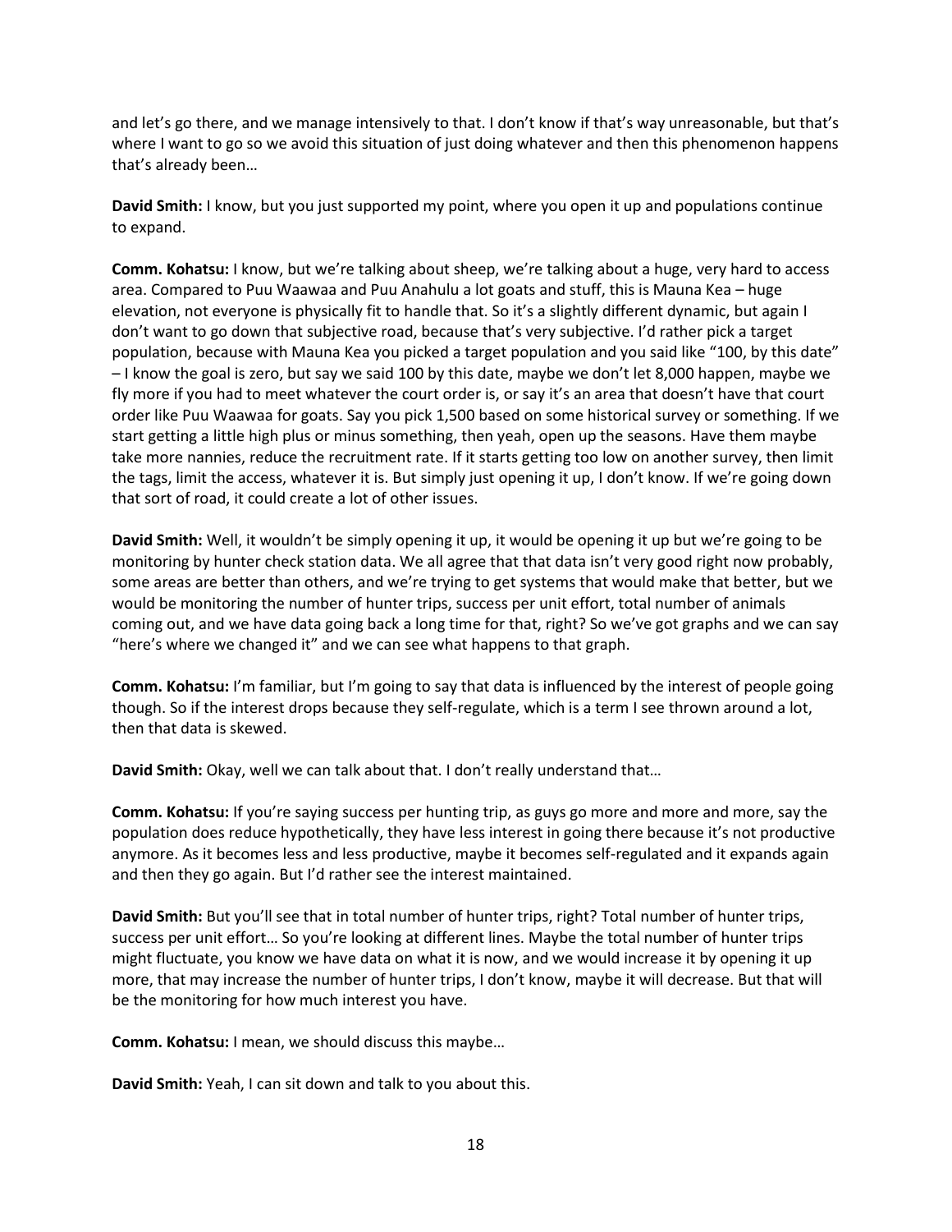and let's go there, and we manage intensively to that. I don't know if that's way unreasonable, but that's where I want to go so we avoid this situation of just doing whatever and then this phenomenon happens that's already been…

**David Smith:** I know, but you just supported my point, where you open it up and populations continue to expand.

**Comm. Kohatsu:** I know, but we're talking about sheep, we're talking about a huge, very hard to access area. Compared to Puu Waawaa and Puu Anahulu a lot goats and stuff, this is Mauna Kea – huge elevation, not everyone is physically fit to handle that. So it's a slightly different dynamic, but again I don't want to go down that subjective road, because that's very subjective. I'd rather pick a target population, because with Mauna Kea you picked a target population and you said like "100, by this date" – I know the goal is zero, but say we said 100 by this date, maybe we don't let 8,000 happen, maybe we fly more if you had to meet whatever the court order is, or say it's an area that doesn't have that court order like Puu Waawaa for goats. Say you pick 1,500 based on some historical survey or something. If we start getting a little high plus or minus something, then yeah, open up the seasons. Have them maybe take more nannies, reduce the recruitment rate. If it starts getting too low on another survey, then limit the tags, limit the access, whatever it is. But simply just opening it up, I don't know. If we're going down that sort of road, it could create a lot of other issues.

**David Smith:** Well, it wouldn't be simply opening it up, it would be opening it up but we're going to be monitoring by hunter check station data. We all agree that that data isn't very good right now probably, some areas are better than others, and we're trying to get systems that would make that better, but we would be monitoring the number of hunter trips, success per unit effort, total number of animals coming out, and we have data going back a long time for that, right? So we've got graphs and we can say "here's where we changed it" and we can see what happens to that graph.

**Comm. Kohatsu:** I'm familiar, but I'm going to say that data is influenced by the interest of people going though. So if the interest drops because they self-regulate, which is a term I see thrown around a lot, then that data is skewed.

**David Smith:** Okay, well we can talk about that. I don't really understand that…

**Comm. Kohatsu:** If you're saying success per hunting trip, as guys go more and more and more, say the population does reduce hypothetically, they have less interest in going there because it's not productive anymore. As it becomes less and less productive, maybe it becomes self-regulated and it expands again and then they go again. But I'd rather see the interest maintained.

**David Smith:** But you'll see that in total number of hunter trips, right? Total number of hunter trips, success per unit effort… So you're looking at different lines. Maybe the total number of hunter trips might fluctuate, you know we have data on what it is now, and we would increase it by opening it up more, that may increase the number of hunter trips, I don't know, maybe it will decrease. But that will be the monitoring for how much interest you have.

**Comm. Kohatsu:** I mean, we should discuss this maybe…

**David Smith:** Yeah, I can sit down and talk to you about this.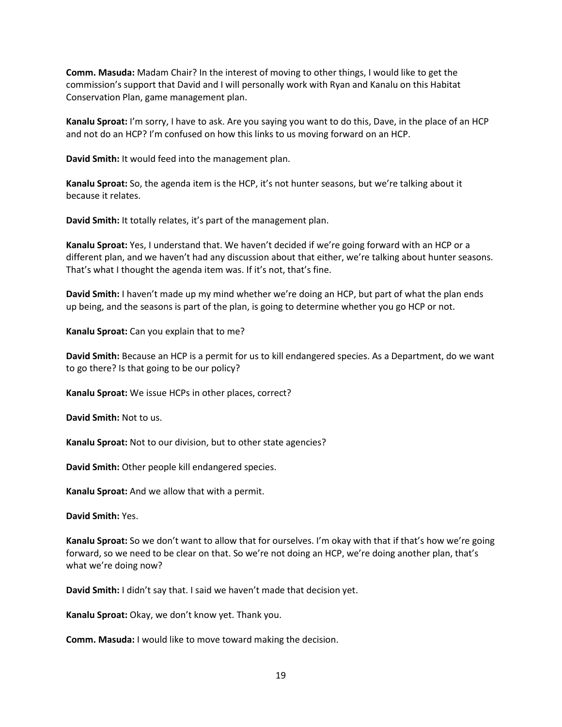**Comm. Masuda:** Madam Chair? In the interest of moving to other things, I would like to get the commission's support that David and I will personally work with Ryan and Kanalu on this Habitat Conservation Plan, game management plan.

**Kanalu Sproat:** I'm sorry, I have to ask. Are you saying you want to do this, Dave, in the place of an HCP and not do an HCP? I'm confused on how this links to us moving forward on an HCP.

**David Smith:** It would feed into the management plan.

**Kanalu Sproat:** So, the agenda item is the HCP, it's not hunter seasons, but we're talking about it because it relates.

**David Smith:** It totally relates, it's part of the management plan.

**Kanalu Sproat:** Yes, I understand that. We haven't decided if we're going forward with an HCP or a different plan, and we haven't had any discussion about that either, we're talking about hunter seasons. That's what I thought the agenda item was. If it's not, that's fine.

**David Smith:** I haven't made up my mind whether we're doing an HCP, but part of what the plan ends up being, and the seasons is part of the plan, is going to determine whether you go HCP or not.

**Kanalu Sproat:** Can you explain that to me?

**David Smith:** Because an HCP is a permit for us to kill endangered species. As a Department, do we want to go there? Is that going to be our policy?

**Kanalu Sproat:** We issue HCPs in other places, correct?

**David Smith:** Not to us.

**Kanalu Sproat:** Not to our division, but to other state agencies?

**David Smith:** Other people kill endangered species.

**Kanalu Sproat:** And we allow that with a permit.

**David Smith:** Yes.

**Kanalu Sproat:** So we don't want to allow that for ourselves. I'm okay with that if that's how we're going forward, so we need to be clear on that. So we're not doing an HCP, we're doing another plan, that's what we're doing now?

**David Smith:** I didn't say that. I said we haven't made that decision yet.

**Kanalu Sproat:** Okay, we don't know yet. Thank you.

**Comm. Masuda:** I would like to move toward making the decision.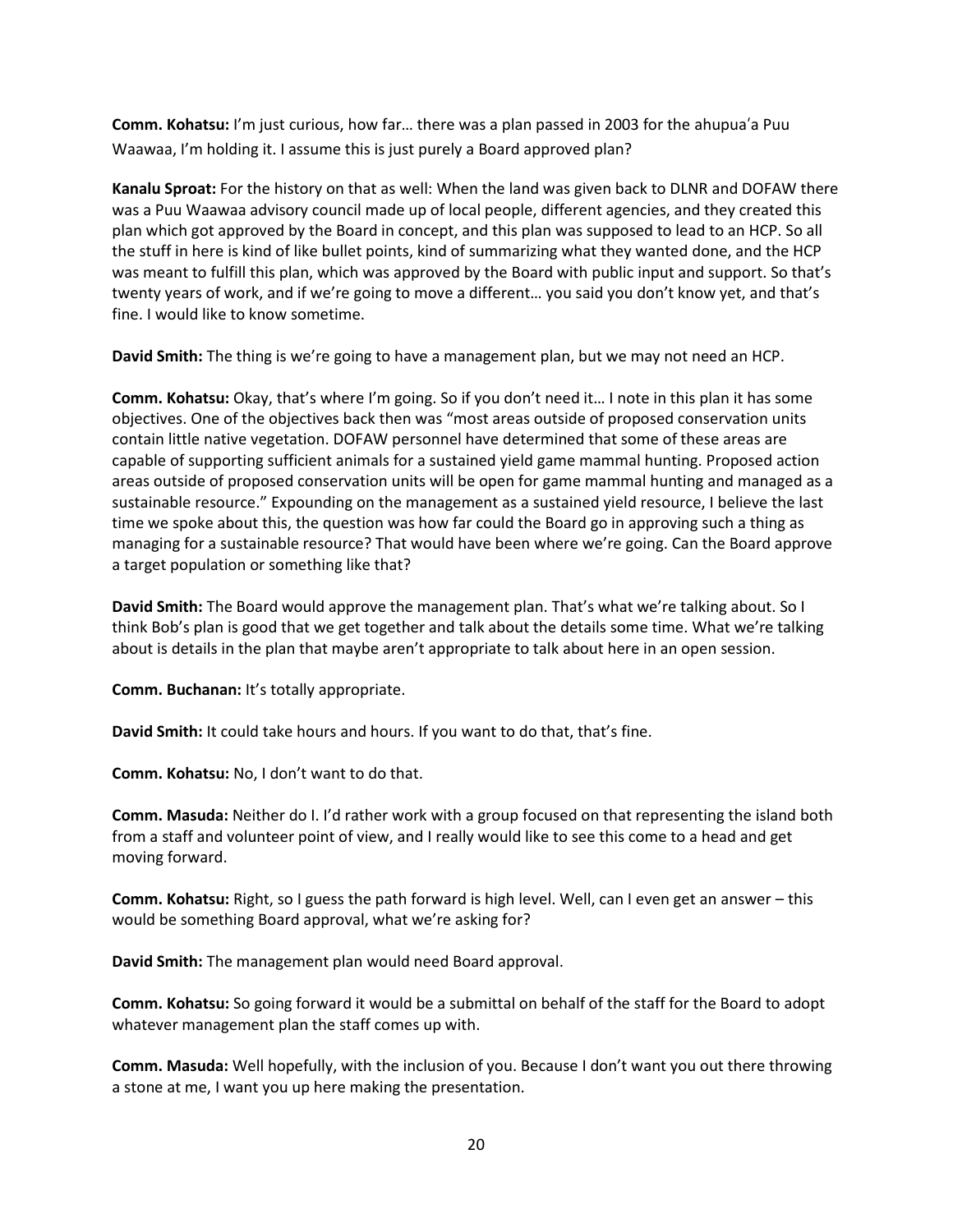**Comm. Kohatsu:** I'm just curious, how far… there was a plan passed in 2003 for the ahupuaʻa Puu Waawaa, I'm holding it. I assume this is just purely a Board approved plan?

**Kanalu Sproat:** For the history on that as well: When the land was given back to DLNR and DOFAW there was a Puu Waawaa advisory council made up of local people, different agencies, and they created this plan which got approved by the Board in concept, and this plan was supposed to lead to an HCP. So all the stuff in here is kind of like bullet points, kind of summarizing what they wanted done, and the HCP was meant to fulfill this plan, which was approved by the Board with public input and support. So that's twenty years of work, and if we're going to move a different… you said you don't know yet, and that's fine. I would like to know sometime.

**David Smith:** The thing is we're going to have a management plan, but we may not need an HCP.

**Comm. Kohatsu:** Okay, that's where I'm going. So if you don't need it… I note in this plan it has some objectives. One of the objectives back then was "most areas outside of proposed conservation units contain little native vegetation. DOFAW personnel have determined that some of these areas are capable of supporting sufficient animals for a sustained yield game mammal hunting. Proposed action areas outside of proposed conservation units will be open for game mammal hunting and managed as a sustainable resource." Expounding on the management as a sustained yield resource, I believe the last time we spoke about this, the question was how far could the Board go in approving such a thing as managing for a sustainable resource? That would have been where we're going. Can the Board approve a target population or something like that?

**David Smith:** The Board would approve the management plan. That's what we're talking about. So I think Bob's plan is good that we get together and talk about the details some time. What we're talking about is details in the plan that maybe aren't appropriate to talk about here in an open session.

**Comm. Buchanan:** It's totally appropriate.

**David Smith:** It could take hours and hours. If you want to do that, that's fine.

**Comm. Kohatsu:** No, I don't want to do that.

**Comm. Masuda:** Neither do I. I'd rather work with a group focused on that representing the island both from a staff and volunteer point of view, and I really would like to see this come to a head and get moving forward.

**Comm. Kohatsu:** Right, so I guess the path forward is high level. Well, can I even get an answer – this would be something Board approval, what we're asking for?

**David Smith:** The management plan would need Board approval.

**Comm. Kohatsu:** So going forward it would be a submittal on behalf of the staff for the Board to adopt whatever management plan the staff comes up with.

**Comm. Masuda:** Well hopefully, with the inclusion of you. Because I don't want you out there throwing a stone at me, I want you up here making the presentation.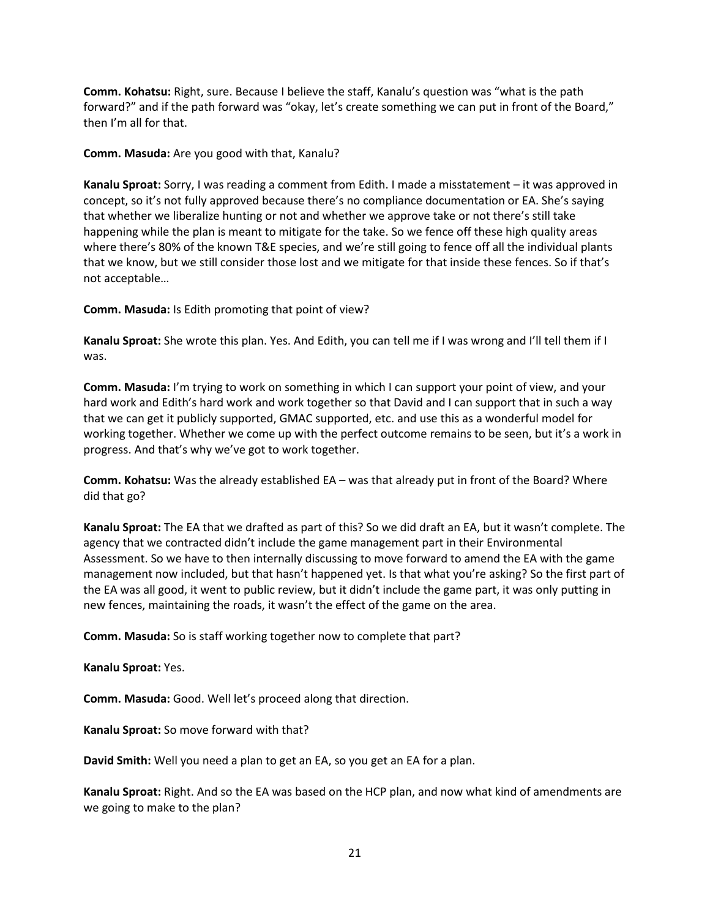**Comm. Kohatsu:** Right, sure. Because I believe the staff, Kanalu's question was "what is the path forward?" and if the path forward was "okay, let's create something we can put in front of the Board," then I'm all for that.

**Comm. Masuda:** Are you good with that, Kanalu?

**Kanalu Sproat:** Sorry, I was reading a comment from Edith. I made a misstatement – it was approved in concept, so it's not fully approved because there's no compliance documentation or EA. She's saying that whether we liberalize hunting or not and whether we approve take or not there's still take happening while the plan is meant to mitigate for the take. So we fence off these high quality areas where there's 80% of the known T&E species, and we're still going to fence off all the individual plants that we know, but we still consider those lost and we mitigate for that inside these fences. So if that's not acceptable…

**Comm. Masuda:** Is Edith promoting that point of view?

**Kanalu Sproat:** She wrote this plan. Yes. And Edith, you can tell me if I was wrong and I'll tell them if I was.

**Comm. Masuda:** I'm trying to work on something in which I can support your point of view, and your hard work and Edith's hard work and work together so that David and I can support that in such a way that we can get it publicly supported, GMAC supported, etc. and use this as a wonderful model for working together. Whether we come up with the perfect outcome remains to be seen, but it's a work in progress. And that's why we've got to work together.

**Comm. Kohatsu:** Was the already established EA – was that already put in front of the Board? Where did that go?

**Kanalu Sproat:** The EA that we drafted as part of this? So we did draft an EA, but it wasn't complete. The agency that we contracted didn't include the game management part in their Environmental Assessment. So we have to then internally discussing to move forward to amend the EA with the game management now included, but that hasn't happened yet. Is that what you're asking? So the first part of the EA was all good, it went to public review, but it didn't include the game part, it was only putting in new fences, maintaining the roads, it wasn't the effect of the game on the area.

**Comm. Masuda:** So is staff working together now to complete that part?

**Kanalu Sproat:** Yes.

**Comm. Masuda:** Good. Well let's proceed along that direction.

**Kanalu Sproat:** So move forward with that?

**David Smith:** Well you need a plan to get an EA, so you get an EA for a plan.

**Kanalu Sproat:** Right. And so the EA was based on the HCP plan, and now what kind of amendments are we going to make to the plan?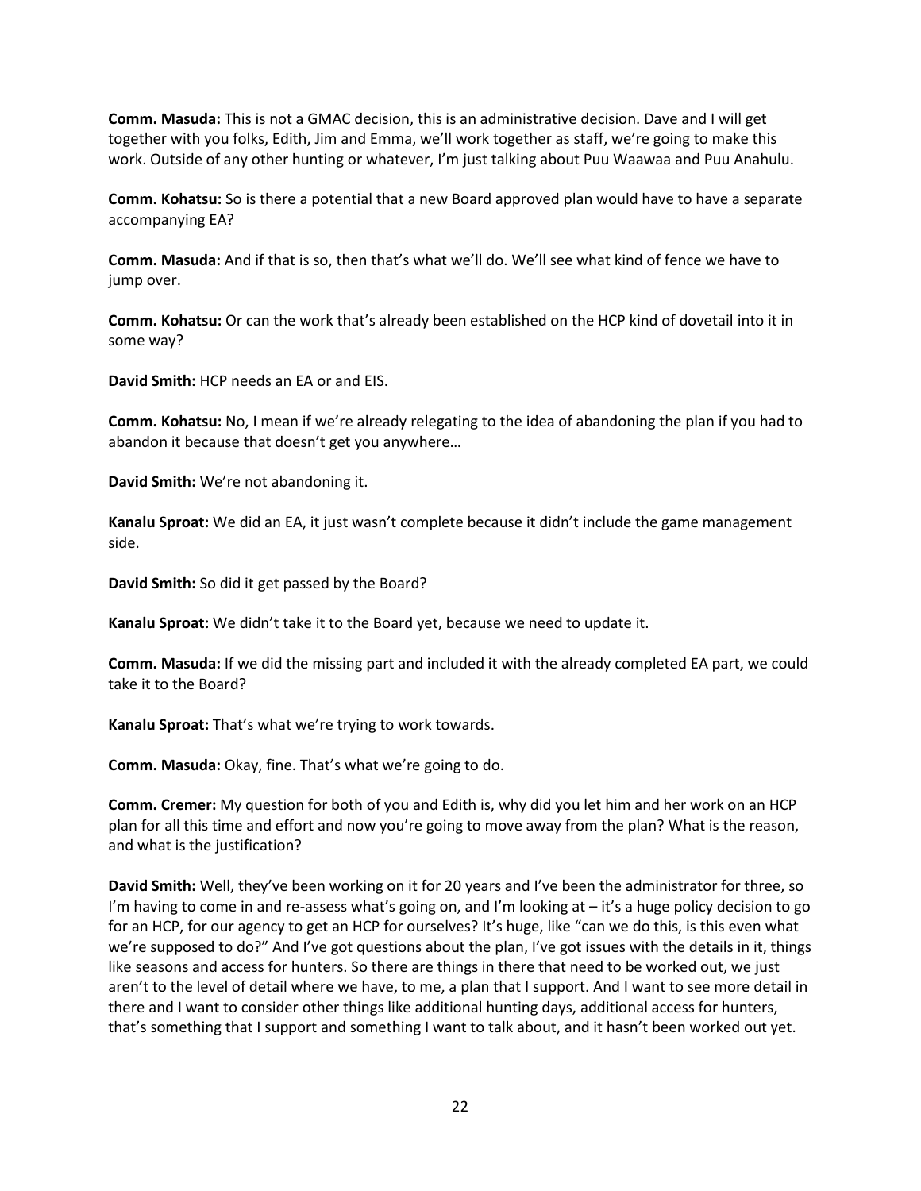**Comm. Masuda:** This is not a GMAC decision, this is an administrative decision. Dave and I will get together with you folks, Edith, Jim and Emma, we'll work together as staff, we're going to make this work. Outside of any other hunting or whatever, I'm just talking about Puu Waawaa and Puu Anahulu.

**Comm. Kohatsu:** So is there a potential that a new Board approved plan would have to have a separate accompanying EA?

**Comm. Masuda:** And if that is so, then that's what we'll do. We'll see what kind of fence we have to jump over.

**Comm. Kohatsu:** Or can the work that's already been established on the HCP kind of dovetail into it in some way?

**David Smith:** HCP needs an EA or and EIS.

**Comm. Kohatsu:** No, I mean if we're already relegating to the idea of abandoning the plan if you had to abandon it because that doesn't get you anywhere…

**David Smith:** We're not abandoning it.

**Kanalu Sproat:** We did an EA, it just wasn't complete because it didn't include the game management side.

**David Smith:** So did it get passed by the Board?

**Kanalu Sproat:** We didn't take it to the Board yet, because we need to update it.

**Comm. Masuda:** If we did the missing part and included it with the already completed EA part, we could take it to the Board?

**Kanalu Sproat:** That's what we're trying to work towards.

**Comm. Masuda:** Okay, fine. That's what we're going to do.

**Comm. Cremer:** My question for both of you and Edith is, why did you let him and her work on an HCP plan for all this time and effort and now you're going to move away from the plan? What is the reason, and what is the justification?

**David Smith:** Well, they've been working on it for 20 years and I've been the administrator for three, so I'm having to come in and re-assess what's going on, and I'm looking at – it's a huge policy decision to go for an HCP, for our agency to get an HCP for ourselves? It's huge, like "can we do this, is this even what we're supposed to do?" And I've got questions about the plan, I've got issues with the details in it, things like seasons and access for hunters. So there are things in there that need to be worked out, we just aren't to the level of detail where we have, to me, a plan that I support. And I want to see more detail in there and I want to consider other things like additional hunting days, additional access for hunters, that's something that I support and something I want to talk about, and it hasn't been worked out yet.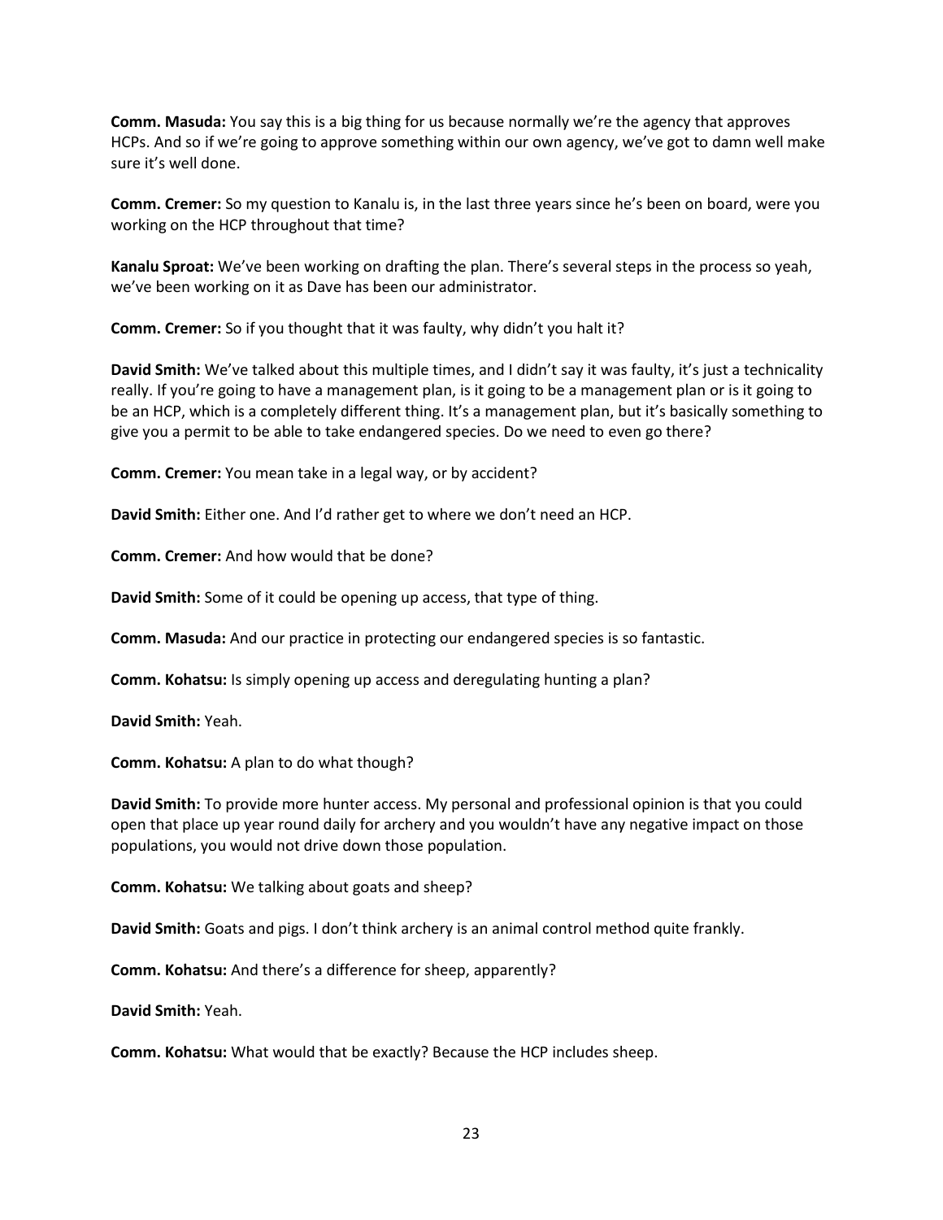**Comm. Masuda:** You say this is a big thing for us because normally we're the agency that approves HCPs. And so if we're going to approve something within our own agency, we've got to damn well make sure it's well done.

**Comm. Cremer:** So my question to Kanalu is, in the last three years since he's been on board, were you working on the HCP throughout that time?

**Kanalu Sproat:** We've been working on drafting the plan. There's several steps in the process so yeah, we've been working on it as Dave has been our administrator.

**Comm. Cremer:** So if you thought that it was faulty, why didn't you halt it?

**David Smith:** We've talked about this multiple times, and I didn't say it was faulty, it's just a technicality really. If you're going to have a management plan, is it going to be a management plan or is it going to be an HCP, which is a completely different thing. It's a management plan, but it's basically something to give you a permit to be able to take endangered species. Do we need to even go there?

**Comm. Cremer:** You mean take in a legal way, or by accident?

**David Smith:** Either one. And I'd rather get to where we don't need an HCP.

**Comm. Cremer:** And how would that be done?

**David Smith:** Some of it could be opening up access, that type of thing.

**Comm. Masuda:** And our practice in protecting our endangered species is so fantastic.

**Comm. Kohatsu:** Is simply opening up access and deregulating hunting a plan?

**David Smith:** Yeah.

**Comm. Kohatsu:** A plan to do what though?

**David Smith:** To provide more hunter access. My personal and professional opinion is that you could open that place up year round daily for archery and you wouldn't have any negative impact on those populations, you would not drive down those population.

**Comm. Kohatsu:** We talking about goats and sheep?

**David Smith:** Goats and pigs. I don't think archery is an animal control method quite frankly.

**Comm. Kohatsu:** And there's a difference for sheep, apparently?

**David Smith:** Yeah.

**Comm. Kohatsu:** What would that be exactly? Because the HCP includes sheep.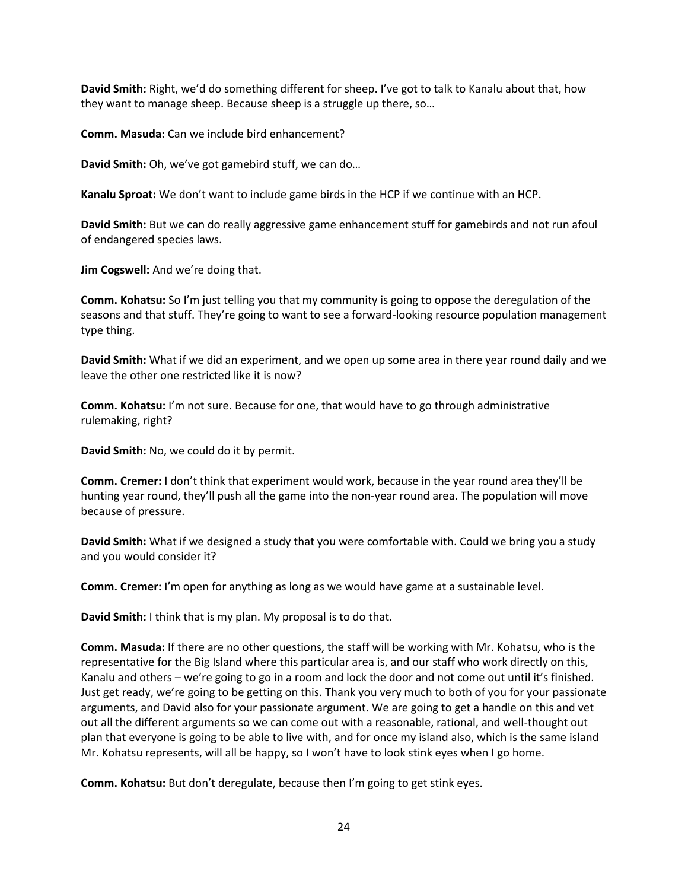**David Smith:** Right, we'd do something different for sheep. I've got to talk to Kanalu about that, how they want to manage sheep. Because sheep is a struggle up there, so…

**Comm. Masuda:** Can we include bird enhancement?

**David Smith:** Oh, we've got gamebird stuff, we can do…

**Kanalu Sproat:** We don't want to include game birds in the HCP if we continue with an HCP.

**David Smith:** But we can do really aggressive game enhancement stuff for gamebirds and not run afoul of endangered species laws.

**Jim Cogswell:** And we're doing that.

**Comm. Kohatsu:** So I'm just telling you that my community is going to oppose the deregulation of the seasons and that stuff. They're going to want to see a forward-looking resource population management type thing.

**David Smith:** What if we did an experiment, and we open up some area in there year round daily and we leave the other one restricted like it is now?

**Comm. Kohatsu:** I'm not sure. Because for one, that would have to go through administrative rulemaking, right?

**David Smith:** No, we could do it by permit.

**Comm. Cremer:** I don't think that experiment would work, because in the year round area they'll be hunting year round, they'll push all the game into the non-year round area. The population will move because of pressure.

**David Smith:** What if we designed a study that you were comfortable with. Could we bring you a study and you would consider it?

**Comm. Cremer:** I'm open for anything as long as we would have game at a sustainable level.

**David Smith:** I think that is my plan. My proposal is to do that.

**Comm. Masuda:** If there are no other questions, the staff will be working with Mr. Kohatsu, who is the representative for the Big Island where this particular area is, and our staff who work directly on this, Kanalu and others – we're going to go in a room and lock the door and not come out until it's finished. Just get ready, we're going to be getting on this. Thank you very much to both of you for your passionate arguments, and David also for your passionate argument. We are going to get a handle on this and vet out all the different arguments so we can come out with a reasonable, rational, and well-thought out plan that everyone is going to be able to live with, and for once my island also, which is the same island Mr. Kohatsu represents, will all be happy, so I won't have to look stink eyes when I go home.

**Comm. Kohatsu:** But don't deregulate, because then I'm going to get stink eyes.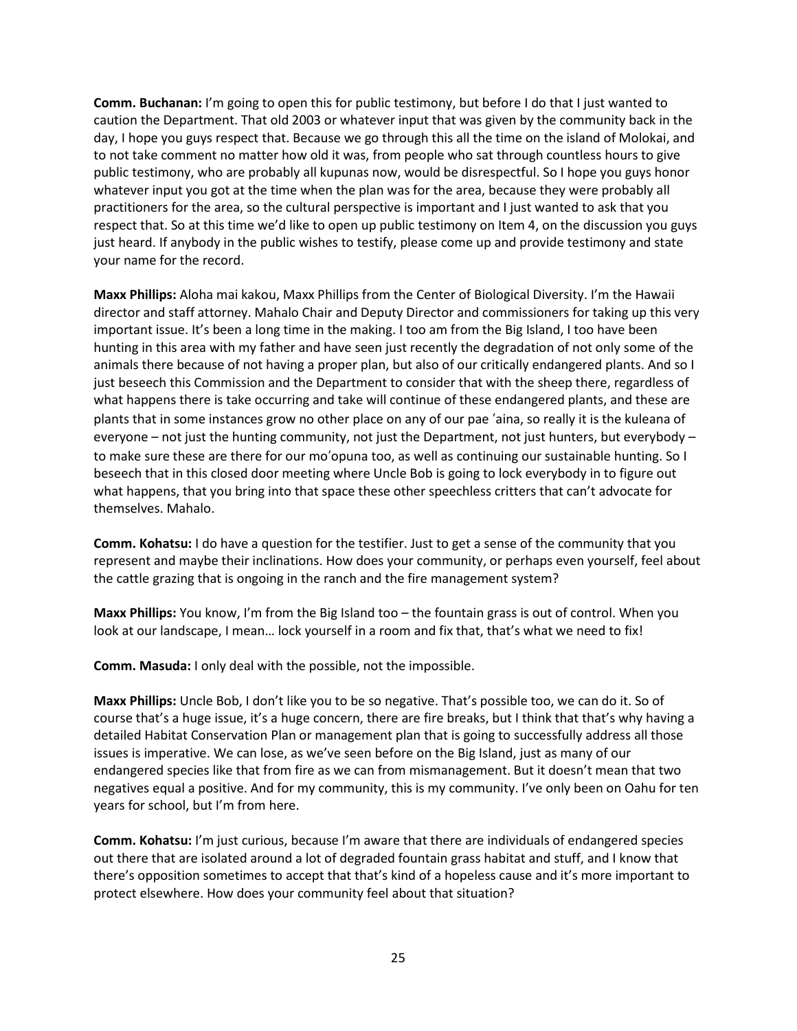**Comm. Buchanan:** I'm going to open this for public testimony, but before I do that I just wanted to caution the Department. That old 2003 or whatever input that was given by the community back in the day, I hope you guys respect that. Because we go through this all the time on the island of Molokai, and to not take comment no matter how old it was, from people who sat through countless hours to give public testimony, who are probably all kupunas now, would be disrespectful. So I hope you guys honor whatever input you got at the time when the plan was for the area, because they were probably all practitioners for the area, so the cultural perspective is important and I just wanted to ask that you respect that. So at this time we'd like to open up public testimony on Item 4, on the discussion you guys just heard. If anybody in the public wishes to testify, please come up and provide testimony and state your name for the record.

**Maxx Phillips:** Aloha mai kakou, Maxx Phillips from the Center of Biological Diversity. I'm the Hawaii director and staff attorney. Mahalo Chair and Deputy Director and commissioners for taking up this very important issue. It's been a long time in the making. I too am from the Big Island, I too have been hunting in this area with my father and have seen just recently the degradation of not only some of the animals there because of not having a proper plan, but also of our critically endangered plants. And so I just beseech this Commission and the Department to consider that with the sheep there, regardless of what happens there is take occurring and take will continue of these endangered plants, and these are plants that in some instances grow no other place on any of our pae ʻaina, so really it is the kuleana of everyone – not just the hunting community, not just the Department, not just hunters, but everybody – to make sure these are there for our moʻopuna too, as well as continuing our sustainable hunting. So I beseech that in this closed door meeting where Uncle Bob is going to lock everybody in to figure out what happens, that you bring into that space these other speechless critters that can't advocate for themselves. Mahalo.

**Comm. Kohatsu:** I do have a question for the testifier. Just to get a sense of the community that you represent and maybe their inclinations. How does your community, or perhaps even yourself, feel about the cattle grazing that is ongoing in the ranch and the fire management system?

**Maxx Phillips:** You know, I'm from the Big Island too – the fountain grass is out of control. When you look at our landscape, I mean… lock yourself in a room and fix that, that's what we need to fix!

**Comm. Masuda:** I only deal with the possible, not the impossible.

**Maxx Phillips:** Uncle Bob, I don't like you to be so negative. That's possible too, we can do it. So of course that's a huge issue, it's a huge concern, there are fire breaks, but I think that that's why having a detailed Habitat Conservation Plan or management plan that is going to successfully address all those issues is imperative. We can lose, as we've seen before on the Big Island, just as many of our endangered species like that from fire as we can from mismanagement. But it doesn't mean that two negatives equal a positive. And for my community, this is my community. I've only been on Oahu for ten years for school, but I'm from here.

**Comm. Kohatsu:** I'm just curious, because I'm aware that there are individuals of endangered species out there that are isolated around a lot of degraded fountain grass habitat and stuff, and I know that there's opposition sometimes to accept that that's kind of a hopeless cause and it's more important to protect elsewhere. How does your community feel about that situation?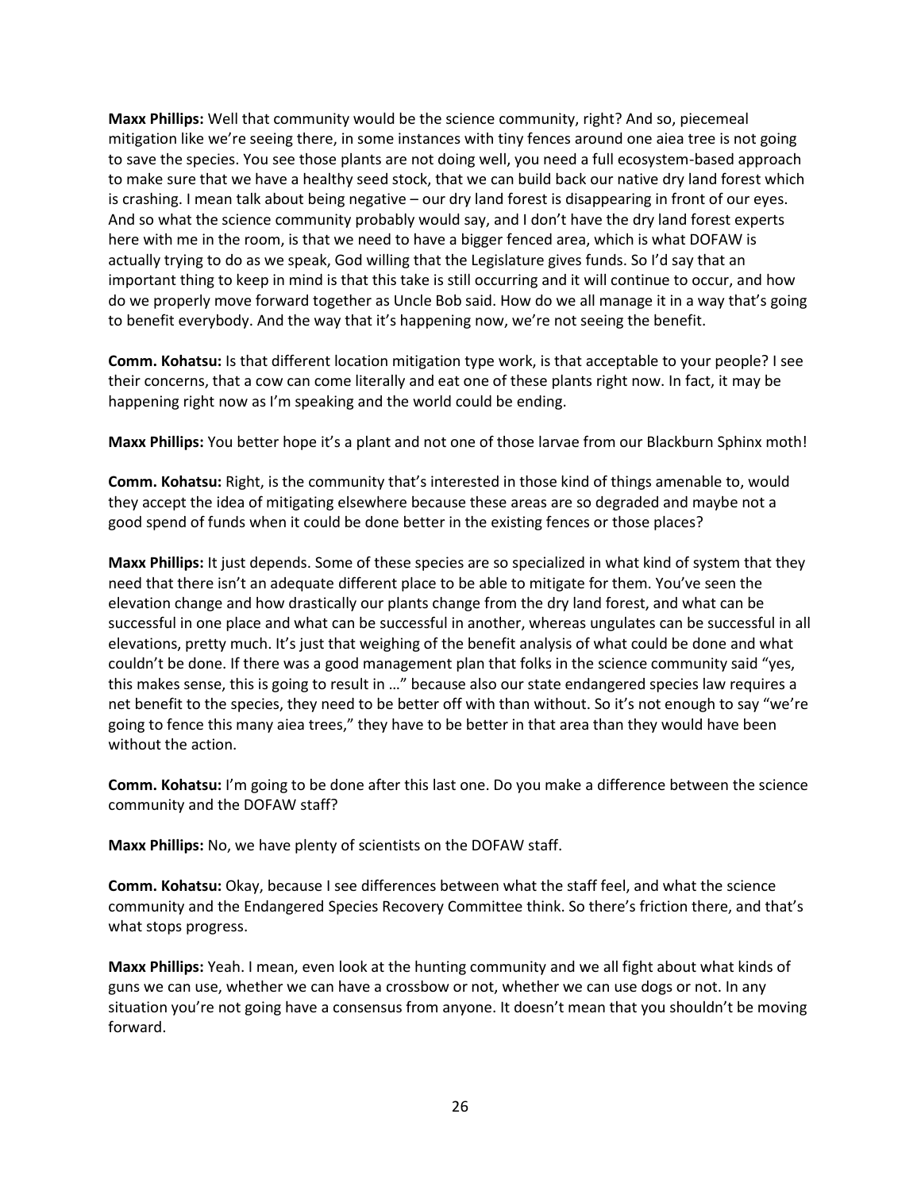**Maxx Phillips:** Well that community would be the science community, right? And so, piecemeal mitigation like we're seeing there, in some instances with tiny fences around one aiea tree is not going to save the species. You see those plants are not doing well, you need a full ecosystem-based approach to make sure that we have a healthy seed stock, that we can build back our native dry land forest which is crashing. I mean talk about being negative – our dry land forest is disappearing in front of our eyes. And so what the science community probably would say, and I don't have the dry land forest experts here with me in the room, is that we need to have a bigger fenced area, which is what DOFAW is actually trying to do as we speak, God willing that the Legislature gives funds. So I'd say that an important thing to keep in mind is that this take is still occurring and it will continue to occur, and how do we properly move forward together as Uncle Bob said. How do we all manage it in a way that's going to benefit everybody. And the way that it's happening now, we're not seeing the benefit.

**Comm. Kohatsu:** Is that different location mitigation type work, is that acceptable to your people? I see their concerns, that a cow can come literally and eat one of these plants right now. In fact, it may be happening right now as I'm speaking and the world could be ending.

**Maxx Phillips:** You better hope it's a plant and not one of those larvae from our Blackburn Sphinx moth!

**Comm. Kohatsu:** Right, is the community that's interested in those kind of things amenable to, would they accept the idea of mitigating elsewhere because these areas are so degraded and maybe not a good spend of funds when it could be done better in the existing fences or those places?

**Maxx Phillips:** It just depends. Some of these species are so specialized in what kind of system that they need that there isn't an adequate different place to be able to mitigate for them. You've seen the elevation change and how drastically our plants change from the dry land forest, and what can be successful in one place and what can be successful in another, whereas ungulates can be successful in all elevations, pretty much. It's just that weighing of the benefit analysis of what could be done and what couldn't be done. If there was a good management plan that folks in the science community said "yes, this makes sense, this is going to result in …" because also our state endangered species law requires a net benefit to the species, they need to be better off with than without. So it's not enough to say "we're going to fence this many aiea trees," they have to be better in that area than they would have been without the action.

**Comm. Kohatsu:** I'm going to be done after this last one. Do you make a difference between the science community and the DOFAW staff?

**Maxx Phillips:** No, we have plenty of scientists on the DOFAW staff.

**Comm. Kohatsu:** Okay, because I see differences between what the staff feel, and what the science community and the Endangered Species Recovery Committee think. So there's friction there, and that's what stops progress.

**Maxx Phillips:** Yeah. I mean, even look at the hunting community and we all fight about what kinds of guns we can use, whether we can have a crossbow or not, whether we can use dogs or not. In any situation you're not going have a consensus from anyone. It doesn't mean that you shouldn't be moving forward.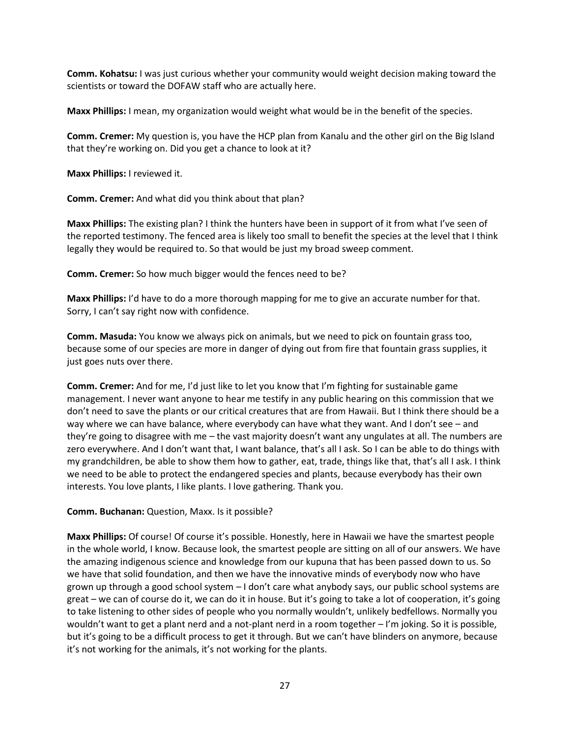**Comm. Kohatsu:** I was just curious whether your community would weight decision making toward the scientists or toward the DOFAW staff who are actually here.

**Maxx Phillips:** I mean, my organization would weight what would be in the benefit of the species.

**Comm. Cremer:** My question is, you have the HCP plan from Kanalu and the other girl on the Big Island that they're working on. Did you get a chance to look at it?

**Maxx Phillips:** I reviewed it.

**Comm. Cremer:** And what did you think about that plan?

**Maxx Phillips:** The existing plan? I think the hunters have been in support of it from what I've seen of the reported testimony. The fenced area is likely too small to benefit the species at the level that I think legally they would be required to. So that would be just my broad sweep comment.

**Comm. Cremer:** So how much bigger would the fences need to be?

**Maxx Phillips:** I'd have to do a more thorough mapping for me to give an accurate number for that. Sorry, I can't say right now with confidence.

**Comm. Masuda:** You know we always pick on animals, but we need to pick on fountain grass too, because some of our species are more in danger of dying out from fire that fountain grass supplies, it just goes nuts over there.

**Comm. Cremer:** And for me, I'd just like to let you know that I'm fighting for sustainable game management. I never want anyone to hear me testify in any public hearing on this commission that we don't need to save the plants or our critical creatures that are from Hawaii. But I think there should be a way where we can have balance, where everybody can have what they want. And I don't see – and they're going to disagree with me – the vast majority doesn't want any ungulates at all. The numbers are zero everywhere. And I don't want that, I want balance, that's all I ask. So I can be able to do things with my grandchildren, be able to show them how to gather, eat, trade, things like that, that's all I ask. I think we need to be able to protect the endangered species and plants, because everybody has their own interests. You love plants, I like plants. I love gathering. Thank you.

**Comm. Buchanan:** Question, Maxx. Is it possible?

**Maxx Phillips:** Of course! Of course it's possible. Honestly, here in Hawaii we have the smartest people in the whole world, I know. Because look, the smartest people are sitting on all of our answers. We have the amazing indigenous science and knowledge from our kupuna that has been passed down to us. So we have that solid foundation, and then we have the innovative minds of everybody now who have grown up through a good school system – I don't care what anybody says, our public school systems are great – we can of course do it, we can do it in house. But it's going to take a lot of cooperation, it's going to take listening to other sides of people who you normally wouldn't, unlikely bedfellows. Normally you wouldn't want to get a plant nerd and a not-plant nerd in a room together – I'm joking. So it is possible, but it's going to be a difficult process to get it through. But we can't have blinders on anymore, because it's not working for the animals, it's not working for the plants.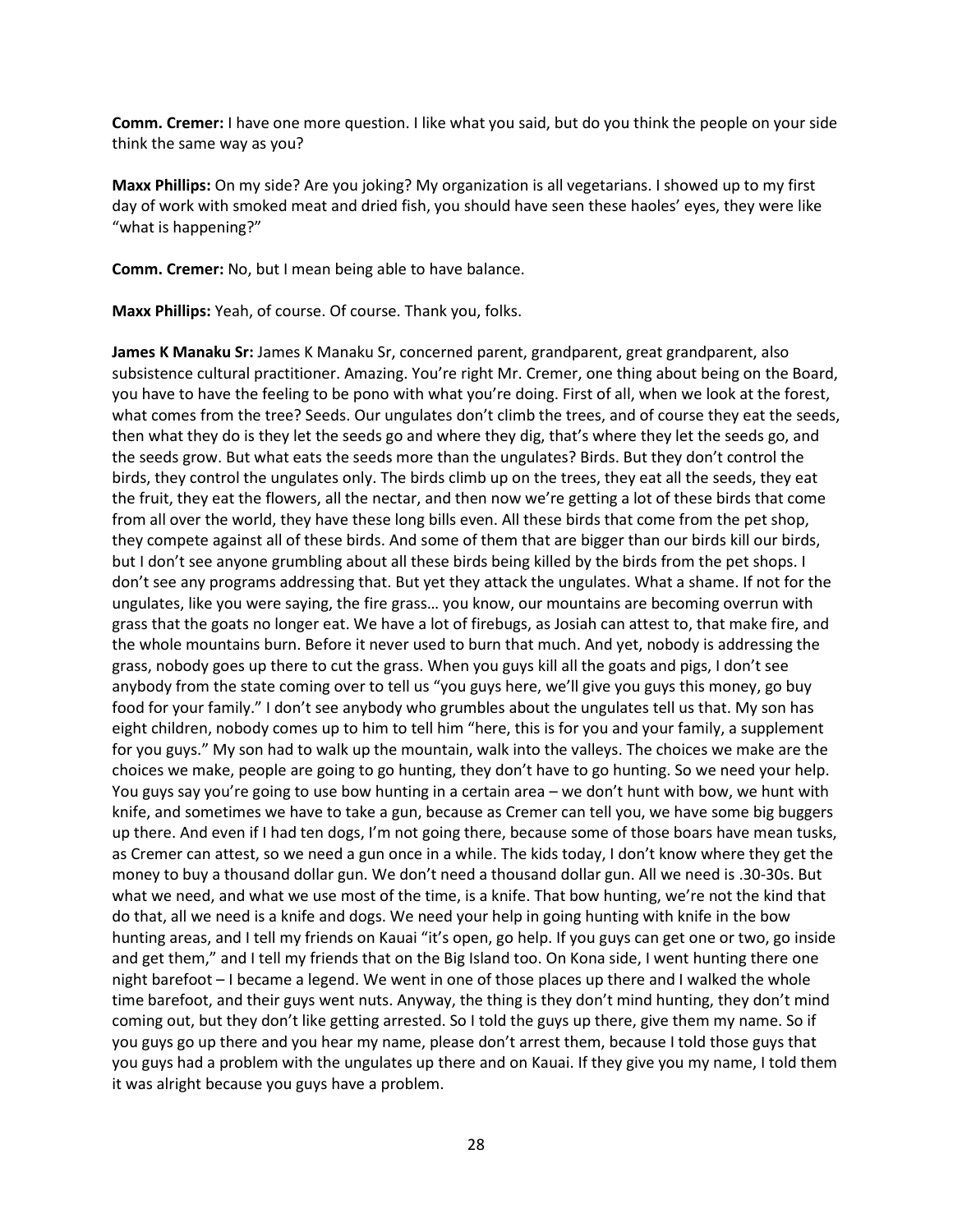**Comm. Cremer:** I have one more question. I like what you said, but do you think the people on your side think the same way as you?

**Maxx Phillips:** On my side? Are you joking? My organization is all vegetarians. I showed up to my first day of work with smoked meat and dried fish, you should have seen these haoles' eyes, they were like "what is happening?"

**Comm. Cremer:** No, but I mean being able to have balance.

**Maxx Phillips:** Yeah, of course. Of course. Thank you, folks.

**James K Manaku Sr:** James K Manaku Sr, concerned parent, grandparent, great grandparent, also subsistence cultural practitioner. Amazing. You're right Mr. Cremer, one thing about being on the Board, you have to have the feeling to be pono with what you're doing. First of all, when we look at the forest, what comes from the tree? Seeds. Our ungulates don't climb the trees, and of course they eat the seeds, then what they do is they let the seeds go and where they dig, that's where they let the seeds go, and the seeds grow. But what eats the seeds more than the ungulates? Birds. But they don't control the birds, they control the ungulates only. The birds climb up on the trees, they eat all the seeds, they eat the fruit, they eat the flowers, all the nectar, and then now we're getting a lot of these birds that come from all over the world, they have these long bills even. All these birds that come from the pet shop, they compete against all of these birds. And some of them that are bigger than our birds kill our birds, but I don't see anyone grumbling about all these birds being killed by the birds from the pet shops. I don't see any programs addressing that. But yet they attack the ungulates. What a shame. If not for the ungulates, like you were saying, the fire grass… you know, our mountains are becoming overrun with grass that the goats no longer eat. We have a lot of firebugs, as Josiah can attest to, that make fire, and the whole mountains burn. Before it never used to burn that much. And yet, nobody is addressing the grass, nobody goes up there to cut the grass. When you guys kill all the goats and pigs, I don't see anybody from the state coming over to tell us "you guys here, we'll give you guys this money, go buy food for your family." I don't see anybody who grumbles about the ungulates tell us that. My son has eight children, nobody comes up to him to tell him "here, this is for you and your family, a supplement for you guys." My son had to walk up the mountain, walk into the valleys. The choices we make are the choices we make, people are going to go hunting, they don't have to go hunting. So we need your help. You guys say you're going to use bow hunting in a certain area – we don't hunt with bow, we hunt with knife, and sometimes we have to take a gun, because as Cremer can tell you, we have some big buggers up there. And even if I had ten dogs, I'm not going there, because some of those boars have mean tusks, as Cremer can attest, so we need a gun once in a while. The kids today, I don't know where they get the money to buy a thousand dollar gun. We don't need a thousand dollar gun. All we need is .30-30s. But what we need, and what we use most of the time, is a knife. That bow hunting, we're not the kind that do that, all we need is a knife and dogs. We need your help in going hunting with knife in the bow hunting areas, and I tell my friends on Kauai "it's open, go help. If you guys can get one or two, go inside and get them," and I tell my friends that on the Big Island too. On Kona side, I went hunting there one night barefoot – I became a legend. We went in one of those places up there and I walked the whole time barefoot, and their guys went nuts. Anyway, the thing is they don't mind hunting, they don't mind coming out, but they don't like getting arrested. So I told the guys up there, give them my name. So if you guys go up there and you hear my name, please don't arrest them, because I told those guys that you guys had a problem with the ungulates up there and on Kauai. If they give you my name, I told them it was alright because you guys have a problem.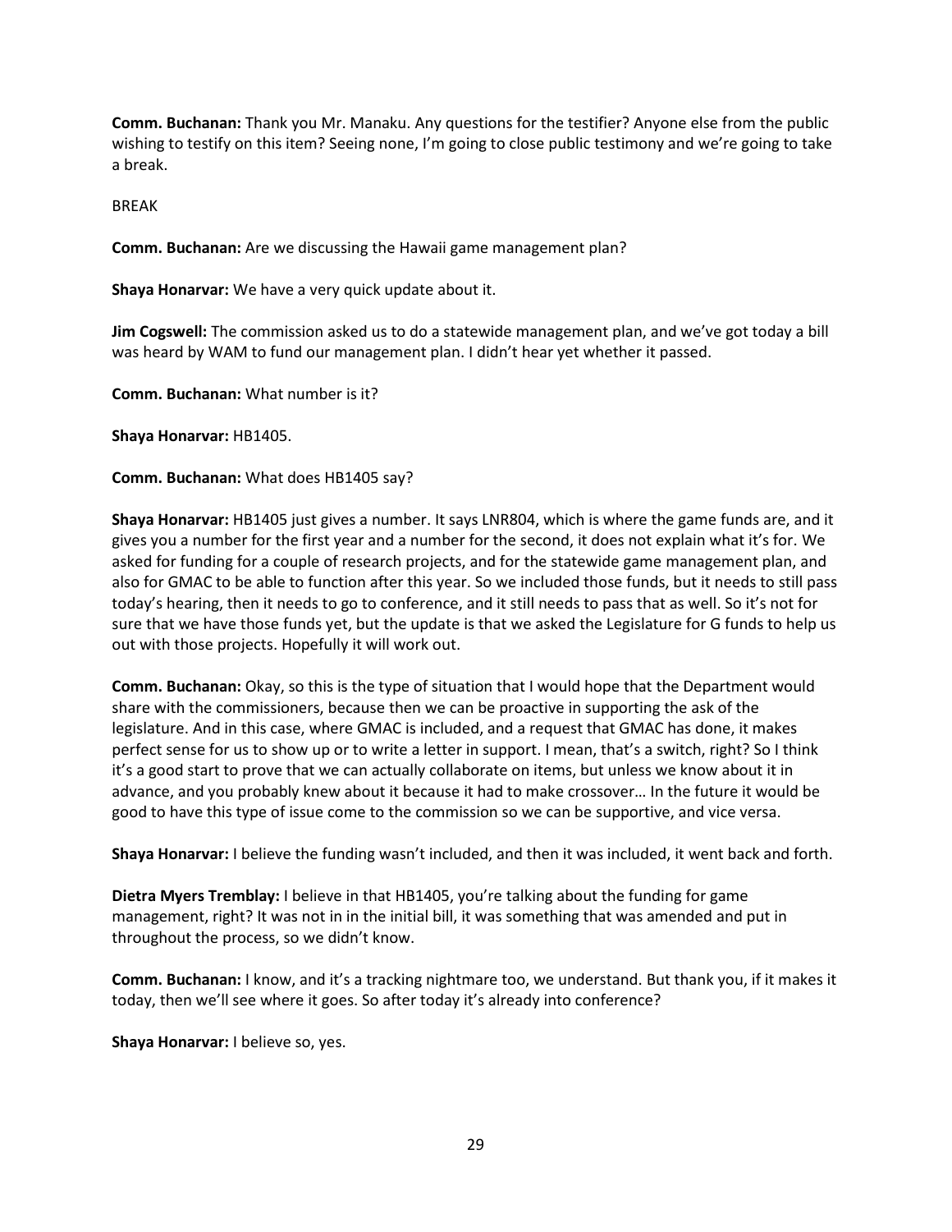**Comm. Buchanan:** Thank you Mr. Manaku. Any questions for the testifier? Anyone else from the public wishing to testify on this item? Seeing none, I'm going to close public testimony and we're going to take a break.

BREAK

**Comm. Buchanan:** Are we discussing the Hawaii game management plan?

**Shaya Honarvar:** We have a very quick update about it.

**Jim Cogswell:** The commission asked us to do a statewide management plan, and we've got today a bill was heard by WAM to fund our management plan. I didn't hear yet whether it passed.

**Comm. Buchanan:** What number is it?

**Shaya Honarvar:** HB1405.

**Comm. Buchanan:** What does HB1405 say?

**Shaya Honarvar:** HB1405 just gives a number. It says LNR804, which is where the game funds are, and it gives you a number for the first year and a number for the second, it does not explain what it's for. We asked for funding for a couple of research projects, and for the statewide game management plan, and also for GMAC to be able to function after this year. So we included those funds, but it needs to still pass today's hearing, then it needs to go to conference, and it still needs to pass that as well. So it's not for sure that we have those funds yet, but the update is that we asked the Legislature for G funds to help us out with those projects. Hopefully it will work out.

**Comm. Buchanan:** Okay, so this is the type of situation that I would hope that the Department would share with the commissioners, because then we can be proactive in supporting the ask of the legislature. And in this case, where GMAC is included, and a request that GMAC has done, it makes perfect sense for us to show up or to write a letter in support. I mean, that's a switch, right? So I think it's a good start to prove that we can actually collaborate on items, but unless we know about it in advance, and you probably knew about it because it had to make crossover… In the future it would be good to have this type of issue come to the commission so we can be supportive, and vice versa.

**Shaya Honarvar:** I believe the funding wasn't included, and then it was included, it went back and forth.

**Dietra Myers Tremblay:** I believe in that HB1405, you're talking about the funding for game management, right? It was not in in the initial bill, it was something that was amended and put in throughout the process, so we didn't know.

**Comm. Buchanan:** I know, and it's a tracking nightmare too, we understand. But thank you, if it makes it today, then we'll see where it goes. So after today it's already into conference?

**Shaya Honarvar:** I believe so, yes.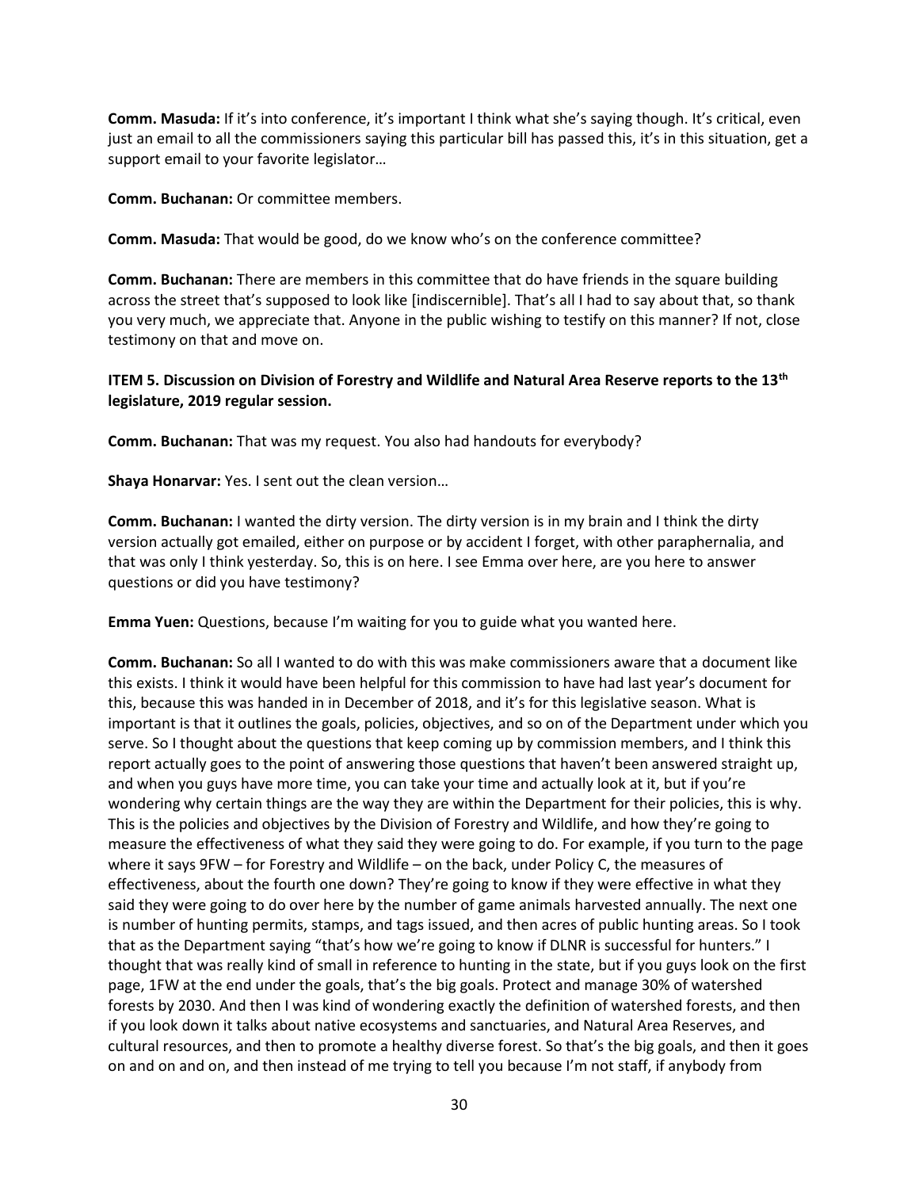**Comm. Masuda:** If it's into conference, it's important I think what she's saying though. It's critical, even just an email to all the commissioners saying this particular bill has passed this, it's in this situation, get a support email to your favorite legislator…

**Comm. Buchanan:** Or committee members.

**Comm. Masuda:** That would be good, do we know who's on the conference committee?

**Comm. Buchanan:** There are members in this committee that do have friends in the square building across the street that's supposed to look like [indiscernible]. That's all I had to say about that, so thank you very much, we appreciate that. Anyone in the public wishing to testify on this manner? If not, close testimony on that and move on.

**ITEM 5. Discussion on Division of Forestry and Wildlife and Natural Area Reserve reports to the 13th legislature, 2019 regular session.**

**Comm. Buchanan:** That was my request. You also had handouts for everybody?

**Shaya Honarvar:** Yes. I sent out the clean version…

**Comm. Buchanan:** I wanted the dirty version. The dirty version is in my brain and I think the dirty version actually got emailed, either on purpose or by accident I forget, with other paraphernalia, and that was only I think yesterday. So, this is on here. I see Emma over here, are you here to answer questions or did you have testimony?

**Emma Yuen:** Questions, because I'm waiting for you to guide what you wanted here.

**Comm. Buchanan:** So all I wanted to do with this was make commissioners aware that a document like this exists. I think it would have been helpful for this commission to have had last year's document for this, because this was handed in in December of 2018, and it's for this legislative season. What is important is that it outlines the goals, policies, objectives, and so on of the Department under which you serve. So I thought about the questions that keep coming up by commission members, and I think this report actually goes to the point of answering those questions that haven't been answered straight up, and when you guys have more time, you can take your time and actually look at it, but if you're wondering why certain things are the way they are within the Department for their policies, this is why. This is the policies and objectives by the Division of Forestry and Wildlife, and how they're going to measure the effectiveness of what they said they were going to do. For example, if you turn to the page where it says 9FW – for Forestry and Wildlife – on the back, under Policy C, the measures of effectiveness, about the fourth one down? They're going to know if they were effective in what they said they were going to do over here by the number of game animals harvested annually. The next one is number of hunting permits, stamps, and tags issued, and then acres of public hunting areas. So I took that as the Department saying "that's how we're going to know if DLNR is successful for hunters." I thought that was really kind of small in reference to hunting in the state, but if you guys look on the first page, 1FW at the end under the goals, that's the big goals. Protect and manage 30% of watershed forests by 2030. And then I was kind of wondering exactly the definition of watershed forests, and then if you look down it talks about native ecosystems and sanctuaries, and Natural Area Reserves, and cultural resources, and then to promote a healthy diverse forest. So that's the big goals, and then it goes on and on and on, and then instead of me trying to tell you because I'm not staff, if anybody from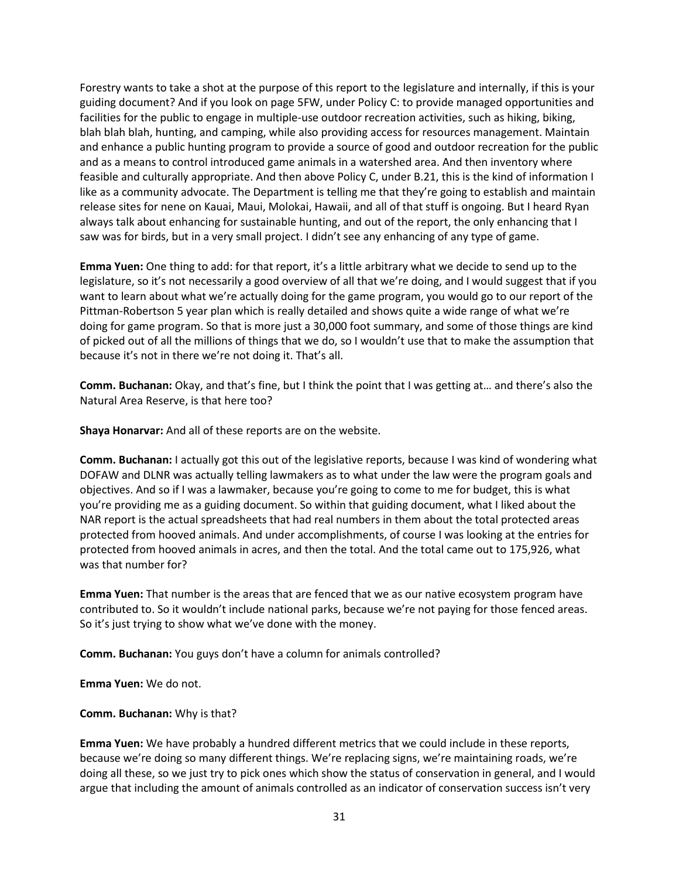Forestry wants to take a shot at the purpose of this report to the legislature and internally, if this is your guiding document? And if you look on page 5FW, under Policy C: to provide managed opportunities and facilities for the public to engage in multiple-use outdoor recreation activities, such as hiking, biking, blah blah blah, hunting, and camping, while also providing access for resources management. Maintain and enhance a public hunting program to provide a source of good and outdoor recreation for the public and as a means to control introduced game animals in a watershed area. And then inventory where feasible and culturally appropriate. And then above Policy C, under B.21, this is the kind of information I like as a community advocate. The Department is telling me that they're going to establish and maintain release sites for nene on Kauai, Maui, Molokai, Hawaii, and all of that stuff is ongoing. But I heard Ryan always talk about enhancing for sustainable hunting, and out of the report, the only enhancing that I saw was for birds, but in a very small project. I didn't see any enhancing of any type of game.

**Emma Yuen:** One thing to add: for that report, it's a little arbitrary what we decide to send up to the legislature, so it's not necessarily a good overview of all that we're doing, and I would suggest that if you want to learn about what we're actually doing for the game program, you would go to our report of the Pittman-Robertson 5 year plan which is really detailed and shows quite a wide range of what we're doing for game program. So that is more just a 30,000 foot summary, and some of those things are kind of picked out of all the millions of things that we do, so I wouldn't use that to make the assumption that because it's not in there we're not doing it. That's all.

**Comm. Buchanan:** Okay, and that's fine, but I think the point that I was getting at… and there's also the Natural Area Reserve, is that here too?

**Shaya Honarvar:** And all of these reports are on the website.

**Comm. Buchanan:** I actually got this out of the legislative reports, because I was kind of wondering what DOFAW and DLNR was actually telling lawmakers as to what under the law were the program goals and objectives. And so if I was a lawmaker, because you're going to come to me for budget, this is what you're providing me as a guiding document. So within that guiding document, what I liked about the NAR report is the actual spreadsheets that had real numbers in them about the total protected areas protected from hooved animals. And under accomplishments, of course I was looking at the entries for protected from hooved animals in acres, and then the total. And the total came out to 175,926, what was that number for?

**Emma Yuen:** That number is the areas that are fenced that we as our native ecosystem program have contributed to. So it wouldn't include national parks, because we're not paying for those fenced areas. So it's just trying to show what we've done with the money.

**Comm. Buchanan:** You guys don't have a column for animals controlled?

**Emma Yuen:** We do not.

**Comm. Buchanan:** Why is that?

**Emma Yuen:** We have probably a hundred different metrics that we could include in these reports, because we're doing so many different things. We're replacing signs, we're maintaining roads, we're doing all these, so we just try to pick ones which show the status of conservation in general, and I would argue that including the amount of animals controlled as an indicator of conservation success isn't very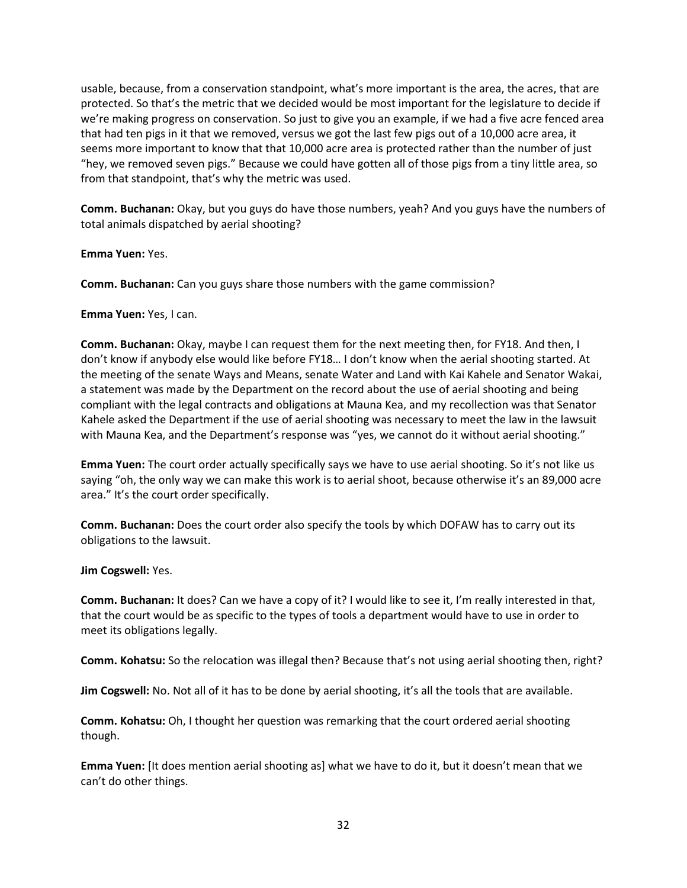usable, because, from a conservation standpoint, what's more important is the area, the acres, that are protected. So that's the metric that we decided would be most important for the legislature to decide if we're making progress on conservation. So just to give you an example, if we had a five acre fenced area that had ten pigs in it that we removed, versus we got the last few pigs out of a 10,000 acre area, it seems more important to know that that 10,000 acre area is protected rather than the number of just "hey, we removed seven pigs." Because we could have gotten all of those pigs from a tiny little area, so from that standpoint, that's why the metric was used.

**Comm. Buchanan:** Okay, but you guys do have those numbers, yeah? And you guys have the numbers of total animals dispatched by aerial shooting?

**Emma Yuen:** Yes.

**Comm. Buchanan:** Can you guys share those numbers with the game commission?

**Emma Yuen:** Yes, I can.

**Comm. Buchanan:** Okay, maybe I can request them for the next meeting then, for FY18. And then, I don't know if anybody else would like before FY18… I don't know when the aerial shooting started. At the meeting of the senate Ways and Means, senate Water and Land with Kai Kahele and Senator Wakai, a statement was made by the Department on the record about the use of aerial shooting and being compliant with the legal contracts and obligations at Mauna Kea, and my recollection was that Senator Kahele asked the Department if the use of aerial shooting was necessary to meet the law in the lawsuit with Mauna Kea, and the Department's response was "yes, we cannot do it without aerial shooting."

**Emma Yuen:** The court order actually specifically says we have to use aerial shooting. So it's not like us saying "oh, the only way we can make this work is to aerial shoot, because otherwise it's an 89,000 acre area." It's the court order specifically.

**Comm. Buchanan:** Does the court order also specify the tools by which DOFAW has to carry out its obligations to the lawsuit.

**Jim Cogswell:** Yes.

**Comm. Buchanan:** It does? Can we have a copy of it? I would like to see it, I'm really interested in that, that the court would be as specific to the types of tools a department would have to use in order to meet its obligations legally.

**Comm. Kohatsu:** So the relocation was illegal then? Because that's not using aerial shooting then, right?

**Jim Cogswell:** No. Not all of it has to be done by aerial shooting, it's all the tools that are available.

**Comm. Kohatsu:** Oh, I thought her question was remarking that the court ordered aerial shooting though.

**Emma Yuen:** [It does mention aerial shooting as] what we have to do it, but it doesn't mean that we can't do other things.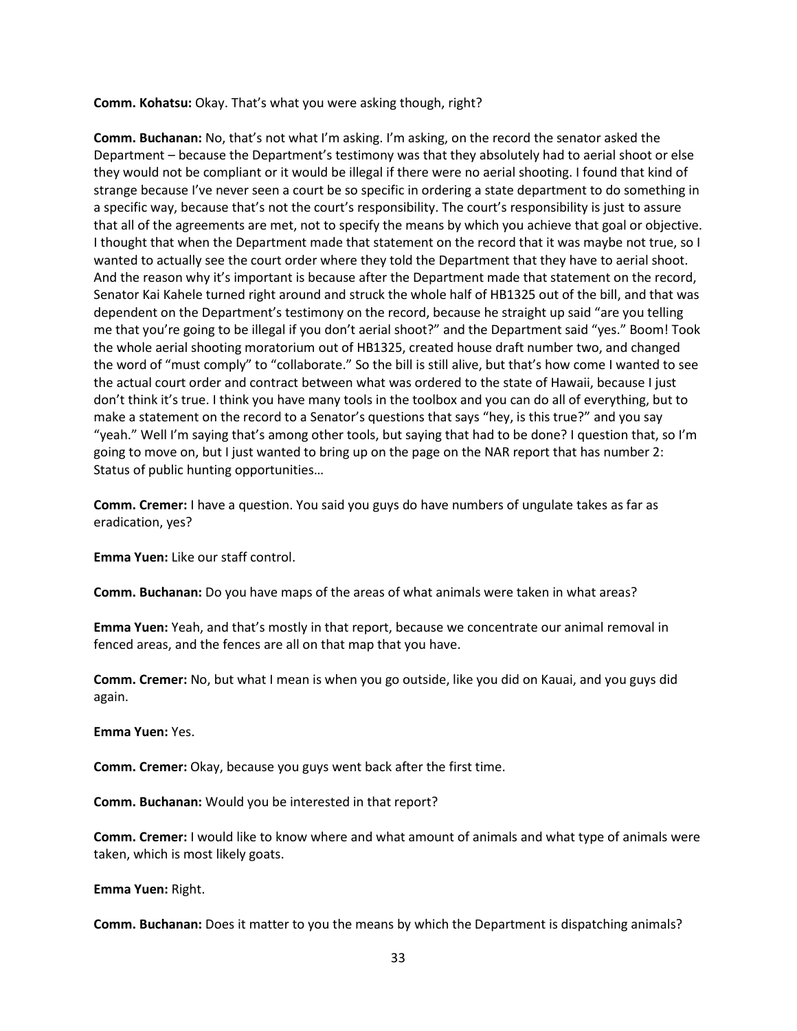**Comm. Kohatsu:** Okay. That's what you were asking though, right?

**Comm. Buchanan:** No, that's not what I'm asking. I'm asking, on the record the senator asked the Department – because the Department's testimony was that they absolutely had to aerial shoot or else they would not be compliant or it would be illegal if there were no aerial shooting. I found that kind of strange because I've never seen a court be so specific in ordering a state department to do something in a specific way, because that's not the court's responsibility. The court's responsibility is just to assure that all of the agreements are met, not to specify the means by which you achieve that goal or objective. I thought that when the Department made that statement on the record that it was maybe not true, so I wanted to actually see the court order where they told the Department that they have to aerial shoot. And the reason why it's important is because after the Department made that statement on the record, Senator Kai Kahele turned right around and struck the whole half of HB1325 out of the bill, and that was dependent on the Department's testimony on the record, because he straight up said "are you telling me that you're going to be illegal if you don't aerial shoot?" and the Department said "yes." Boom! Took the whole aerial shooting moratorium out of HB1325, created house draft number two, and changed the word of "must comply" to "collaborate." So the bill is still alive, but that's how come I wanted to see the actual court order and contract between what was ordered to the state of Hawaii, because I just don't think it's true. I think you have many tools in the toolbox and you can do all of everything, but to make a statement on the record to a Senator's questions that says "hey, is this true?" and you say "yeah." Well I'm saying that's among other tools, but saying that had to be done? I question that, so I'm going to move on, but I just wanted to bring up on the page on the NAR report that has number 2: Status of public hunting opportunities…

**Comm. Cremer:** I have a question. You said you guys do have numbers of ungulate takes as far as eradication, yes?

**Emma Yuen:** Like our staff control.

**Comm. Buchanan:** Do you have maps of the areas of what animals were taken in what areas?

**Emma Yuen:** Yeah, and that's mostly in that report, because we concentrate our animal removal in fenced areas, and the fences are all on that map that you have.

**Comm. Cremer:** No, but what I mean is when you go outside, like you did on Kauai, and you guys did again.

**Emma Yuen:** Yes.

**Comm. Cremer:** Okay, because you guys went back after the first time.

**Comm. Buchanan:** Would you be interested in that report?

**Comm. Cremer:** I would like to know where and what amount of animals and what type of animals were taken, which is most likely goats.

**Emma Yuen:** Right.

**Comm. Buchanan:** Does it matter to you the means by which the Department is dispatching animals?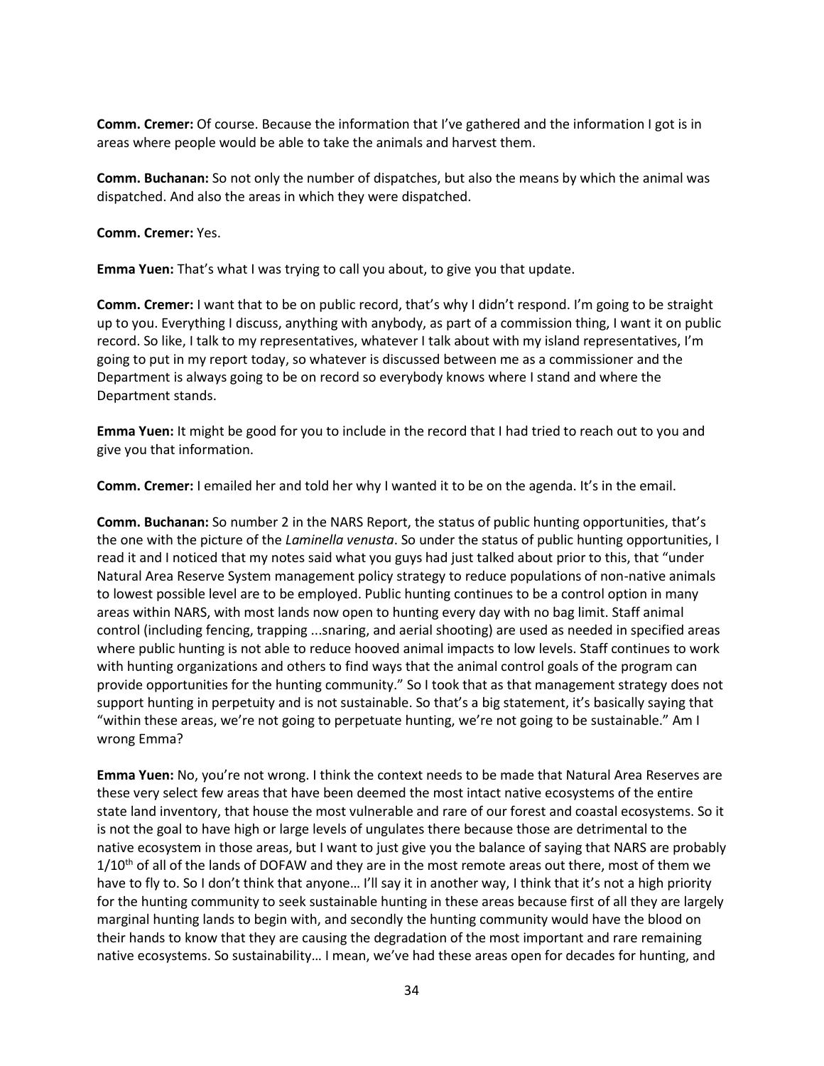**Comm. Cremer:** Of course. Because the information that I've gathered and the information I got is in areas where people would be able to take the animals and harvest them.

**Comm. Buchanan:** So not only the number of dispatches, but also the means by which the animal was dispatched. And also the areas in which they were dispatched.

**Comm. Cremer:** Yes.

**Emma Yuen:** That's what I was trying to call you about, to give you that update.

**Comm. Cremer:** I want that to be on public record, that's why I didn't respond. I'm going to be straight up to you. Everything I discuss, anything with anybody, as part of a commission thing, I want it on public record. So like, I talk to my representatives, whatever I talk about with my island representatives, I'm going to put in my report today, so whatever is discussed between me as a commissioner and the Department is always going to be on record so everybody knows where I stand and where the Department stands.

**Emma Yuen:** It might be good for you to include in the record that I had tried to reach out to you and give you that information.

**Comm. Cremer:** I emailed her and told her why I wanted it to be on the agenda. It's in the email.

**Comm. Buchanan:** So number 2 in the NARS Report, the status of public hunting opportunities, that's the one with the picture of the *Laminella venusta*. So under the status of public hunting opportunities, I read it and I noticed that my notes said what you guys had just talked about prior to this, that "under Natural Area Reserve System management policy strategy to reduce populations of non-native animals to lowest possible level are to be employed. Public hunting continues to be a control option in many areas within NARS, with most lands now open to hunting every day with no bag limit. Staff animal control (including fencing, trapping ...snaring, and aerial shooting) are used as needed in specified areas where public hunting is not able to reduce hooved animal impacts to low levels. Staff continues to work with hunting organizations and others to find ways that the animal control goals of the program can provide opportunities for the hunting community." So I took that as that management strategy does not support hunting in perpetuity and is not sustainable. So that's a big statement, it's basically saying that "within these areas, we're not going to perpetuate hunting, we're not going to be sustainable." Am I wrong Emma?

**Emma Yuen:** No, you're not wrong. I think the context needs to be made that Natural Area Reserves are these very select few areas that have been deemed the most intact native ecosystems of the entire state land inventory, that house the most vulnerable and rare of our forest and coastal ecosystems. So it is not the goal to have high or large levels of ungulates there because those are detrimental to the native ecosystem in those areas, but I want to just give you the balance of saying that NARS are probably 1/10th of all of the lands of DOFAW and they are in the most remote areas out there, most of them we have to fly to. So I don't think that anyone… I'll say it in another way, I think that it's not a high priority for the hunting community to seek sustainable hunting in these areas because first of all they are largely marginal hunting lands to begin with, and secondly the hunting community would have the blood on their hands to know that they are causing the degradation of the most important and rare remaining native ecosystems. So sustainability… I mean, we've had these areas open for decades for hunting, and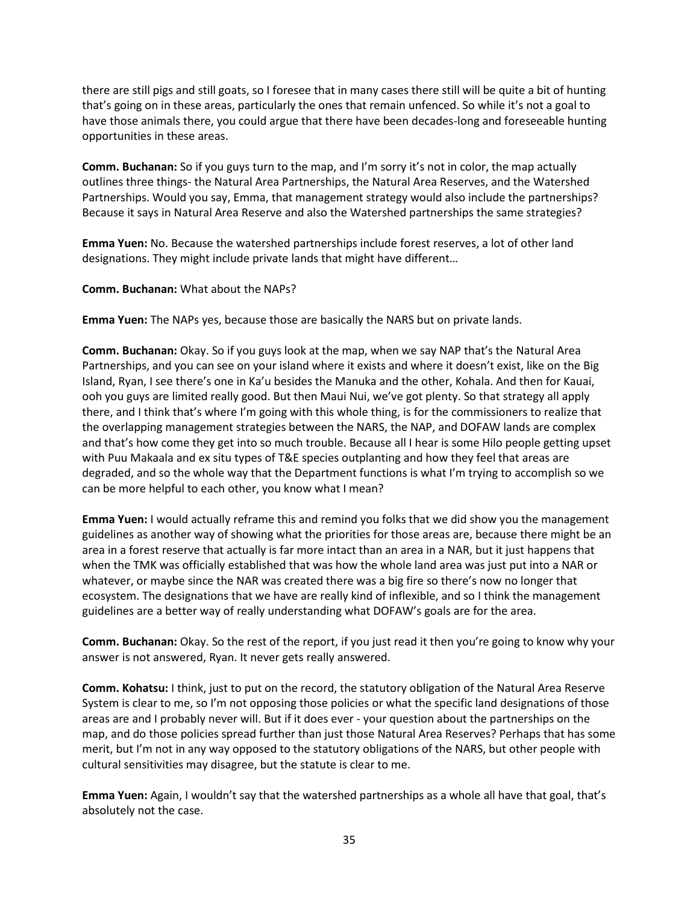there are still pigs and still goats, so I foresee that in many cases there still will be quite a bit of hunting that's going on in these areas, particularly the ones that remain unfenced. So while it's not a goal to have those animals there, you could argue that there have been decades-long and foreseeable hunting opportunities in these areas.

**Comm. Buchanan:** So if you guys turn to the map, and I'm sorry it's not in color, the map actually outlines three things- the Natural Area Partnerships, the Natural Area Reserves, and the Watershed Partnerships. Would you say, Emma, that management strategy would also include the partnerships? Because it says in Natural Area Reserve and also the Watershed partnerships the same strategies?

**Emma Yuen:** No. Because the watershed partnerships include forest reserves, a lot of other land designations. They might include private lands that might have different…

**Comm. Buchanan:** What about the NAPs?

**Emma Yuen:** The NAPs yes, because those are basically the NARS but on private lands.

**Comm. Buchanan:** Okay. So if you guys look at the map, when we say NAP that's the Natural Area Partnerships, and you can see on your island where it exists and where it doesn't exist, like on the Big Island, Ryan, I see there's one in Ka'u besides the Manuka and the other, Kohala. And then for Kauai, ooh you guys are limited really good. But then Maui Nui, we've got plenty. So that strategy all apply there, and I think that's where I'm going with this whole thing, is for the commissioners to realize that the overlapping management strategies between the NARS, the NAP, and DOFAW lands are complex and that's how come they get into so much trouble. Because all I hear is some Hilo people getting upset with Puu Makaala and ex situ types of T&E species outplanting and how they feel that areas are degraded, and so the whole way that the Department functions is what I'm trying to accomplish so we can be more helpful to each other, you know what I mean?

**Emma Yuen:** I would actually reframe this and remind you folks that we did show you the management guidelines as another way of showing what the priorities for those areas are, because there might be an area in a forest reserve that actually is far more intact than an area in a NAR, but it just happens that when the TMK was officially established that was how the whole land area was just put into a NAR or whatever, or maybe since the NAR was created there was a big fire so there's now no longer that ecosystem. The designations that we have are really kind of inflexible, and so I think the management guidelines are a better way of really understanding what DOFAW's goals are for the area.

**Comm. Buchanan:** Okay. So the rest of the report, if you just read it then you're going to know why your answer is not answered, Ryan. It never gets really answered.

**Comm. Kohatsu:** I think, just to put on the record, the statutory obligation of the Natural Area Reserve System is clear to me, so I'm not opposing those policies or what the specific land designations of those areas are and I probably never will. But if it does ever - your question about the partnerships on the map, and do those policies spread further than just those Natural Area Reserves? Perhaps that has some merit, but I'm not in any way opposed to the statutory obligations of the NARS, but other people with cultural sensitivities may disagree, but the statute is clear to me.

**Emma Yuen:** Again, I wouldn't say that the watershed partnerships as a whole all have that goal, that's absolutely not the case.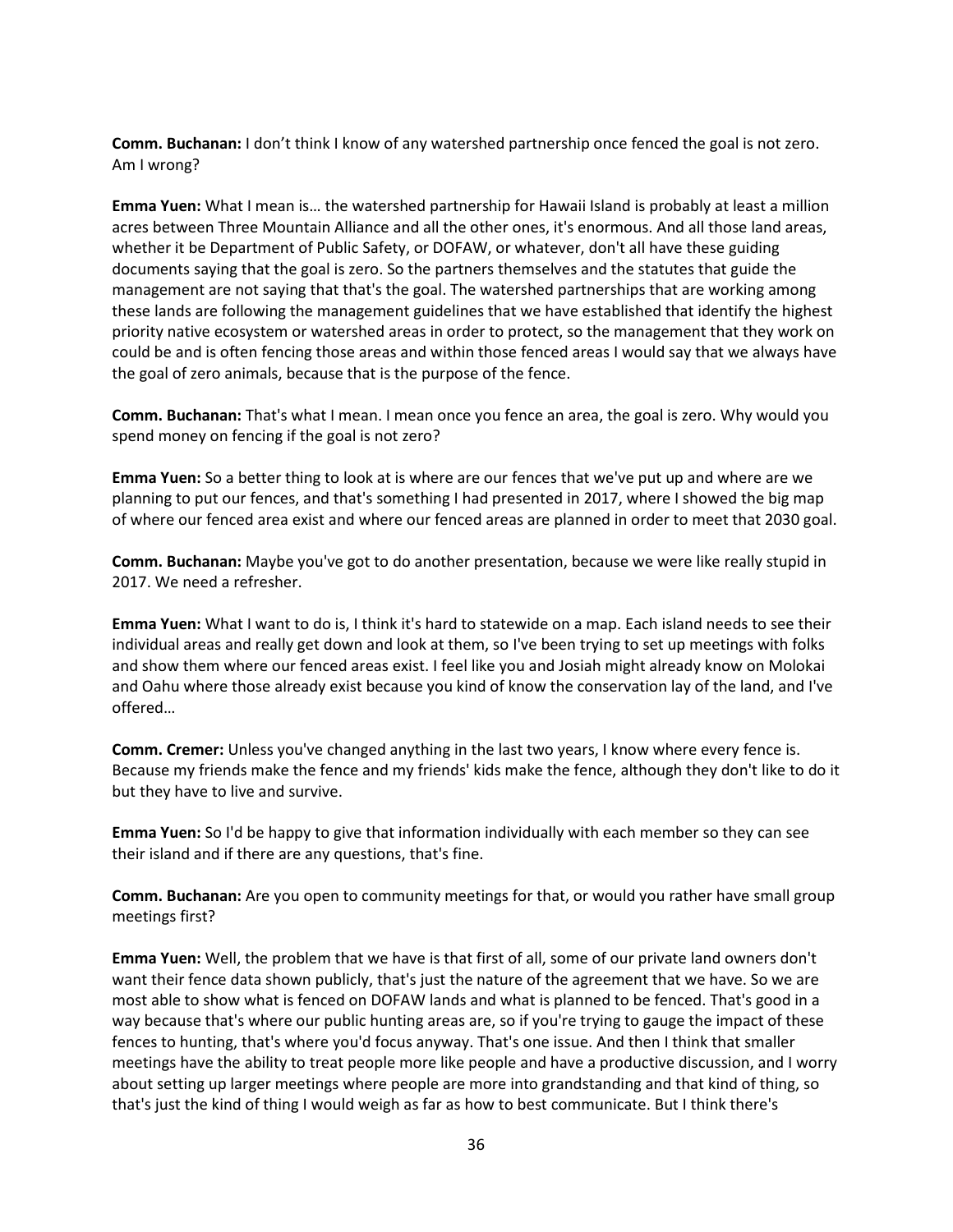**Comm. Buchanan:** I don't think I know of any watershed partnership once fenced the goal is not zero. Am I wrong?

**Emma Yuen:** What I mean is… the watershed partnership for Hawaii Island is probably at least a million acres between Three Mountain Alliance and all the other ones, it's enormous. And all those land areas, whether it be Department of Public Safety, or DOFAW, or whatever, don't all have these guiding documents saying that the goal is zero. So the partners themselves and the statutes that guide the management are not saying that that's the goal. The watershed partnerships that are working among these lands are following the management guidelines that we have established that identify the highest priority native ecosystem or watershed areas in order to protect, so the management that they work on could be and is often fencing those areas and within those fenced areas I would say that we always have the goal of zero animals, because that is the purpose of the fence.

**Comm. Buchanan:** That's what I mean. I mean once you fence an area, the goal is zero. Why would you spend money on fencing if the goal is not zero?

**Emma Yuen:** So a better thing to look at is where are our fences that we've put up and where are we planning to put our fences, and that's something I had presented in 2017, where I showed the big map of where our fenced area exist and where our fenced areas are planned in order to meet that 2030 goal.

**Comm. Buchanan:** Maybe you've got to do another presentation, because we were like really stupid in 2017. We need a refresher.

**Emma Yuen:** What I want to do is, I think it's hard to statewide on a map. Each island needs to see their individual areas and really get down and look at them, so I've been trying to set up meetings with folks and show them where our fenced areas exist. I feel like you and Josiah might already know on Molokai and Oahu where those already exist because you kind of know the conservation lay of the land, and I've offered…

**Comm. Cremer:** Unless you've changed anything in the last two years, I know where every fence is. Because my friends make the fence and my friends' kids make the fence, although they don't like to do it but they have to live and survive.

**Emma Yuen:** So I'd be happy to give that information individually with each member so they can see their island and if there are any questions, that's fine.

**Comm. Buchanan:** Are you open to community meetings for that, or would you rather have small group meetings first?

**Emma Yuen:** Well, the problem that we have is that first of all, some of our private land owners don't want their fence data shown publicly, that's just the nature of the agreement that we have. So we are most able to show what is fenced on DOFAW lands and what is planned to be fenced. That's good in a way because that's where our public hunting areas are, so if you're trying to gauge the impact of these fences to hunting, that's where you'd focus anyway. That's one issue. And then I think that smaller meetings have the ability to treat people more like people and have a productive discussion, and I worry about setting up larger meetings where people are more into grandstanding and that kind of thing, so that's just the kind of thing I would weigh as far as how to best communicate. But I think there's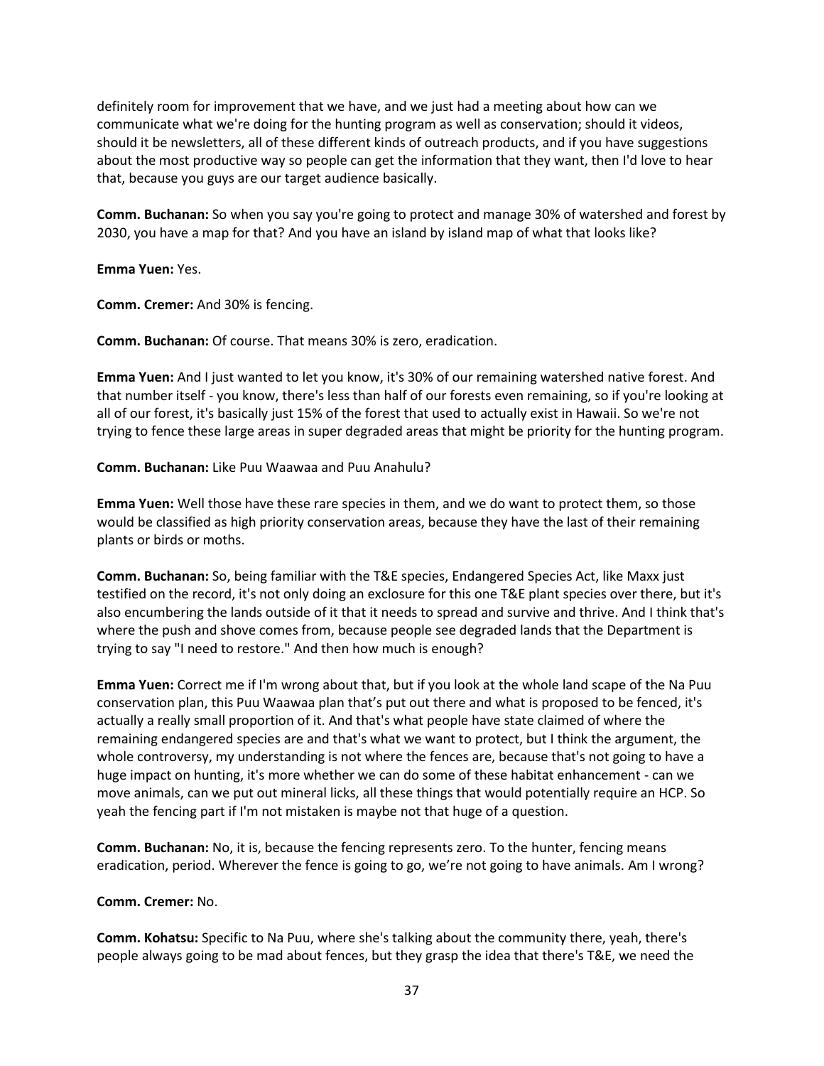definitely room for improvement that we have, and we just had a meeting about how can we communicate what we're doing for the hunting program as well as conservation; should it videos, should it be newsletters, all of these different kinds of outreach products, and if you have suggestions about the most productive way so people can get the information that they want, then I'd love to hear that, because you guys are our target audience basically.

**Comm. Buchanan:** So when you say you're going to protect and manage 30% of watershed and forest by 2030, you have a map for that? And you have an island by island map of what that looks like?

**Emma Yuen:** Yes.

**Comm. Cremer:** And 30% is fencing.

**Comm. Buchanan:** Of course. That means 30% is zero, eradication.

**Emma Yuen:** And I just wanted to let you know, it's 30% of our remaining watershed native forest. And that number itself - you know, there's less than half of our forests even remaining, so if you're looking at all of our forest, it's basically just 15% of the forest that used to actually exist in Hawaii. So we're not trying to fence these large areas in super degraded areas that might be priority for the hunting program.

**Comm. Buchanan:** Like Puu Waawaa and Puu Anahulu?

**Emma Yuen:** Well those have these rare species in them, and we do want to protect them, so those would be classified as high priority conservation areas, because they have the last of their remaining plants or birds or moths.

**Comm. Buchanan:** So, being familiar with the T&E species, Endangered Species Act, like Maxx just testified on the record, it's not only doing an exclosure for this one T&E plant species over there, but it's also encumbering the lands outside of it that it needs to spread and survive and thrive. And I think that's where the push and shove comes from, because people see degraded lands that the Department is trying to say "I need to restore." And then how much is enough?

**Emma Yuen:** Correct me if I'm wrong about that, but if you look at the whole land scape of the Na Puu conservation plan, this Puu Waawaa plan that's put out there and what is proposed to be fenced, it's actually a really small proportion of it. And that's what people have state claimed of where the remaining endangered species are and that's what we want to protect, but I think the argument, the whole controversy, my understanding is not where the fences are, because that's not going to have a huge impact on hunting, it's more whether we can do some of these habitat enhancement - can we move animals, can we put out mineral licks, all these things that would potentially require an HCP. So yeah the fencing part if I'm not mistaken is maybe not that huge of a question.

**Comm. Buchanan:** No, it is, because the fencing represents zero. To the hunter, fencing means eradication, period. Wherever the fence is going to go, we're not going to have animals. Am I wrong?

**Comm. Cremer:** No.

**Comm. Kohatsu:** Specific to Na Puu, where she's talking about the community there, yeah, there's people always going to be mad about fences, but they grasp the idea that there's T&E, we need the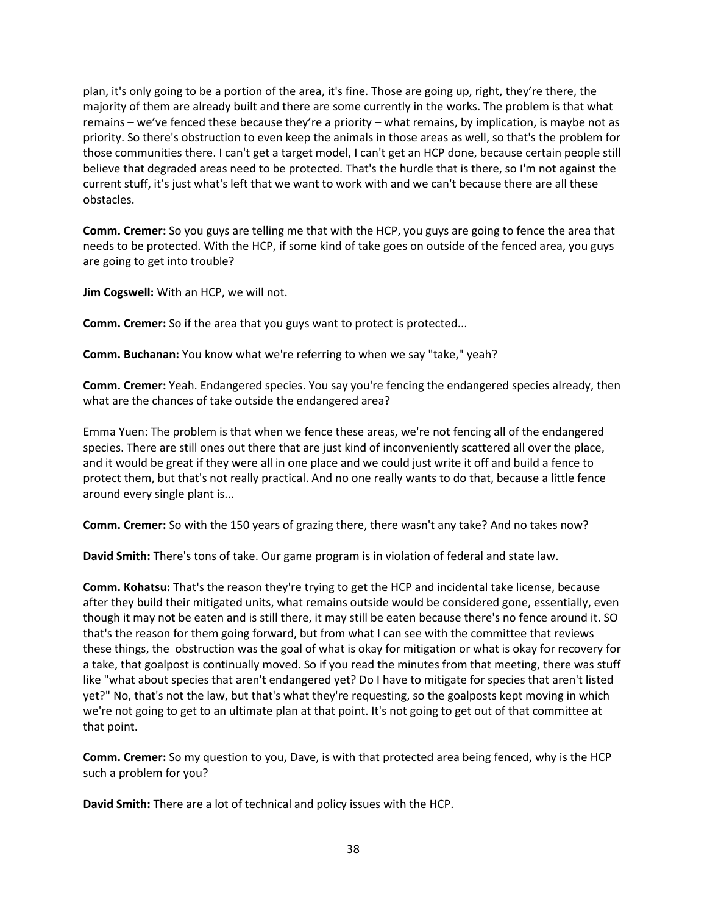plan, it's only going to be a portion of the area, it's fine. Those are going up, right, they're there, the majority of them are already built and there are some currently in the works. The problem is that what remains – we've fenced these because they're a priority – what remains, by implication, is maybe not as priority. So there's obstruction to even keep the animals in those areas as well, so that's the problem for those communities there. I can't get a target model, I can't get an HCP done, because certain people still believe that degraded areas need to be protected. That's the hurdle that is there, so I'm not against the current stuff, it's just what's left that we want to work with and we can't because there are all these obstacles.

**Comm. Cremer:** So you guys are telling me that with the HCP, you guys are going to fence the area that needs to be protected. With the HCP, if some kind of take goes on outside of the fenced area, you guys are going to get into trouble?

**Jim Cogswell:** With an HCP, we will not.

**Comm. Cremer:** So if the area that you guys want to protect is protected...

**Comm. Buchanan:** You know what we're referring to when we say "take," yeah?

**Comm. Cremer:** Yeah. Endangered species. You say you're fencing the endangered species already, then what are the chances of take outside the endangered area?

Emma Yuen: The problem is that when we fence these areas, we're not fencing all of the endangered species. There are still ones out there that are just kind of inconveniently scattered all over the place, and it would be great if they were all in one place and we could just write it off and build a fence to protect them, but that's not really practical. And no one really wants to do that, because a little fence around every single plant is...

**Comm. Cremer:** So with the 150 years of grazing there, there wasn't any take? And no takes now?

**David Smith:** There's tons of take. Our game program is in violation of federal and state law.

**Comm. Kohatsu:** That's the reason they're trying to get the HCP and incidental take license, because after they build their mitigated units, what remains outside would be considered gone, essentially, even though it may not be eaten and is still there, it may still be eaten because there's no fence around it. SO that's the reason for them going forward, but from what I can see with the committee that reviews these things, the obstruction was the goal of what is okay for mitigation or what is okay for recovery for a take, that goalpost is continually moved. So if you read the minutes from that meeting, there was stuff like "what about species that aren't endangered yet? Do I have to mitigate for species that aren't listed yet?" No, that's not the law, but that's what they're requesting, so the goalposts kept moving in which we're not going to get to an ultimate plan at that point. It's not going to get out of that committee at that point.

**Comm. Cremer:** So my question to you, Dave, is with that protected area being fenced, why is the HCP such a problem for you?

**David Smith:** There are a lot of technical and policy issues with the HCP.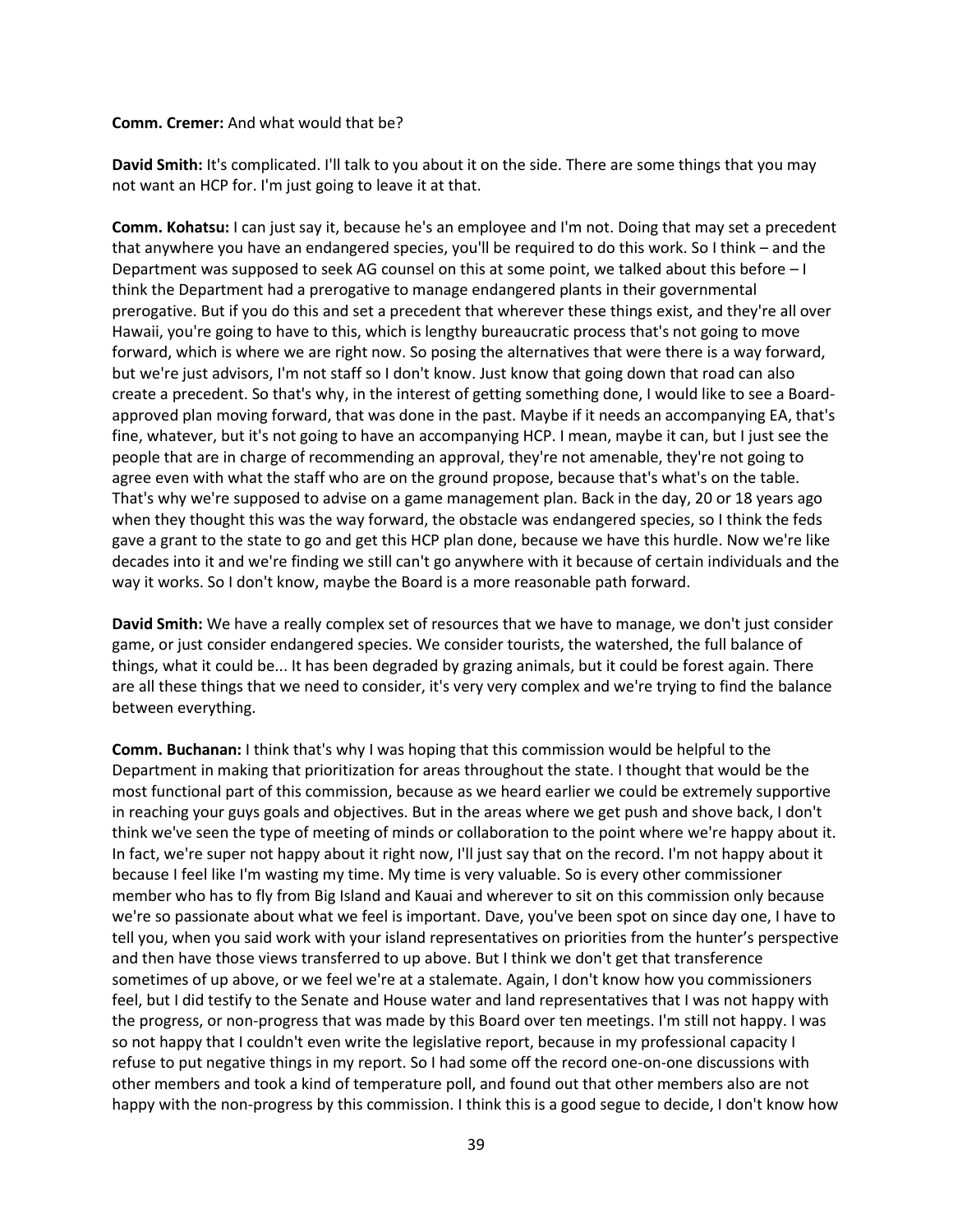**Comm. Cremer:** And what would that be?

**David Smith:** It's complicated. I'll talk to you about it on the side. There are some things that you may not want an HCP for. I'm just going to leave it at that.

**Comm. Kohatsu:** I can just say it, because he's an employee and I'm not. Doing that may set a precedent that anywhere you have an endangered species, you'll be required to do this work. So I think – and the Department was supposed to seek AG counsel on this at some point, we talked about this before – I think the Department had a prerogative to manage endangered plants in their governmental prerogative. But if you do this and set a precedent that wherever these things exist, and they're all over Hawaii, you're going to have to this, which is lengthy bureaucratic process that's not going to move forward, which is where we are right now. So posing the alternatives that were there is a way forward, but we're just advisors, I'm not staff so I don't know. Just know that going down that road can also create a precedent. So that's why, in the interest of getting something done, I would like to see a Board-approved plan moving forward, that was done in the past. Maybe if it needs an accompanying EA, that's fine, whatever, but it's not going to have an accompanying HCP. I mean, maybe it can, but I just see the people that are in charge of recommending an approval, they're not amenable, they're not going to agree even with what the staff who are on the ground propose, because that's what's on the table. That's why we're supposed to advise on a game management plan. Back in the day, 20 or 18 years ago when they thought this was the way forward, the obstacle was endangered species, so I think the feds gave a grant to the state to go and get this HCP plan done, because we have this hurdle. Now we're like decades into it and we're finding we still can't go anywhere with it because of certain individuals and the way it works. So I don't know, maybe the Board is a more reasonable path forward.

**David Smith:** We have a really complex set of resources that we have to manage, we don't just consider game, or just consider endangered species. We consider tourists, the watershed, the full balance of things, what it could be... It has been degraded by grazing animals, but it could be forest again. There are all these things that we need to consider, it's very very complex and we're trying to find the balance between everything.

**Comm. Buchanan:** I think that's why I was hoping that this commission would be helpful to the Department in making that prioritization for areas throughout the state. I thought that would be the most functional part of this commission, because as we heard earlier we could be extremely supportive in reaching your guys goals and objectives. But in the areas where we get push and shove back, I don't think we've seen the type of meeting of minds or collaboration to the point where we're happy about it. In fact, we're super not happy about it right now, I'll just say that on the record. I'm not happy about it because I feel like I'm wasting my time. My time is very valuable. So is every other commissioner member who has to fly from Big Island and Kauai and wherever to sit on this commission only because we're so passionate about what we feel is important. Dave, you've been spot on since day one, I have to tell you, when you said work with your island representatives on priorities from the hunter's perspective and then have those views transferred to up above. But I think we don't get that transference sometimes of up above, or we feel we're at a stalemate. Again, I don't know how you commissioners feel, but I did testify to the Senate and House water and land representatives that I was not happy with the progress, or non-progress that was made by this Board over ten meetings. I'm still not happy. I was so not happy that I couldn't even write the legislative report, because in my professional capacity I refuse to put negative things in my report. So I had some off the record one-on-one discussions with other members and took a kind of temperature poll, and found out that other members also are not happy with the non-progress by this commission. I think this is a good segue to decide, I don't know how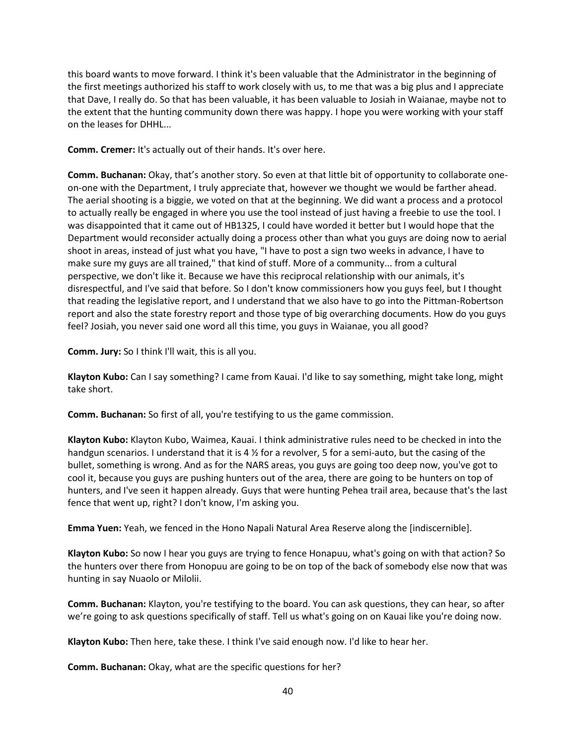this board wants to move forward. I think it's been valuable that the Administrator in the beginning of the first meetings authorized his staff to work closely with us, to me that was a big plus and I appreciate that Dave, I really do. So that has been valuable, it has been valuable to Josiah in Waianae, maybe not to the extent that the hunting community down there was happy. I hope you were working with your staff on the leases for DHHL...

**Comm. Cremer:** It's actually out of their hands. It's over here.

**Comm. Buchanan:** Okay, that's another story. So even at that little bit of opportunity to collaborate one-on-one with the Department, I truly appreciate that, however we thought we would be farther ahead. The aerial shooting is a biggie, we voted on that at the beginning. We did want a process and a protocol to actually really be engaged in where you use the tool instead of just having a freebie to use the tool. I was disappointed that it came out of HB1325, I could have worded it better but I would hope that the Department would reconsider actually doing a process other than what you guys are doing now to aerial shoot in areas, instead of just what you have, "I have to post a sign two weeks in advance, I have to make sure my guys are all trained," that kind of stuff. More of a community... from a cultural perspective, we don't like it. Because we have this reciprocal relationship with our animals, it's disrespectful, and I've said that before. So I don't know commissioners how you guys feel, but I thought that reading the legislative report, and I understand that we also have to go into the Pittman-Robertson report and also the state forestry report and those type of big overarching documents. How do you guys feel? Josiah, you never said one word all this time, you guys in Waianae, you all good?

**Comm. Jury:** So I think I'll wait, this is all you.

**Klayton Kubo:** Can I say something? I came from Kauai. I'd like to say something, might take long, might take short.

**Comm. Buchanan:** So first of all, you're testifying to us the game commission.

**Klayton Kubo:** Klayton Kubo, Waimea, Kauai. I think administrative rules need to be checked in into the handgun scenarios. I understand that it is 4 ½ for a revolver, 5 for a semi-auto, but the casing of the bullet, something is wrong. And as for the NARS areas, you guys are going too deep now, you've got to cool it, because you guys are pushing hunters out of the area, there are going to be hunters on top of hunters, and I've seen it happen already. Guys that were hunting Pehea trail area, because that's the last fence that went up, right? I don't know, I'm asking you.

**Emma Yuen:** Yeah, we fenced in the Hono Napali Natural Area Reserve along the [indiscernible].

**Klayton Kubo:** So now I hear you guys are trying to fence Honapuu, what's going on with that action? So the hunters over there from Honopuu are going to be on top of the back of somebody else now that was hunting in say Nuaolo or Milolii.

**Comm. Buchanan:** Klayton, you're testifying to the board. You can ask questions, they can hear, so after we're going to ask questions specifically of staff. Tell us what's going on on Kauai like you're doing now.

**Klayton Kubo:** Then here, take these. I think I've said enough now. I'd like to hear her.

**Comm. Buchanan:** Okay, what are the specific questions for her?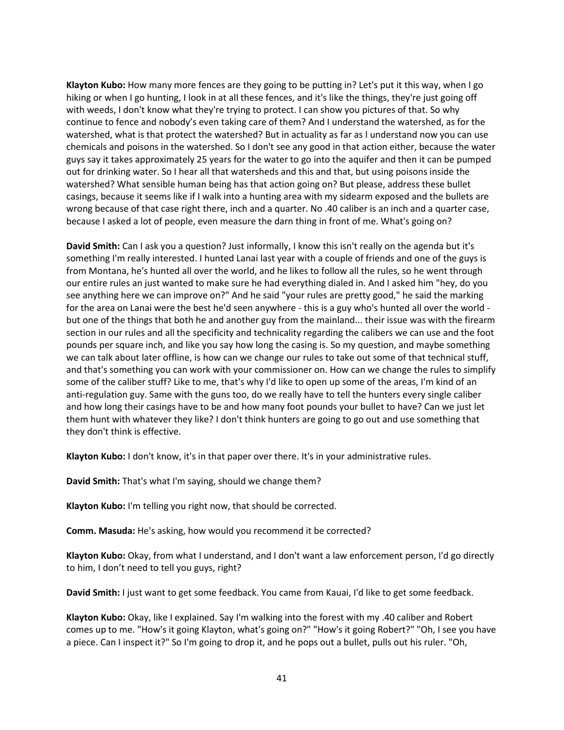**Klayton Kubo:** How many more fences are they going to be putting in? Let's put it this way, when I go hiking or when I go hunting, I look in at all these fences, and it's like the things, they're just going off with weeds, I don't know what they're trying to protect. I can show you pictures of that. So why continue to fence and nobody's even taking care of them? And I understand the watershed, as for the watershed, what is that protect the watershed? But in actuality as far as I understand now you can use chemicals and poisons in the watershed. So I don't see any good in that action either, because the water guys say it takes approximately 25 years for the water to go into the aquifer and then it can be pumped out for drinking water. So I hear all that watersheds and this and that, but using poisons inside the watershed? What sensible human being has that action going on? But please, address these bullet casings, because it seems like if I walk into a hunting area with my sidearm exposed and the bullets are wrong because of that case right there, inch and a quarter. No .40 caliber is an inch and a quarter case, because I asked a lot of people, even measure the darn thing in front of me. What's going on?

**David Smith:** Can I ask you a question? Just informally, I know this isn't really on the agenda but it's something I'm really interested. I hunted Lanai last year with a couple of friends and one of the guys is from Montana, he's hunted all over the world, and he likes to follow all the rules, so he went through our entire rules an just wanted to make sure he had everything dialed in. And I asked him "hey, do you see anything here we can improve on?" And he said "your rules are pretty good," he said the marking for the area on Lanai were the best he'd seen anywhere - this is a guy who's hunted all over the world - but one of the things that both he and another guy from the mainland... their issue was with the firearm section in our rules and all the specificity and technicality regarding the calibers we can use and the foot pounds per square inch, and like you say how long the casing is. So my question, and maybe something we can talk about later offline, is how can we change our rules to take out some of that technical stuff, and that's something you can work with your commissioner on. How can we change the rules to simplify some of the caliber stuff? Like to me, that's why I'd like to open up some of the areas, I'm kind of an anti-regulation guy. Same with the guns too, do we really have to tell the hunters every single caliber and how long their casings have to be and how many foot pounds your bullet to have? Can we just let them hunt with whatever they like? I don't think hunters are going to go out and use something that they don't think is effective.

**Klayton Kubo:** I don't know, it's in that paper over there. It's in your administrative rules.

**David Smith:** That's what I'm saying, should we change them?

**Klayton Kubo:** I'm telling you right now, that should be corrected.

**Comm. Masuda:** He's asking, how would you recommend it be corrected?

**Klayton Kubo:** Okay, from what I understand, and I don't want a law enforcement person, I'd go directly to him, I don't need to tell you guys, right?

**David Smith:** I just want to get some feedback. You came from Kauai, I'd like to get some feedback.

**Klayton Kubo:** Okay, like I explained. Say I'm walking into the forest with my .40 caliber and Robert comes up to me. "How's it going Klayton, what's going on?" "How's it going Robert?" "Oh, I see you have a piece. Can I inspect it?" So I'm going to drop it, and he pops out a bullet, pulls out his ruler. "Oh,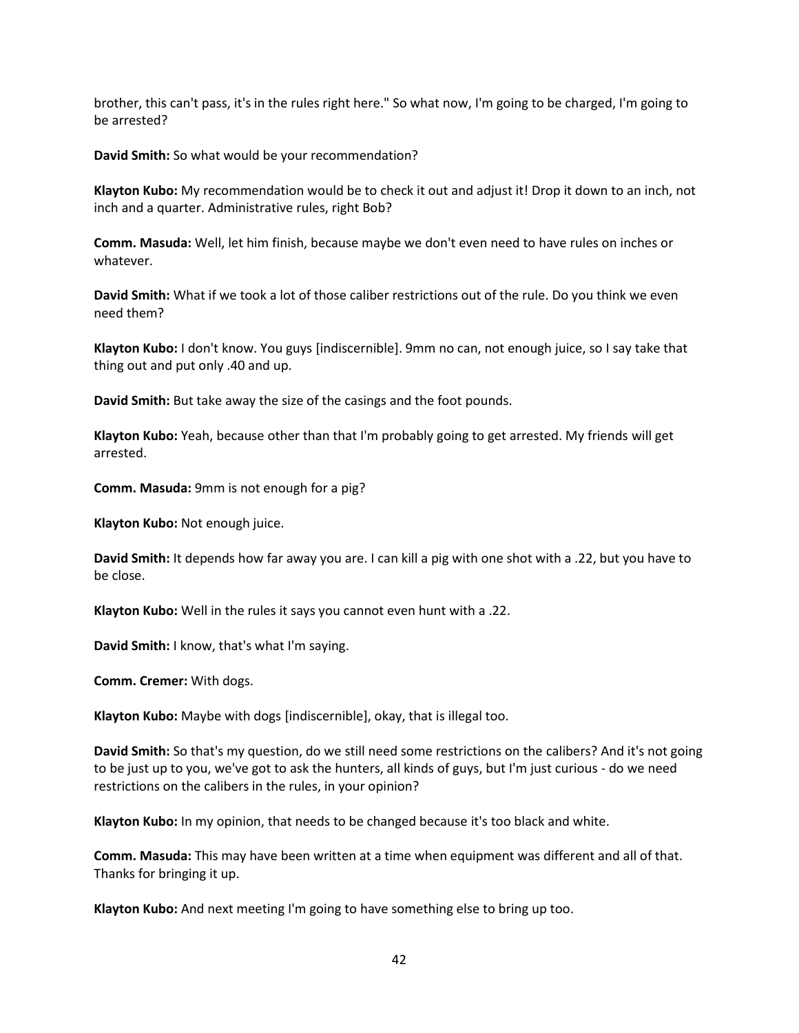brother, this can't pass, it's in the rules right here." So what now, I'm going to be charged, I'm going to be arrested?

**David Smith:** So what would be your recommendation?

**Klayton Kubo:** My recommendation would be to check it out and adjust it! Drop it down to an inch, not inch and a quarter. Administrative rules, right Bob?

**Comm. Masuda:** Well, let him finish, because maybe we don't even need to have rules on inches or whatever.

**David Smith:** What if we took a lot of those caliber restrictions out of the rule. Do you think we even need them?

**Klayton Kubo:** I don't know. You guys [indiscernible]. 9mm no can, not enough juice, so I say take that thing out and put only .40 and up.

**David Smith:** But take away the size of the casings and the foot pounds.

**Klayton Kubo:** Yeah, because other than that I'm probably going to get arrested. My friends will get arrested.

**Comm. Masuda:** 9mm is not enough for a pig?

**Klayton Kubo:** Not enough juice.

**David Smith:** It depends how far away you are. I can kill a pig with one shot with a .22, but you have to be close.

**Klayton Kubo:** Well in the rules it says you cannot even hunt with a .22.

**David Smith:** I know, that's what I'm saying.

**Comm. Cremer:** With dogs.

**Klayton Kubo:** Maybe with dogs [indiscernible], okay, that is illegal too.

**David Smith:** So that's my question, do we still need some restrictions on the calibers? And it's not going to be just up to you, we've got to ask the hunters, all kinds of guys, but I'm just curious - do we need restrictions on the calibers in the rules, in your opinion?

**Klayton Kubo:** In my opinion, that needs to be changed because it's too black and white.

**Comm. Masuda:** This may have been written at a time when equipment was different and all of that. Thanks for bringing it up.

**Klayton Kubo:** And next meeting I'm going to have something else to bring up too.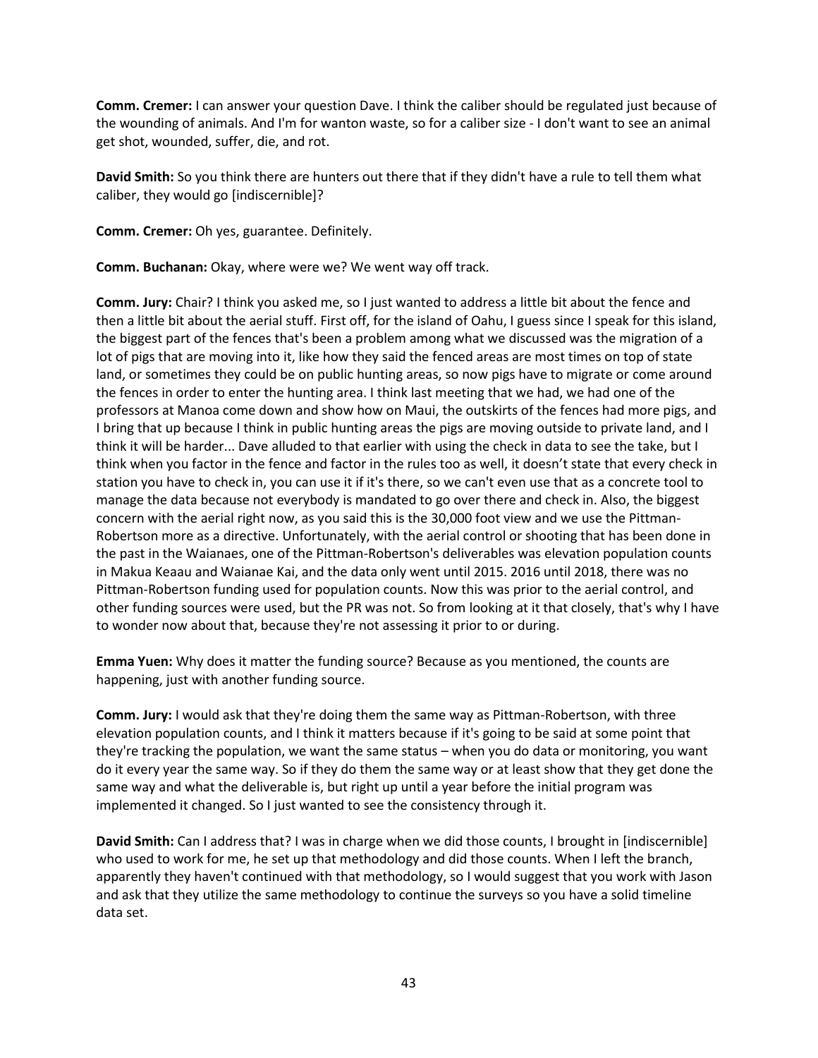**Comm. Cremer:** I can answer your question Dave. I think the caliber should be regulated just because of the wounding of animals. And I'm for wanton waste, so for a caliber size - I don't want to see an animal get shot, wounded, suffer, die, and rot.

**David Smith:** So you think there are hunters out there that if they didn't have a rule to tell them what caliber, they would go [indiscernible]?

**Comm. Cremer:** Oh yes, guarantee. Definitely.

**Comm. Buchanan:** Okay, where were we? We went way off track.

**Comm. Jury:** Chair? I think you asked me, so I just wanted to address a little bit about the fence and then a little bit about the aerial stuff. First off, for the island of Oahu, I guess since I speak for this island, the biggest part of the fences that's been a problem among what we discussed was the migration of a lot of pigs that are moving into it, like how they said the fenced areas are most times on top of state land, or sometimes they could be on public hunting areas, so now pigs have to migrate or come around the fences in order to enter the hunting area. I think last meeting that we had, we had one of the professors at Manoa come down and show how on Maui, the outskirts of the fences had more pigs, and I bring that up because I think in public hunting areas the pigs are moving outside to private land, and I think it will be harder... Dave alluded to that earlier with using the check in data to see the take, but I think when you factor in the fence and factor in the rules too as well, it doesn't state that every check in station you have to check in, you can use it if it's there, so we can't even use that as a concrete tool to manage the data because not everybody is mandated to go over there and check in. Also, the biggest concern with the aerial right now, as you said this is the 30,000 foot view and we use the Pittman-Robertson more as a directive. Unfortunately, with the aerial control or shooting that has been done in the past in the Waianaes, one of the Pittman-Robertson's deliverables was elevation population counts in Makua Keaau and Waianae Kai, and the data only went until 2015. 2016 until 2018, there was no Pittman-Robertson funding used for population counts. Now this was prior to the aerial control, and other funding sources were used, but the PR was not. So from looking at it that closely, that's why I have to wonder now about that, because they're not assessing it prior to or during.

**Emma Yuen:** Why does it matter the funding source? Because as you mentioned, the counts are happening, just with another funding source.

**Comm. Jury:** I would ask that they're doing them the same way as Pittman-Robertson, with three elevation population counts, and I think it matters because if it's going to be said at some point that they're tracking the population, we want the same status – when you do data or monitoring, you want do it every year the same way. So if they do them the same way or at least show that they get done the same way and what the deliverable is, but right up until a year before the initial program was implemented it changed. So I just wanted to see the consistency through it.

**David Smith:** Can I address that? I was in charge when we did those counts, I brought in [indiscernible] who used to work for me, he set up that methodology and did those counts. When I left the branch, apparently they haven't continued with that methodology, so I would suggest that you work with Jason and ask that they utilize the same methodology to continue the surveys so you have a solid timeline data set.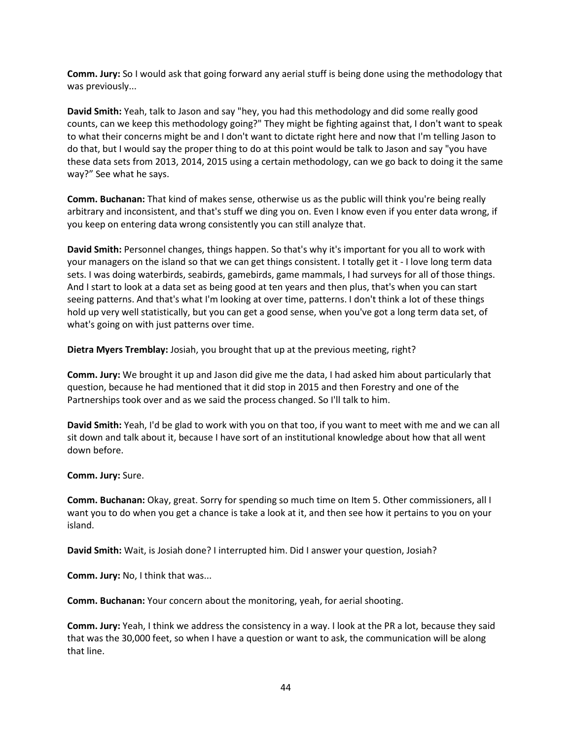**Comm. Jury:** So I would ask that going forward any aerial stuff is being done using the methodology that was previously...

**David Smith:** Yeah, talk to Jason and say "hey, you had this methodology and did some really good counts, can we keep this methodology going?" They might be fighting against that, I don't want to speak to what their concerns might be and I don't want to dictate right here and now that I'm telling Jason to do that, but I would say the proper thing to do at this point would be talk to Jason and say "you have these data sets from 2013, 2014, 2015 using a certain methodology, can we go back to doing it the same way?" See what he says.

**Comm. Buchanan:** That kind of makes sense, otherwise us as the public will think you're being really arbitrary and inconsistent, and that's stuff we ding you on. Even I know even if you enter data wrong, if you keep on entering data wrong consistently you can still analyze that.

**David Smith:** Personnel changes, things happen. So that's why it's important for you all to work with your managers on the island so that we can get things consistent. I totally get it - I love long term data sets. I was doing waterbirds, seabirds, gamebirds, game mammals, I had surveys for all of those things. And I start to look at a data set as being good at ten years and then plus, that's when you can start seeing patterns. And that's what I'm looking at over time, patterns. I don't think a lot of these things hold up very well statistically, but you can get a good sense, when you've got a long term data set, of what's going on with just patterns over time.

**Dietra Myers Tremblay:** Josiah, you brought that up at the previous meeting, right?

**Comm. Jury:** We brought it up and Jason did give me the data, I had asked him about particularly that question, because he had mentioned that it did stop in 2015 and then Forestry and one of the Partnerships took over and as we said the process changed. So I'll talk to him.

**David Smith:** Yeah, I'd be glad to work with you on that too, if you want to meet with me and we can all sit down and talk about it, because I have sort of an institutional knowledge about how that all went down before.

**Comm. Jury:** Sure.

**Comm. Buchanan:** Okay, great. Sorry for spending so much time on Item 5. Other commissioners, all I want you to do when you get a chance is take a look at it, and then see how it pertains to you on your island.

**David Smith:** Wait, is Josiah done? I interrupted him. Did I answer your question, Josiah?

**Comm. Jury:** No, I think that was...

**Comm. Buchanan:** Your concern about the monitoring, yeah, for aerial shooting.

**Comm. Jury:** Yeah, I think we address the consistency in a way. I look at the PR a lot, because they said that was the 30,000 feet, so when I have a question or want to ask, the communication will be along that line.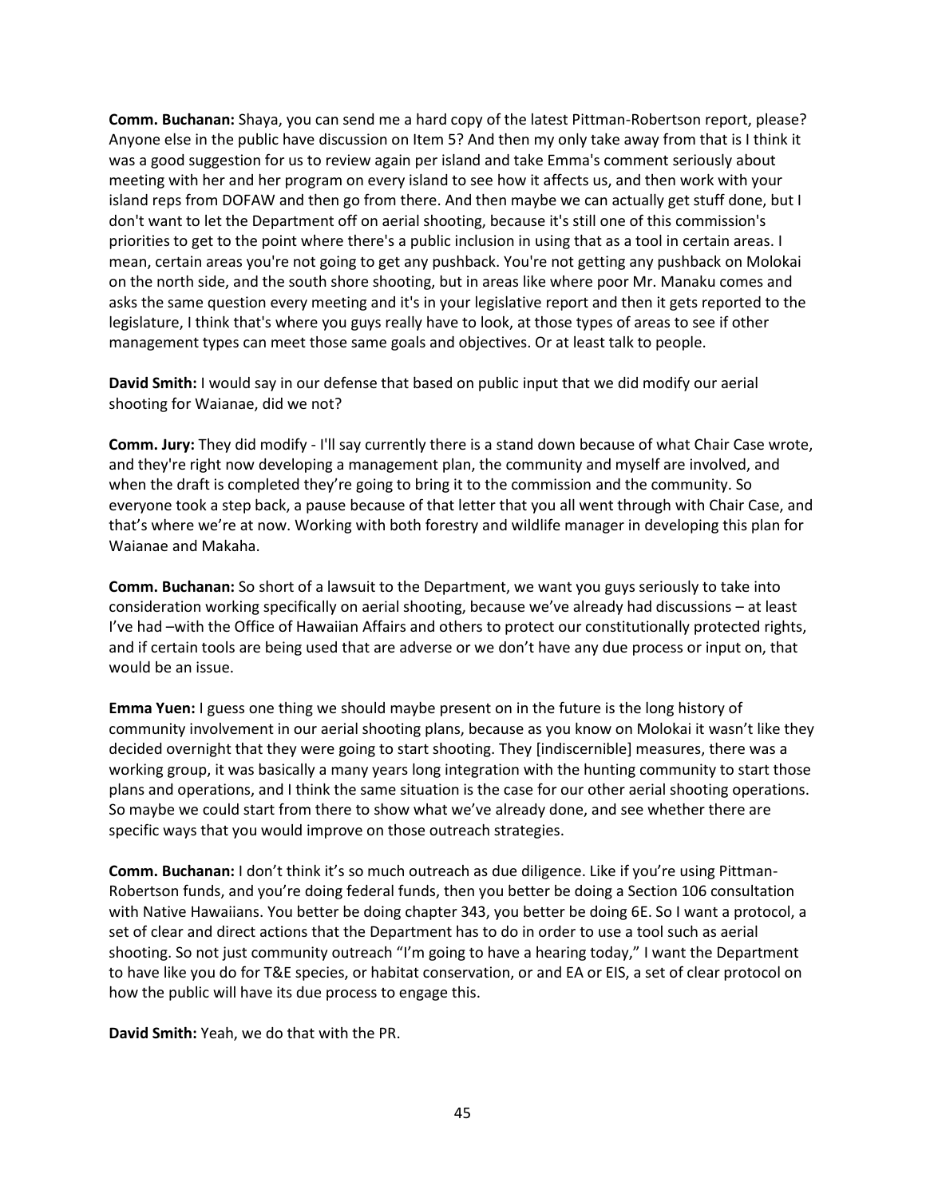**Comm. Buchanan:** Shaya, you can send me a hard copy of the latest Pittman-Robertson report, please? Anyone else in the public have discussion on Item 5? And then my only take away from that is I think it was a good suggestion for us to review again per island and take Emma's comment seriously about meeting with her and her program on every island to see how it affects us, and then work with your island reps from DOFAW and then go from there. And then maybe we can actually get stuff done, but I don't want to let the Department off on aerial shooting, because it's still one of this commission's priorities to get to the point where there's a public inclusion in using that as a tool in certain areas. I mean, certain areas you're not going to get any pushback. You're not getting any pushback on Molokai on the north side, and the south shore shooting, but in areas like where poor Mr. Manaku comes and asks the same question every meeting and it's in your legislative report and then it gets reported to the legislature, I think that's where you guys really have to look, at those types of areas to see if other management types can meet those same goals and objectives. Or at least talk to people.

**David Smith:** I would say in our defense that based on public input that we did modify our aerial shooting for Waianae, did we not?

**Comm. Jury:** They did modify - I'll say currently there is a stand down because of what Chair Case wrote, and they're right now developing a management plan, the community and myself are involved, and when the draft is completed they're going to bring it to the commission and the community. So everyone took a step back, a pause because of that letter that you all went through with Chair Case, and that's where we're at now. Working with both forestry and wildlife manager in developing this plan for Waianae and Makaha.

**Comm. Buchanan:** So short of a lawsuit to the Department, we want you guys seriously to take into consideration working specifically on aerial shooting, because we've already had discussions – at least I've had –with the Office of Hawaiian Affairs and others to protect our constitutionally protected rights, and if certain tools are being used that are adverse or we don't have any due process or input on, that would be an issue.

**Emma Yuen:** I guess one thing we should maybe present on in the future is the long history of community involvement in our aerial shooting plans, because as you know on Molokai it wasn't like they decided overnight that they were going to start shooting. They [indiscernible] measures, there was a working group, it was basically a many years long integration with the hunting community to start those plans and operations, and I think the same situation is the case for our other aerial shooting operations. So maybe we could start from there to show what we've already done, and see whether there are specific ways that you would improve on those outreach strategies.

**Comm. Buchanan:** I don't think it's so much outreach as due diligence. Like if you're using Pittman-Robertson funds, and you're doing federal funds, then you better be doing a Section 106 consultation with Native Hawaiians. You better be doing chapter 343, you better be doing 6E. So I want a protocol, a set of clear and direct actions that the Department has to do in order to use a tool such as aerial shooting. So not just community outreach "I'm going to have a hearing today," I want the Department to have like you do for T&E species, or habitat conservation, or and EA or EIS, a set of clear protocol on how the public will have its due process to engage this.

**David Smith:** Yeah, we do that with the PR.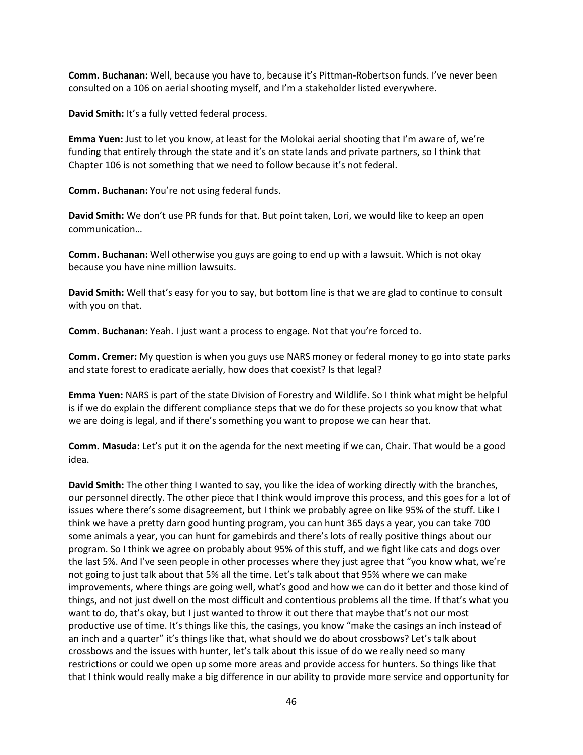**Comm. Buchanan:** Well, because you have to, because it's Pittman-Robertson funds. I've never been consulted on a 106 on aerial shooting myself, and I'm a stakeholder listed everywhere.

**David Smith:** It's a fully vetted federal process.

**Emma Yuen:** Just to let you know, at least for the Molokai aerial shooting that I'm aware of, we're funding that entirely through the state and it's on state lands and private partners, so I think that Chapter 106 is not something that we need to follow because it's not federal.

**Comm. Buchanan:** You're not using federal funds.

**David Smith:** We don't use PR funds for that. But point taken, Lori, we would like to keep an open communication…

**Comm. Buchanan:** Well otherwise you guys are going to end up with a lawsuit. Which is not okay because you have nine million lawsuits.

**David Smith:** Well that's easy for you to say, but bottom line is that we are glad to continue to consult with you on that.

**Comm. Buchanan:** Yeah. I just want a process to engage. Not that you're forced to.

**Comm. Cremer:** My question is when you guys use NARS money or federal money to go into state parks and state forest to eradicate aerially, how does that coexist? Is that legal?

**Emma Yuen:** NARS is part of the state Division of Forestry and Wildlife. So I think what might be helpful is if we do explain the different compliance steps that we do for these projects so you know that what we are doing is legal, and if there's something you want to propose we can hear that.

**Comm. Masuda:** Let's put it on the agenda for the next meeting if we can, Chair. That would be a good idea.

**David Smith:** The other thing I wanted to say, you like the idea of working directly with the branches, our personnel directly. The other piece that I think would improve this process, and this goes for a lot of issues where there's some disagreement, but I think we probably agree on like 95% of the stuff. Like I think we have a pretty darn good hunting program, you can hunt 365 days a year, you can take 700 some animals a year, you can hunt for gamebirds and there's lots of really positive things about our program. So I think we agree on probably about 95% of this stuff, and we fight like cats and dogs over the last 5%. And I've seen people in other processes where they just agree that "you know what, we're not going to just talk about that 5% all the time. Let's talk about that 95% where we can make improvements, where things are going well, what's good and how we can do it better and those kind of things, and not just dwell on the most difficult and contentious problems all the time. If that's what you want to do, that's okay, but I just wanted to throw it out there that maybe that's not our most productive use of time. It's things like this, the casings, you know "make the casings an inch instead of an inch and a quarter" it's things like that, what should we do about crossbows? Let's talk about crossbows and the issues with hunter, let's talk about this issue of do we really need so many restrictions or could we open up some more areas and provide access for hunters. So things like that that I think would really make a big difference in our ability to provide more service and opportunity for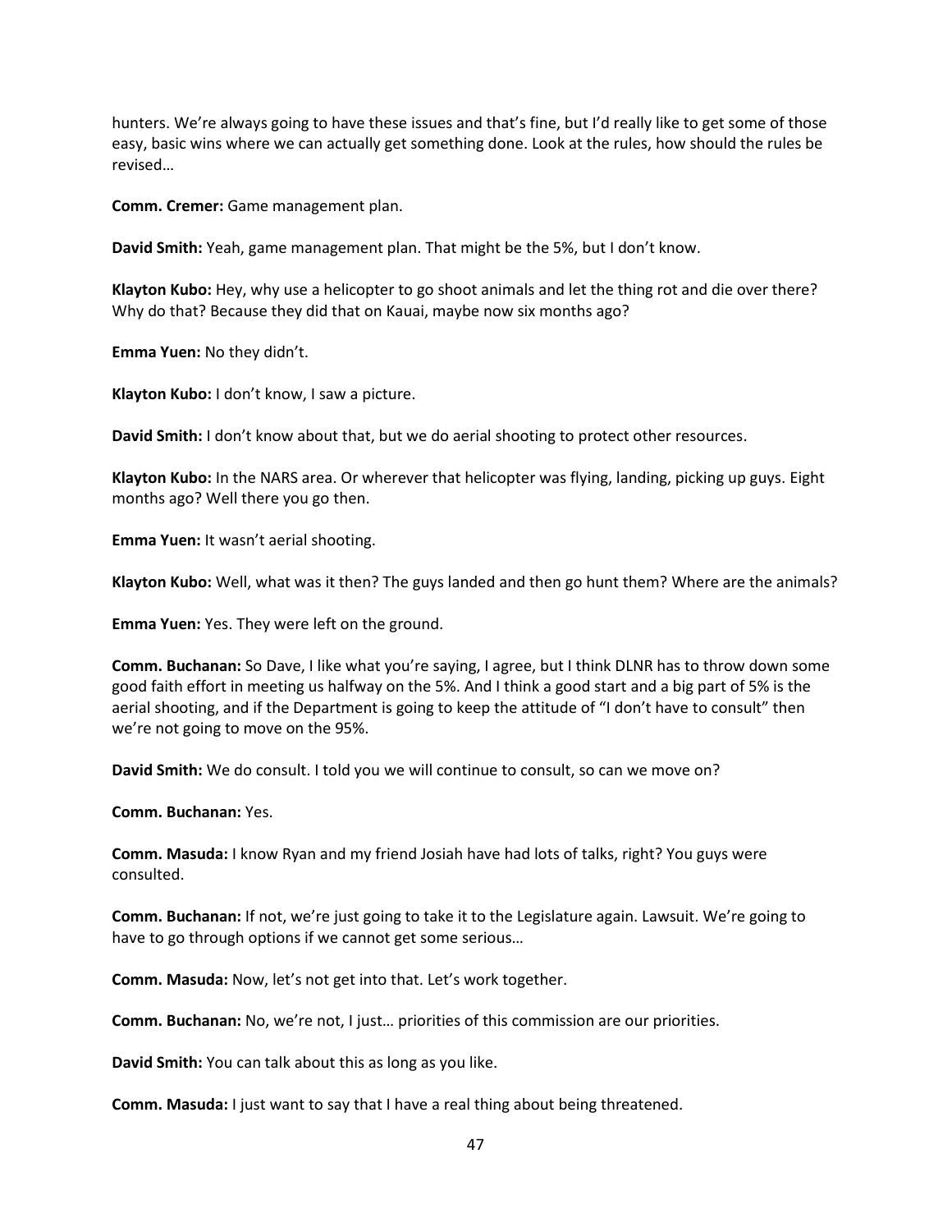hunters. We're always going to have these issues and that's fine, but I'd really like to get some of those easy, basic wins where we can actually get something done. Look at the rules, how should the rules be revised…

**Comm. Cremer:** Game management plan.

**David Smith:** Yeah, game management plan. That might be the 5%, but I don't know.

**Klayton Kubo:** Hey, why use a helicopter to go shoot animals and let the thing rot and die over there? Why do that? Because they did that on Kauai, maybe now six months ago?

**Emma Yuen:** No they didn't.

**Klayton Kubo:** I don't know, I saw a picture.

**David Smith:** I don't know about that, but we do aerial shooting to protect other resources.

**Klayton Kubo:** In the NARS area. Or wherever that helicopter was flying, landing, picking up guys. Eight months ago? Well there you go then.

**Emma Yuen:** It wasn't aerial shooting.

**Klayton Kubo:** Well, what was it then? The guys landed and then go hunt them? Where are the animals?

**Emma Yuen:** Yes. They were left on the ground.

**Comm. Buchanan:** So Dave, I like what you're saying, I agree, but I think DLNR has to throw down some good faith effort in meeting us halfway on the 5%. And I think a good start and a big part of 5% is the aerial shooting, and if the Department is going to keep the attitude of "I don't have to consult" then we're not going to move on the 95%.

**David Smith:** We do consult. I told you we will continue to consult, so can we move on?

**Comm. Buchanan:** Yes.

**Comm. Masuda:** I know Ryan and my friend Josiah have had lots of talks, right? You guys were consulted.

**Comm. Buchanan:** If not, we're just going to take it to the Legislature again. Lawsuit. We're going to have to go through options if we cannot get some serious…

**Comm. Masuda:** Now, let's not get into that. Let's work together.

**Comm. Buchanan:** No, we're not, I just… priorities of this commission are our priorities.

**David Smith:** You can talk about this as long as you like.

**Comm. Masuda:** I just want to say that I have a real thing about being threatened.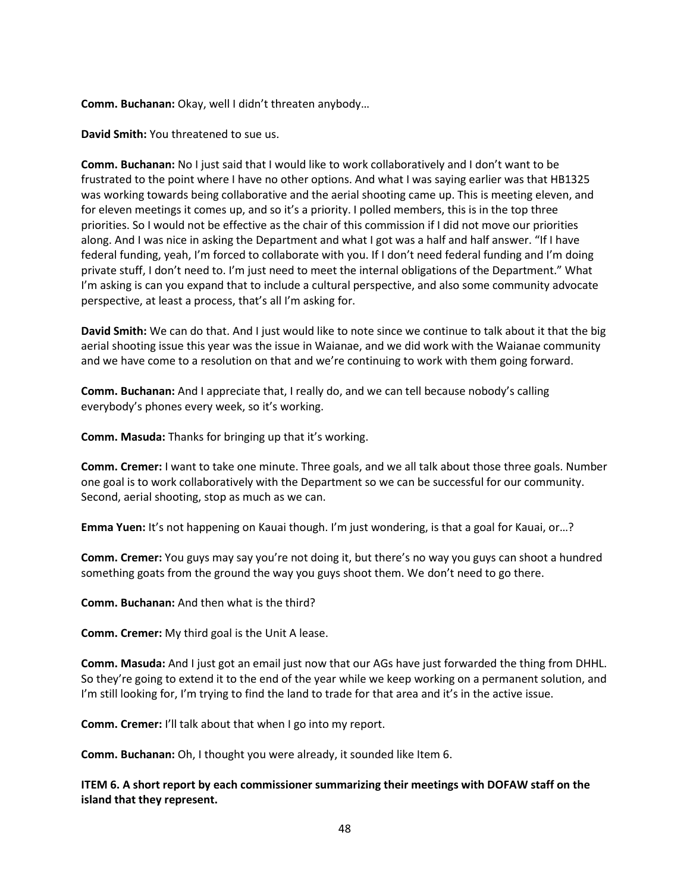**Comm. Buchanan:** Okay, well I didn't threaten anybody…

**David Smith:** You threatened to sue us.

**Comm. Buchanan:** No I just said that I would like to work collaboratively and I don't want to be frustrated to the point where I have no other options. And what I was saying earlier was that HB1325 was working towards being collaborative and the aerial shooting came up. This is meeting eleven, and for eleven meetings it comes up, and so it's a priority. I polled members, this is in the top three priorities. So I would not be effective as the chair of this commission if I did not move our priorities along. And I was nice in asking the Department and what I got was a half and half answer. "If I have federal funding, yeah, I'm forced to collaborate with you. If I don't need federal funding and I'm doing private stuff, I don't need to. I'm just need to meet the internal obligations of the Department." What I'm asking is can you expand that to include a cultural perspective, and also some community advocate perspective, at least a process, that's all I'm asking for.

**David Smith:** We can do that. And I just would like to note since we continue to talk about it that the big aerial shooting issue this year was the issue in Waianae, and we did work with the Waianae community and we have come to a resolution on that and we're continuing to work with them going forward.

**Comm. Buchanan:** And I appreciate that, I really do, and we can tell because nobody's calling everybody's phones every week, so it's working.

**Comm. Masuda:** Thanks for bringing up that it's working.

**Comm. Cremer:** I want to take one minute. Three goals, and we all talk about those three goals. Number one goal is to work collaboratively with the Department so we can be successful for our community. Second, aerial shooting, stop as much as we can.

**Emma Yuen:** It's not happening on Kauai though. I'm just wondering, is that a goal for Kauai, or…?

**Comm. Cremer:** You guys may say you're not doing it, but there's no way you guys can shoot a hundred something goats from the ground the way you guys shoot them. We don't need to go there.

**Comm. Buchanan:** And then what is the third?

**Comm. Cremer:** My third goal is the Unit A lease.

**Comm. Masuda:** And I just got an email just now that our AGs have just forwarded the thing from DHHL. So they're going to extend it to the end of the year while we keep working on a permanent solution, and I'm still looking for, I'm trying to find the land to trade for that area and it's in the active issue.

**Comm. Cremer:** I'll talk about that when I go into my report.

**Comm. Buchanan:** Oh, I thought you were already, it sounded like Item 6.

**ITEM 6. A short report by each commissioner summarizing their meetings with DOFAW staff on the island that they represent.**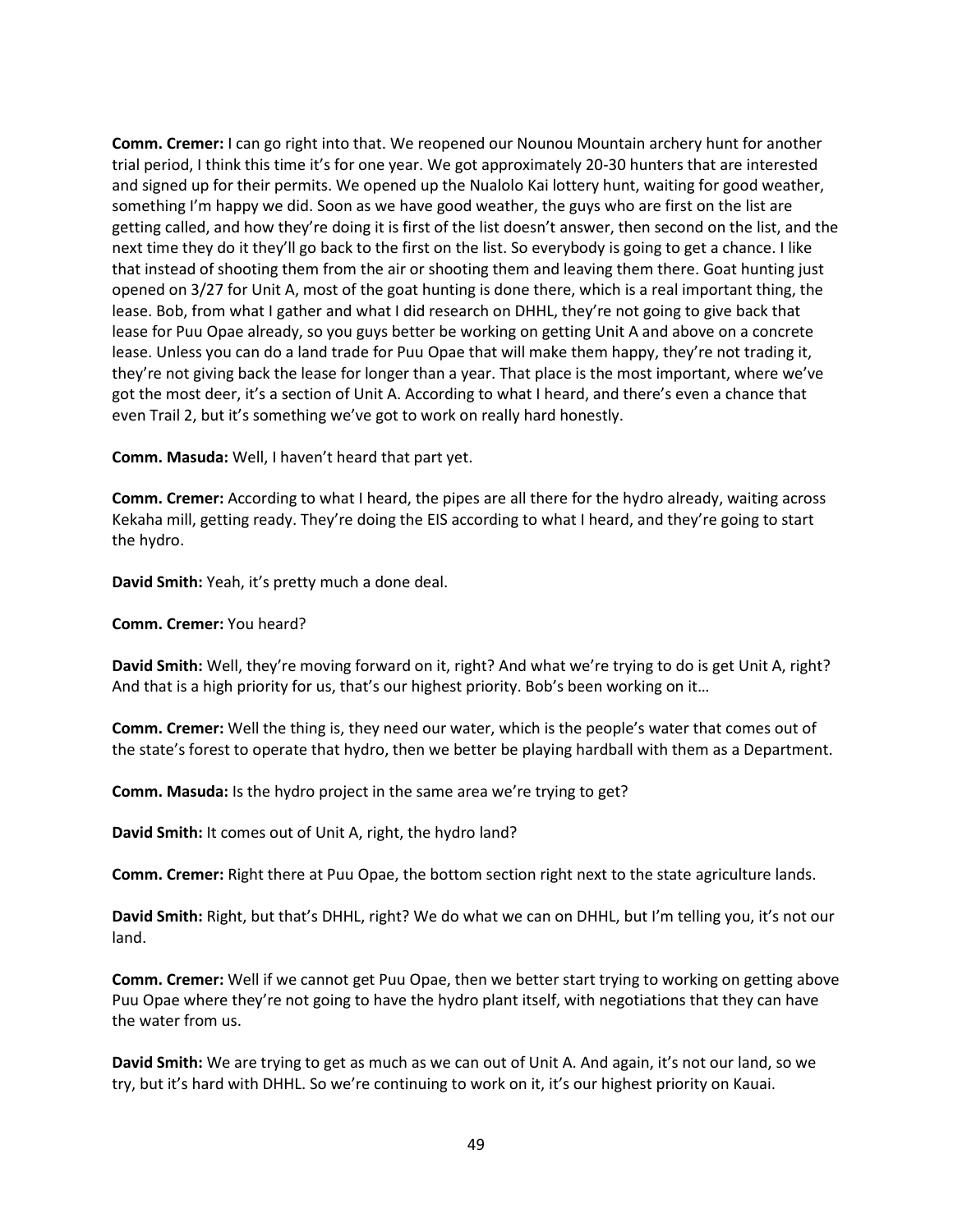**Comm. Cremer:** I can go right into that. We reopened our Nounou Mountain archery hunt for another trial period, I think this time it's for one year. We got approximately 20-30 hunters that are interested and signed up for their permits. We opened up the Nualolo Kai lottery hunt, waiting for good weather, something I'm happy we did. Soon as we have good weather, the guys who are first on the list are getting called, and how they're doing it is first of the list doesn't answer, then second on the list, and the next time they do it they'll go back to the first on the list. So everybody is going to get a chance. I like that instead of shooting them from the air or shooting them and leaving them there. Goat hunting just opened on 3/27 for Unit A, most of the goat hunting is done there, which is a real important thing, the lease. Bob, from what I gather and what I did research on DHHL, they're not going to give back that lease for Puu Opae already, so you guys better be working on getting Unit A and above on a concrete lease. Unless you can do a land trade for Puu Opae that will make them happy, they're not trading it, they're not giving back the lease for longer than a year. That place is the most important, where we've got the most deer, it's a section of Unit A. According to what I heard, and there's even a chance that even Trail 2, but it's something we've got to work on really hard honestly.

**Comm. Masuda:** Well, I haven't heard that part yet.

**Comm. Cremer:** According to what I heard, the pipes are all there for the hydro already, waiting across Kekaha mill, getting ready. They're doing the EIS according to what I heard, and they're going to start the hydro.

**David Smith:** Yeah, it's pretty much a done deal.

**Comm. Cremer:** You heard?

**David Smith:** Well, they're moving forward on it, right? And what we're trying to do is get Unit A, right? And that is a high priority for us, that's our highest priority. Bob's been working on it…

**Comm. Cremer:** Well the thing is, they need our water, which is the people's water that comes out of the state's forest to operate that hydro, then we better be playing hardball with them as a Department.

**Comm. Masuda:** Is the hydro project in the same area we're trying to get?

**David Smith:** It comes out of Unit A, right, the hydro land?

**Comm. Cremer:** Right there at Puu Opae, the bottom section right next to the state agriculture lands.

**David Smith:** Right, but that's DHHL, right? We do what we can on DHHL, but I'm telling you, it's not our land.

**Comm. Cremer:** Well if we cannot get Puu Opae, then we better start trying to working on getting above Puu Opae where they're not going to have the hydro plant itself, with negotiations that they can have the water from us.

**David Smith:** We are trying to get as much as we can out of Unit A. And again, it's not our land, so we try, but it's hard with DHHL. So we're continuing to work on it, it's our highest priority on Kauai.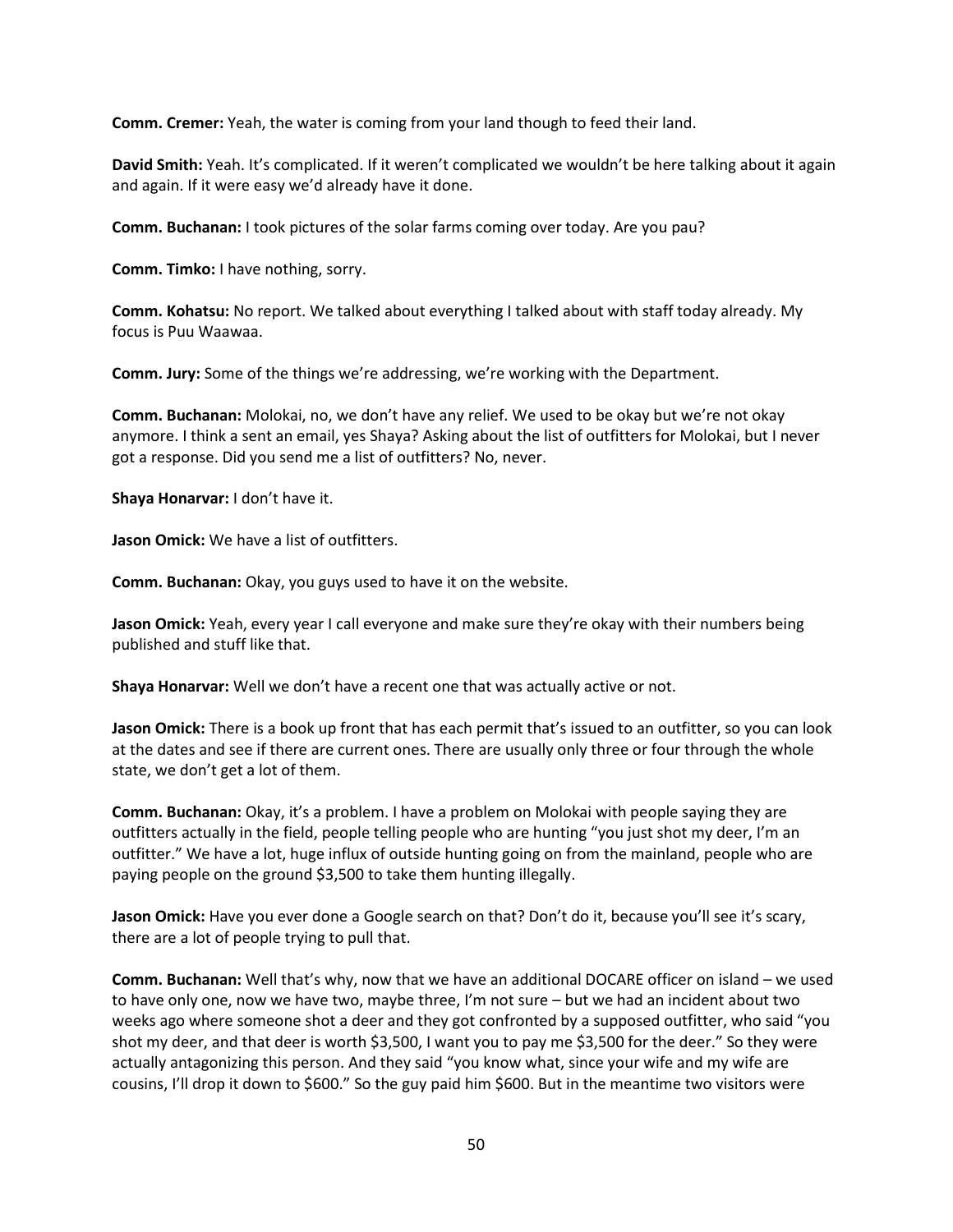**Comm. Cremer:** Yeah, the water is coming from your land though to feed their land.

**David Smith:** Yeah. It's complicated. If it weren't complicated we wouldn't be here talking about it again and again. If it were easy we'd already have it done.

**Comm. Buchanan:** I took pictures of the solar farms coming over today. Are you pau?

**Comm. Timko:** I have nothing, sorry.

**Comm. Kohatsu:** No report. We talked about everything I talked about with staff today already. My focus is Puu Waawaa.

**Comm. Jury:** Some of the things we're addressing, we're working with the Department.

**Comm. Buchanan:** Molokai, no, we don't have any relief. We used to be okay but we're not okay anymore. I think a sent an email, yes Shaya? Asking about the list of outfitters for Molokai, but I never got a response. Did you send me a list of outfitters? No, never.

**Shaya Honarvar:** I don't have it.

**Jason Omick:** We have a list of outfitters.

**Comm. Buchanan:** Okay, you guys used to have it on the website.

**Jason Omick:** Yeah, every year I call everyone and make sure they're okay with their numbers being published and stuff like that.

**Shaya Honarvar:** Well we don't have a recent one that was actually active or not.

**Jason Omick:** There is a book up front that has each permit that's issued to an outfitter, so you can look at the dates and see if there are current ones. There are usually only three or four through the whole state, we don't get a lot of them.

**Comm. Buchanan:** Okay, it's a problem. I have a problem on Molokai with people saying they are outfitters actually in the field, people telling people who are hunting "you just shot my deer, I'm an outfitter." We have a lot, huge influx of outside hunting going on from the mainland, people who are paying people on the ground $3,500 to take them hunting illegally.

**Jason Omick:** Have you ever done a Google search on that? Don't do it, because you'll see it's scary, there are a lot of people trying to pull that.

**Comm. Buchanan:** Well that's why, now that we have an additional DOCARE officer on island – we used to have only one, now we have two, maybe three, I'm not sure – but we had an incident about two weeks ago where someone shot a deer and they got confronted by a supposed outfitter, who said "you shot my deer, and that deer is worth $3,500, I want you to pay me $3,500 for the deer." So they were actually antagonizing this person. And they said "you know what, since your wife and my wife are cousins, I'll drop it down to $600." So the guy paid him $600. But in the meantime two visitors were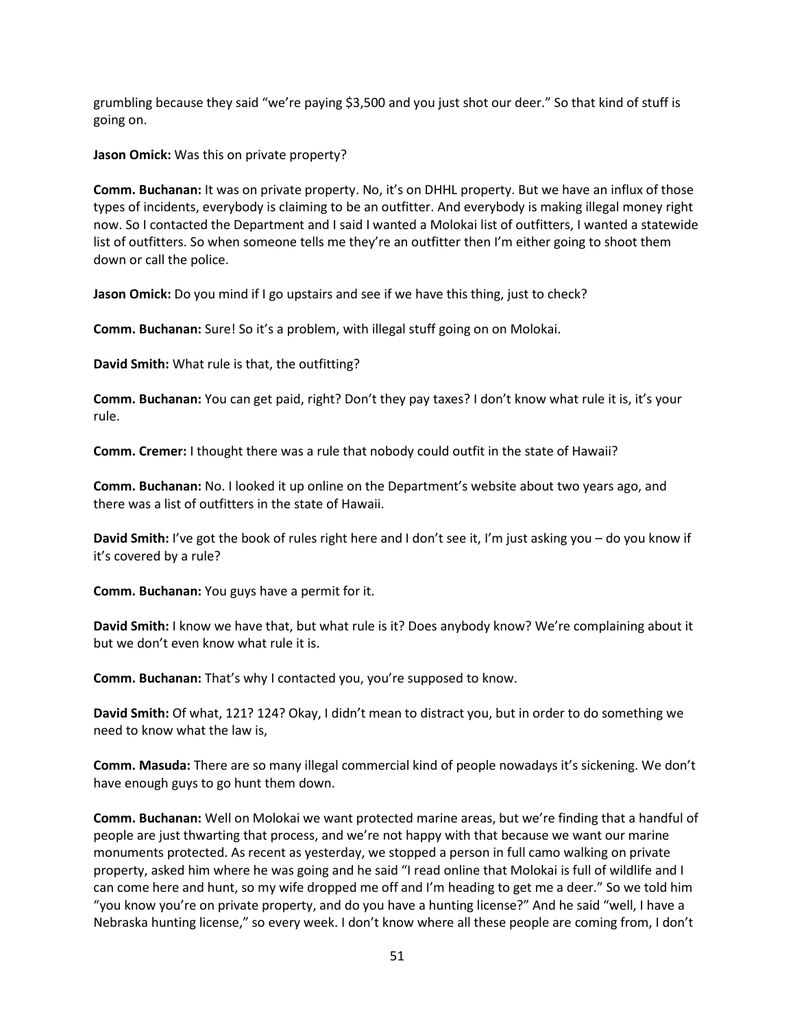grumbling because they said "we're paying $3,500 and you just shot our deer." So that kind of stuff is going on.

**Jason Omick:** Was this on private property?

**Comm. Buchanan:** It was on private property. No, it's on DHHL property. But we have an influx of those types of incidents, everybody is claiming to be an outfitter. And everybody is making illegal money right now. So I contacted the Department and I said I wanted a Molokai list of outfitters, I wanted a statewide list of outfitters. So when someone tells me they're an outfitter then I'm either going to shoot them down or call the police.

**Jason Omick:** Do you mind if I go upstairs and see if we have this thing, just to check?

**Comm. Buchanan:** Sure! So it's a problem, with illegal stuff going on on Molokai.

**David Smith:** What rule is that, the outfitting?

**Comm. Buchanan:** You can get paid, right? Don't they pay taxes? I don't know what rule it is, it's your rule.

**Comm. Cremer:** I thought there was a rule that nobody could outfit in the state of Hawaii?

**Comm. Buchanan:** No. I looked it up online on the Department's website about two years ago, and there was a list of outfitters in the state of Hawaii.

**David Smith:** I've got the book of rules right here and I don't see it, I'm just asking you – do you know if it's covered by a rule?

**Comm. Buchanan:** You guys have a permit for it.

**David Smith:** I know we have that, but what rule is it? Does anybody know? We're complaining about it but we don't even know what rule it is.

**Comm. Buchanan:** That's why I contacted you, you're supposed to know.

**David Smith:** Of what, 121? 124? Okay, I didn't mean to distract you, but in order to do something we need to know what the law is,

**Comm. Masuda:** There are so many illegal commercial kind of people nowadays it's sickening. We don't have enough guys to go hunt them down.

**Comm. Buchanan:** Well on Molokai we want protected marine areas, but we're finding that a handful of people are just thwarting that process, and we're not happy with that because we want our marine monuments protected. As recent as yesterday, we stopped a person in full camo walking on private property, asked him where he was going and he said "I read online that Molokai is full of wildlife and I can come here and hunt, so my wife dropped me off and I'm heading to get me a deer." So we told him "you know you're on private property, and do you have a hunting license?" And he said "well, I have a Nebraska hunting license," so every week. I don't know where all these people are coming from, I don't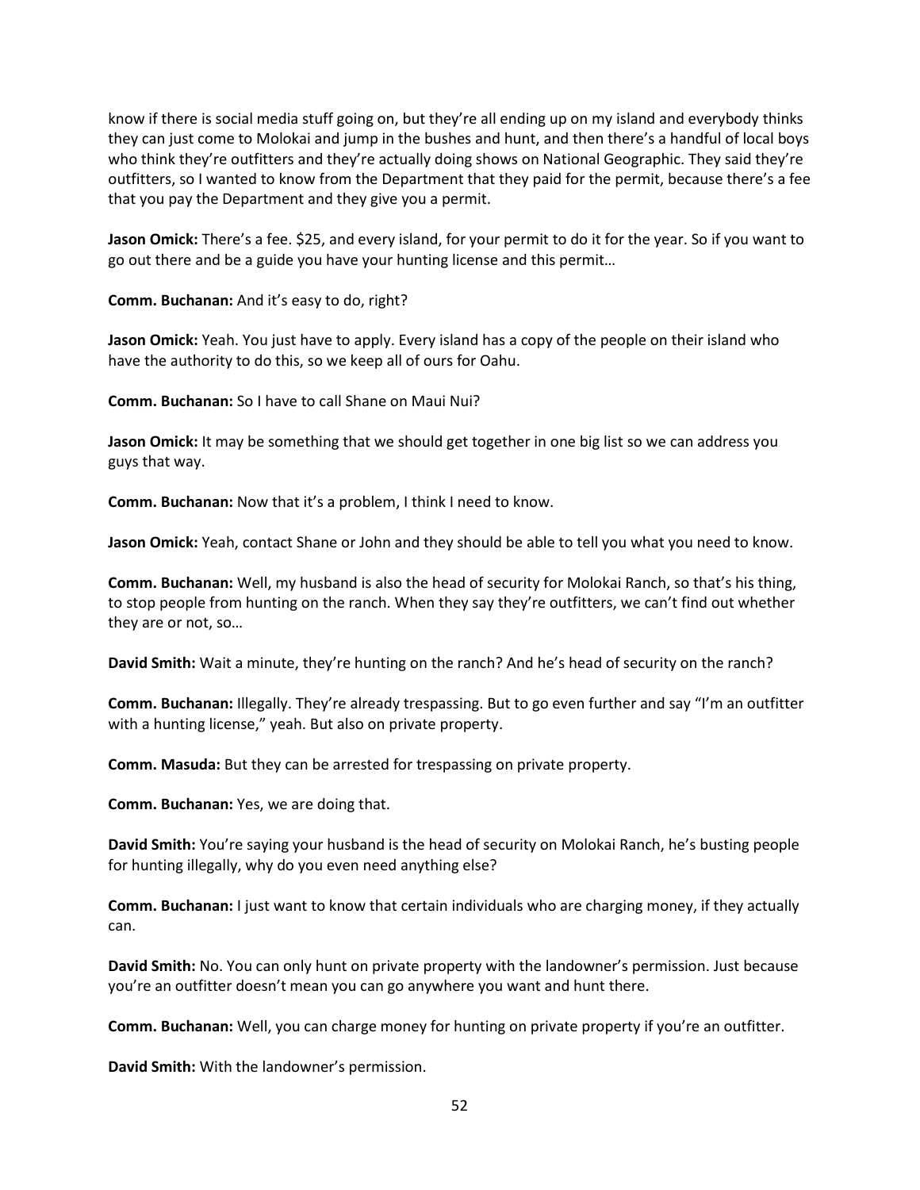know if there is social media stuff going on, but they're all ending up on my island and everybody thinks they can just come to Molokai and jump in the bushes and hunt, and then there's a handful of local boys who think they're outfitters and they're actually doing shows on National Geographic. They said they're outfitters, so I wanted to know from the Department that they paid for the permit, because there's a fee that you pay the Department and they give you a permit.

**Jason Omick:** There's a fee. $25, and every island, for your permit to do it for the year. So if you want to go out there and be a guide you have your hunting license and this permit…

**Comm. Buchanan:** And it's easy to do, right?

**Jason Omick:** Yeah. You just have to apply. Every island has a copy of the people on their island who have the authority to do this, so we keep all of ours for Oahu.

**Comm. Buchanan:** So I have to call Shane on Maui Nui?

**Jason Omick:** It may be something that we should get together in one big list so we can address you guys that way.

**Comm. Buchanan:** Now that it's a problem, I think I need to know.

**Jason Omick:** Yeah, contact Shane or John and they should be able to tell you what you need to know.

**Comm. Buchanan:** Well, my husband is also the head of security for Molokai Ranch, so that's his thing, to stop people from hunting on the ranch. When they say they're outfitters, we can't find out whether they are or not, so…

**David Smith:** Wait a minute, they're hunting on the ranch? And he's head of security on the ranch?

**Comm. Buchanan:** Illegally. They're already trespassing. But to go even further and say "I'm an outfitter with a hunting license," yeah. But also on private property.

**Comm. Masuda:** But they can be arrested for trespassing on private property.

**Comm. Buchanan:** Yes, we are doing that.

**David Smith:** You're saying your husband is the head of security on Molokai Ranch, he's busting people for hunting illegally, why do you even need anything else?

**Comm. Buchanan:** I just want to know that certain individuals who are charging money, if they actually can.

**David Smith:** No. You can only hunt on private property with the landowner's permission. Just because you're an outfitter doesn't mean you can go anywhere you want and hunt there.

**Comm. Buchanan:** Well, you can charge money for hunting on private property if you're an outfitter.

**David Smith:** With the landowner's permission.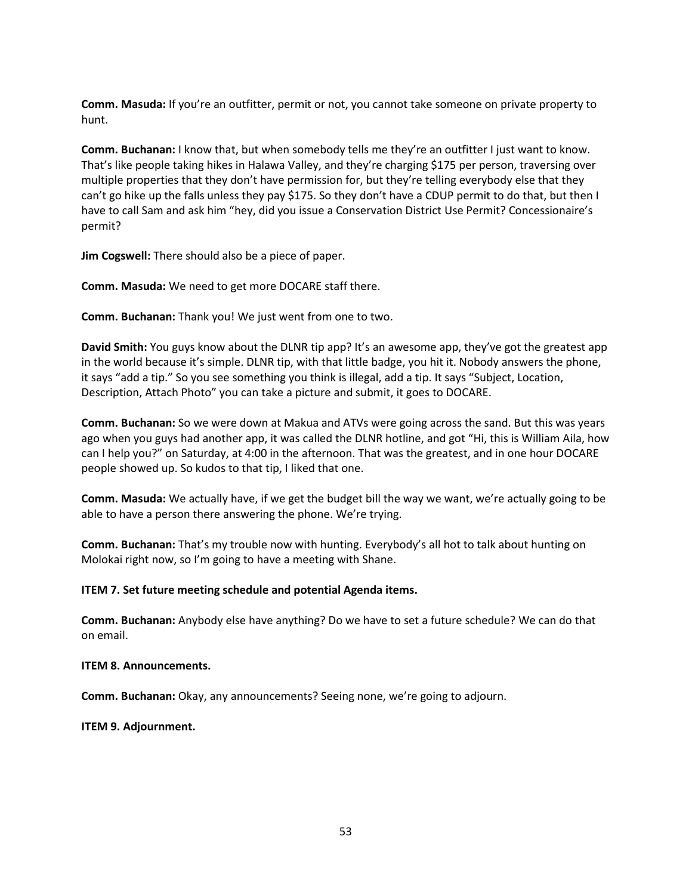**Comm. Masuda:** If you're an outfitter, permit or not, you cannot take someone on private property to hunt.

**Comm. Buchanan:** I know that, but when somebody tells me they're an outfitter I just want to know. That's like people taking hikes in Halawa Valley, and they're charging $175 per person, traversing over multiple properties that they don't have permission for, but they're telling everybody else that they can't go hike up the falls unless they pay $175. So they don't have a CDUP permit to do that, but then I have to call Sam and ask him "hey, did you issue a Conservation District Use Permit? Concessionaire's permit?

**Jim Cogswell:** There should also be a piece of paper.

**Comm. Masuda:** We need to get more DOCARE staff there.

**Comm. Buchanan:** Thank you! We just went from one to two.

**David Smith:** You guys know about the DLNR tip app? It's an awesome app, they've got the greatest app in the world because it's simple. DLNR tip, with that little badge, you hit it. Nobody answers the phone, it says "add a tip." So you see something you think is illegal, add a tip. It says "Subject, Location, Description, Attach Photo" you can take a picture and submit, it goes to DOCARE.

**Comm. Buchanan:** So we were down at Makua and ATVs were going across the sand. But this was years ago when you guys had another app, it was called the DLNR hotline, and got "Hi, this is William Aila, how can I help you?" on Saturday, at 4:00 in the afternoon. That was the greatest, and in one hour DOCARE people showed up. So kudos to that tip, I liked that one.

**Comm. Masuda:** We actually have, if we get the budget bill the way we want, we're actually going to be able to have a person there answering the phone. We're trying.

**Comm. Buchanan:** That's my trouble now with hunting. Everybody's all hot to talk about hunting on Molokai right now, so I'm going to have a meeting with Shane.

**ITEM 7. Set future meeting schedule and potential Agenda items.**

**Comm. Buchanan:** Anybody else have anything? Do we have to set a future schedule? We can do that on email.

**ITEM 8. Announcements.**

**Comm. Buchanan:** Okay, any announcements? Seeing none, we're going to adjourn.

**ITEM 9. Adjournment.**